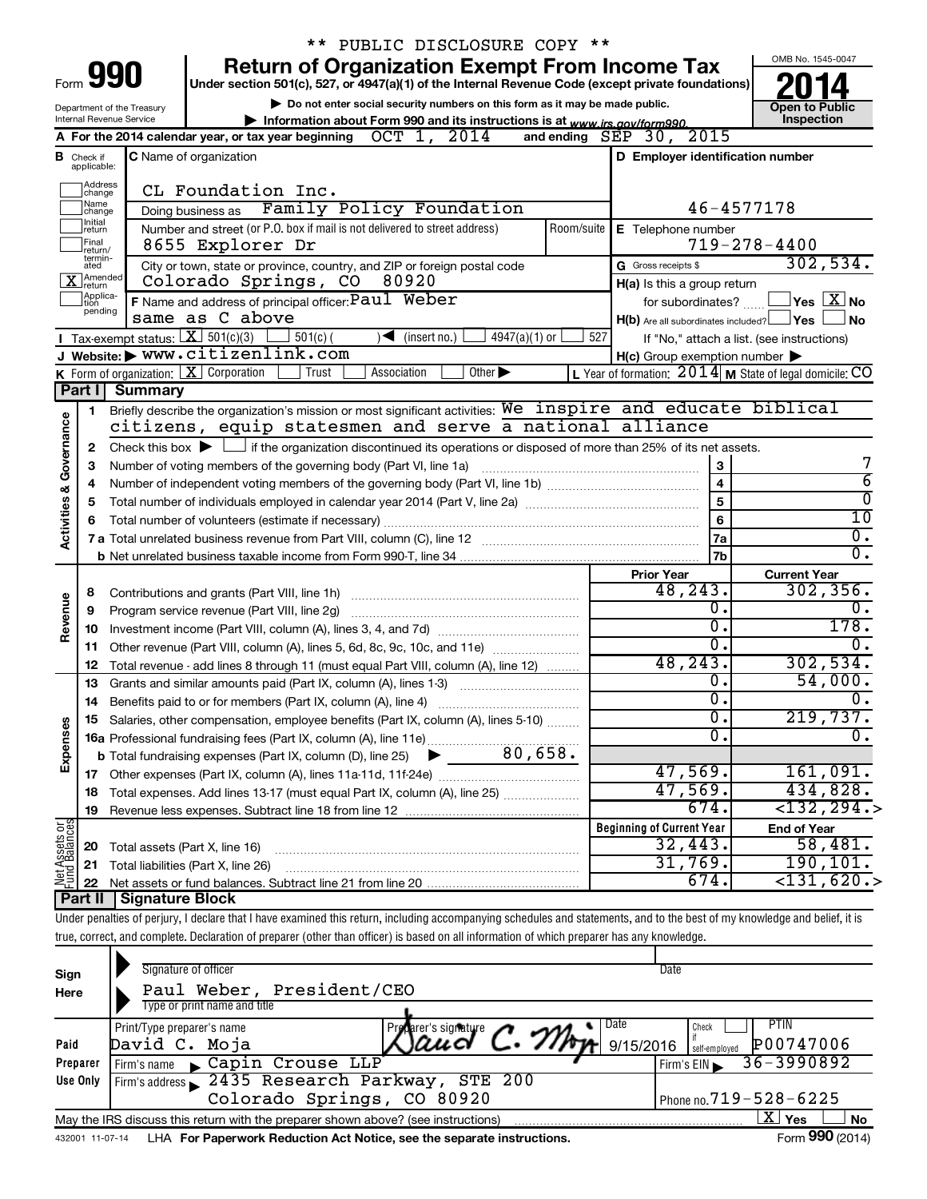\*\* PUBLIC DISCLOSURE COPY \*\*

# Form 990 — Return of Organization Exempt From Income Tax

Under section 501(c), 527, or 4947(a)(1) of the Internal Revenue Code (except private foundations)

▶ Do not enter social security numbers on this form as it may be made public.

▶ Information about Form 990 and its instructions is at www.irs.gov/form990.

Department of the Treasury
Internal Revenue Service

OMB No. 1545-0047

**2014**

Open to Public Inspection

**A** For the 2014 calendar year, or tax year beginning OCT 1, 2014 and ending SEP 30, 2015

**B** Check if applicable:
- Address change
- Name change
- Initial return
- Final return/terminated
- [X] Amended return
- Application pending

**C** Name of organization: CL Foundation Inc.

Doing business as: Family Policy Foundation

Number and street (or P.O. box if mail is not delivered to street address): 8655 Explorer Dr | Room/suite

City or town, state or province, country, and ZIP or foreign postal code: Colorado Springs, CO 80920

**D** Employer identification number: 46-4577178

**E** Telephone number: 719-278-4400

**G** Gross receipts $ 302,534.

**F** Name and address of principal officer: Paul Weber, same as C above

**H(a)** Is this a group return for subordinates? Yes [X] No

**H(b)** Are all subordinates included? Yes No — If "No," attach a list. (see instructions)

**H(c)** Group exemption number ▶

**I** Tax-exempt status: [X] 501(c)(3) | 501(c) ( ) ◀ (insert no.) | 4947(a)(1) or | 527

**J** Website: ▶ www.citizenlink.com

**K** Form of organization: [X] Corporation | Trust | Association | Other ▶

**L** Year of formation: 2014 **M** State of legal domicile: CO

## Part I Summary

**Activities & Governance**

1. Briefly describe the organization's mission or most significant activities: We inspire and educate biblical citizens, equip statesmen and serve a national alliance
2. Check this box ▶ if the organization discontinued its operations or disposed of more than 25% of its net assets.

| Line | Description | | Value |
|---|---|---|---|
| 3 | Number of voting members of the governing body (Part VI, line 1a) | 3 | 7 |
| 4 | Number of independent voting members of the governing body (Part VI, line 1b) | 4 | 6 |
| 5 | Total number of individuals employed in calendar year 2014 (Part V, line 2a) | 5 | 0 |
| 6 | Total number of volunteers (estimate if necessary) | 6 | 10 |
| 7a | Total unrelated business revenue from Part VIII, column (C), line 12 | 7a | 0. |
| 7b | Net unrelated business taxable income from Form 990-T, line 34 | 7b | 0. |

| | Line | Description | Prior Year | Current Year |
|---|---|---|---|---|
| Revenue | 8 | Contributions and grants (Part VIII, line 1h) | 48,243. | 302,356. |
| | 9 | Program service revenue (Part VIII, line 2g) | 0. | 0. |
| | 10 | Investment income (Part VIII, column (A), lines 3, 4, and 7d) | 0. | 178. |
| | 11 | Other revenue (Part VIII, column (A), lines 5, 6d, 8c, 9c, 10c, and 11e) | 0. | 0. |
| | 12 | Total revenue - add lines 8 through 11 (must equal Part VIII, column (A), line 12) | 48,243. | 302,534. |
| Expenses | 13 | Grants and similar amounts paid (Part IX, column (A), lines 1-3) | 0. | 54,000. |
| | 14 | Benefits paid to or for members (Part IX, column (A), line 4) | 0. | 0. |
| | 15 | Salaries, other compensation, employee benefits (Part IX, column (A), lines 5-10) | 0. | 219,737. |
| | 16a | Professional fundraising fees (Part IX, column (A), line 11e) | 0. | 0. |
| | b | Total fundraising expenses (Part IX, column (D), line 25) ▶ 80,658. | | |
| | 17 | Other expenses (Part IX, column (A), lines 11a-11d, 11f-24e) | 47,569. | 161,091. |
| | 18 | Total expenses. Add lines 13-17 (must equal Part IX, column (A), line 25) | 47,569. | 434,828. |
| | 19 | Revenue less expenses. Subtract line 18 from line 12 | 674. | <132,294.> |

| | Line | Description | Beginning of Current Year | End of Year |
|---|---|---|---|---|
| Net Assets or Fund Balances | 20 | Total assets (Part X, line 16) | 32,443. | 58,481. |
| | 21 | Total liabilities (Part X, line 26) | 31,769. | 190,101. |
| | 22 | Net assets or fund balances. Subtract line 21 from line 20 | 674. | <131,620.> |

## Part II Signature Block

Under penalties of perjury, I declare that I have examined this return, including accompanying schedules and statements, and to the best of my knowledge and belief, it is true, correct, and complete. Declaration of preparer (other than officer) is based on all information of which preparer has any knowledge.

**Sign Here**

Signature of officer | Date

Paul Weber, President/CEO
Type or print name and title

**Paid Preparer Use Only**

| Print/Type preparer's name | Preparer's signature | Date | Check if self-employed | PTIN |
|---|---|---|---|---|
| David C. Moja | David C. Moja | 9/15/2016 | | P00747006 |

Firm's name ▶ Capin Crouse LLP | Firm's EIN ▶ 36-3990892

Firm's address ▶ 2435 Research Parkway, STE 200, Colorado Springs, CO 80920 | Phone no. 719-528-6225

May the IRS discuss this return with the preparer shown above? (see instructions) [X] Yes No

432001 11-07-14 LHA For Paperwork Reduction Act Notice, see the separate instructions. Form 990 (2014)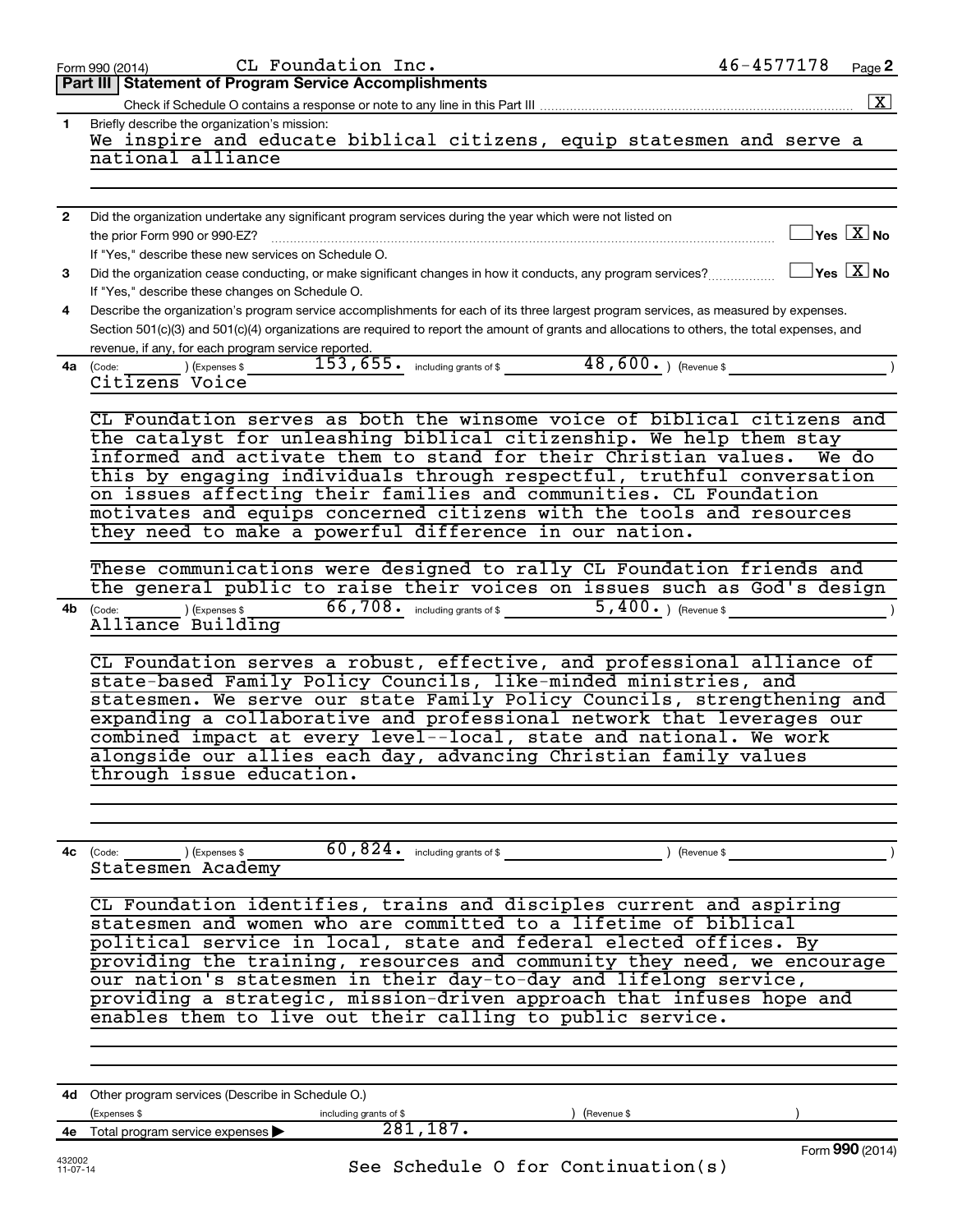Form 990 (2014) CL Foundation Inc. 46-4577178

## Part III | Statement of Program Service Accomplishments

Check if Schedule O contains a response or note to any line in this Part III .......... [X]

**1** Briefly describe the organization's mission:

We inspire and educate biblical citizens, equip statesmen and serve a national alliance

**2** Did the organization undertake any significant program services during the year which were not listed on the prior Form 990 or 990-EZ? .......... [ ] Yes [X] No

If "Yes," describe these new services on Schedule O.

**3** Did the organization cease conducting, or make significant changes in how it conducts, any program services? .......... [ ] Yes [X] No

If "Yes," describe these changes on Schedule O.

**4** Describe the organization's program service accomplishments for each of its three largest program services, as measured by expenses. Section 501(c)(3) and 501(c)(4) organizations are required to report the amount of grants and allocations to others, the total expenses, and revenue, if any, for each program service reported.

**4a** (Code: ) (Expenses $ 153,655. including grants of $ 48,600. ) (Revenue $ )

Citizens Voice

CL Foundation serves as both the winsome voice of biblical citizens and the catalyst for unleashing biblical citizenship. We help them stay informed and activate them to stand for their Christian values. We do this by engaging individuals through respectful, truthful conversation on issues affecting their families and communities. CL Foundation motivates and equips concerned citizens with the tools and resources they need to make a powerful difference in our nation.

These communications were designed to rally CL Foundation friends and the general public to raise their voices on issues such as God's design

**4b** (Code: ) (Expenses $ 66,708. including grants of $ 5,400. ) (Revenue $ )

Alliance Building

CL Foundation serves a robust, effective, and professional alliance of state-based Family Policy Councils, like-minded ministries, and statesmen. We serve our state Family Policy Councils, strengthening and expanding a collaborative and professional network that leverages our combined impact at every level--local, state and national. We work alongside our allies each day, advancing Christian family values through issue education.

**4c** (Code: ) (Expenses $ 60,824. including grants of $ ) (Revenue $ )

Statesmen Academy

CL Foundation identifies, trains and disciples current and aspiring statesmen and women who are committed to a lifetime of biblical political service in local, state and federal elected offices. By providing the training, resources and community they need, we encourage our nation's statesmen in their day-to-day and lifelong service, providing a strategic, mission-driven approach that infuses hope and enables them to live out their calling to public service.

**4d** Other program services (Describe in Schedule O.)

(Expenses $ including grants of $ ) (Revenue $ )

**4e** Total program service expenses ▶ 281,187.

See Schedule O for Continuation(s)

Form **990** (2014)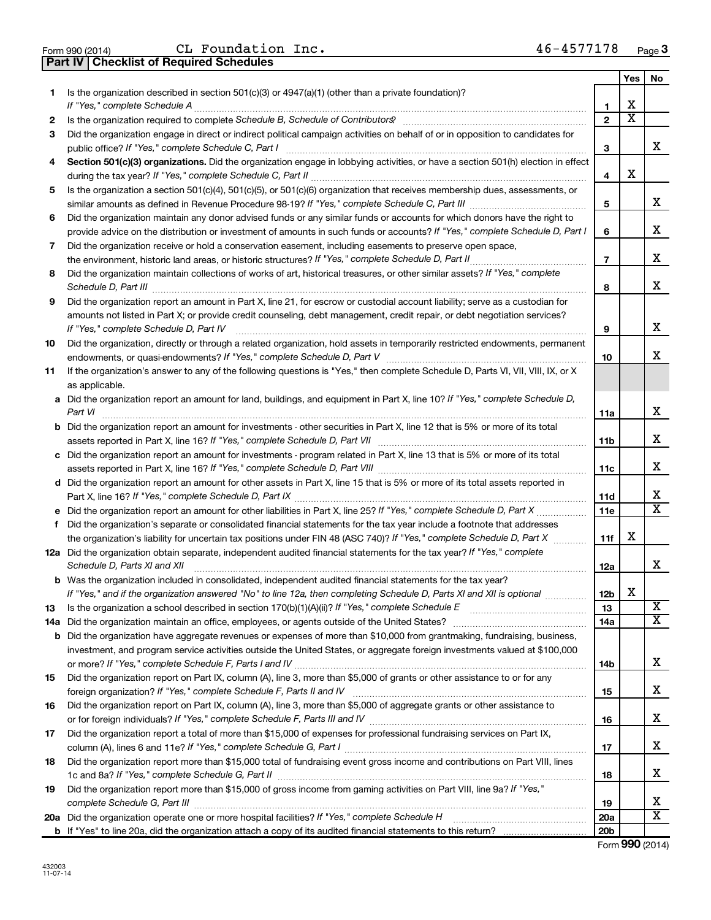Form 990 (2014) CL Foundation Inc. 46-4577178 Page 3

**Part IV | Checklist of Required Schedules**

| | | | Yes | No |
|---|---|---|---|---|
| 1 | Is the organization described in section 501(c)(3) or 4947(a)(1) (other than a private foundation)? *If "Yes," complete Schedule A* | 1 | X | |
| 2 | Is the organization required to complete *Schedule B, Schedule of Contributors*? | 2 | X | |
| 3 | Did the organization engage in direct or indirect political campaign activities on behalf of or in opposition to candidates for public office? *If "Yes," complete Schedule C, Part I* | 3 | | X |
| 4 | **Section 501(c)(3) organizations.** Did the organization engage in lobbying activities, or have a section 501(h) election in effect during the tax year? *If "Yes," complete Schedule C, Part II* | 4 | X | |
| 5 | Is the organization a section 501(c)(4), 501(c)(5), or 501(c)(6) organization that receives membership dues, assessments, or similar amounts as defined in Revenue Procedure 98-19? *If "Yes," complete Schedule C, Part III* | 5 | | X |
| 6 | Did the organization maintain any donor advised funds or any similar funds or accounts for which donors have the right to provide advice on the distribution or investment of amounts in such funds or accounts? *If "Yes," complete Schedule D, Part I* | 6 | | X |
| 7 | Did the organization receive or hold a conservation easement, including easements to preserve open space, the environment, historic land areas, or historic structures? *If "Yes," complete Schedule D, Part II* | 7 | | X |
| 8 | Did the organization maintain collections of works of art, historical treasures, or other similar assets? *If "Yes," complete Schedule D, Part III* | 8 | | X |
| 9 | Did the organization report an amount in Part X, line 21, for escrow or custodial account liability; serve as a custodian for amounts not listed in Part X; or provide credit counseling, debt management, credit repair, or debt negotiation services? *If "Yes," complete Schedule D, Part IV* | 9 | | X |
| 10 | Did the organization, directly or through a related organization, hold assets in temporarily restricted endowments, permanent endowments, or quasi-endowments? *If "Yes," complete Schedule D, Part V* | 10 | | X |
| 11 | If the organization's answer to any of the following questions is "Yes," then complete Schedule D, Parts VI, VII, VIII, IX, or X as applicable. | | | |
| a | Did the organization report an amount for land, buildings, and equipment in Part X, line 10? *If "Yes," complete Schedule D, Part VI* | 11a | | X |
| b | Did the organization report an amount for investments - other securities in Part X, line 12 that is 5% or more of its total assets reported in Part X, line 16? *If "Yes," complete Schedule D, Part VII* | 11b | | X |
| c | Did the organization report an amount for investments - program related in Part X, line 13 that is 5% or more of its total assets reported in Part X, line 16? *If "Yes," complete Schedule D, Part VIII* | 11c | | X |
| d | Did the organization report an amount for other assets in Part X, line 15 that is 5% or more of its total assets reported in Part X, line 16? *If "Yes," complete Schedule D, Part IX* | 11d | | X |
| e | Did the organization report an amount for other liabilities in Part X, line 25? *If "Yes," complete Schedule D, Part X* | 11e | | X |
| f | Did the organization's separate or consolidated financial statements for the tax year include a footnote that addresses the organization's liability for uncertain tax positions under FIN 48 (ASC 740)? *If "Yes," complete Schedule D, Part X* | 11f | X | |
| 12a | Did the organization obtain separate, independent audited financial statements for the tax year? *If "Yes," complete Schedule D, Parts XI and XII* | 12a | | X |
| b | Was the organization included in consolidated, independent audited financial statements for the tax year? *If "Yes," and if the organization answered "No" to line 12a, then completing Schedule D, Parts XI and XII is optional* | 12b | X | |
| 13 | Is the organization a school described in section 170(b)(1)(A)(ii)? *If "Yes," complete Schedule E* | 13 | | X |
| 14a | Did the organization maintain an office, employees, or agents outside of the United States? | 14a | | X |
| b | Did the organization have aggregate revenues or expenses of more than $10,000 from grantmaking, fundraising, business, investment, and program service activities outside the United States, or aggregate foreign investments valued at $100,000 or more? *If "Yes," complete Schedule F, Parts I and IV* | 14b | | X |
| 15 | Did the organization report on Part IX, column (A), line 3, more than $5,000 of grants or other assistance to or for any foreign organization? *If "Yes," complete Schedule F, Parts II and IV* | 15 | | X |
| 16 | Did the organization report on Part IX, column (A), line 3, more than $5,000 of aggregate grants or other assistance to or for foreign individuals? *If "Yes," complete Schedule F, Parts III and IV* | 16 | | X |
| 17 | Did the organization report a total of more than $15,000 of expenses for professional fundraising services on Part IX, column (A), lines 6 and 11e? *If "Yes," complete Schedule G, Part I* | 17 | | X |
| 18 | Did the organization report more than $15,000 total of fundraising event gross income and contributions on Part VIII, lines 1c and 8a? *If "Yes," complete Schedule G, Part II* | 18 | | X |
| 19 | Did the organization report more than $15,000 of gross income from gaming activities on Part VIII, line 9a? *If "Yes," complete Schedule G, Part III* | 19 | | X |
| 20a | Did the organization operate one or more hospital facilities? *If "Yes," complete Schedule H* | 20a | | X |
| b | If "Yes" to line 20a, did the organization attach a copy of its audited financial statements to this return? | 20b | | |

Form **990** (2014)

432003
11-07-14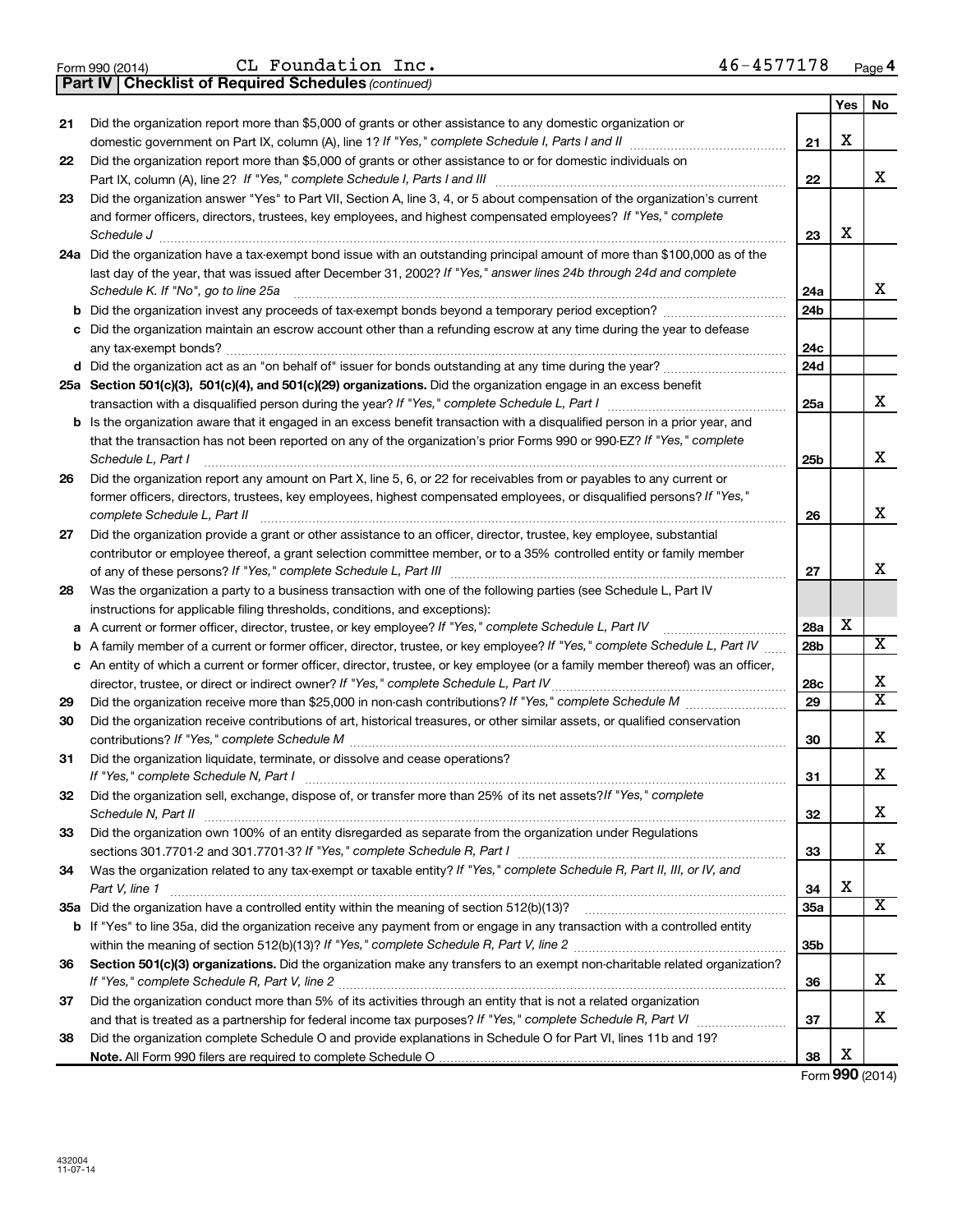Form 990 (2014) CL Foundation Inc. 46-4577178 Page **4**

**Part IV | Checklist of Required Schedules** *(continued)*

| | | | Yes | No |
|---|---|---|---|---|
| 21 | Did the organization report more than $5,000 of grants or other assistance to any domestic organization or domestic government on Part IX, column (A), line 1? *If "Yes," complete Schedule I, Parts I and II* | 21 | X | |
| 22 | Did the organization report more than $5,000 of grants or other assistance to or for domestic individuals on Part IX, column (A), line 2? *If "Yes," complete Schedule I, Parts I and III* | 22 | | X |
| 23 | Did the organization answer "Yes" to Part VII, Section A, line 3, 4, or 5 about compensation of the organization's current and former officers, directors, trustees, key employees, and highest compensated employees? *If "Yes," complete Schedule J* | 23 | X | |
| 24a | Did the organization have a tax-exempt bond issue with an outstanding principal amount of more than $100,000 as of the last day of the year, that was issued after December 31, 2002? *If "Yes," answer lines 24b through 24d and complete Schedule K. If "No", go to line 25a* | 24a | | X |
| b | Did the organization invest any proceeds of tax-exempt bonds beyond a temporary period exception? | 24b | | |
| c | Did the organization maintain an escrow account other than a refunding escrow at any time during the year to defease any tax-exempt bonds? | 24c | | |
| d | Did the organization act as an "on behalf of" issuer for bonds outstanding at any time during the year? | 24d | | |
| 25a | **Section 501(c)(3), 501(c)(4), and 501(c)(29) organizations.** Did the organization engage in an excess benefit transaction with a disqualified person during the year? *If "Yes," complete Schedule L, Part I* | 25a | | X |
| b | Is the organization aware that it engaged in an excess benefit transaction with a disqualified person in a prior year, and that the transaction has not been reported on any of the organization's prior Forms 990 or 990-EZ? *If "Yes," complete Schedule L, Part I* | 25b | | X |
| 26 | Did the organization report any amount on Part X, line 5, 6, or 22 for receivables from or payables to any current or former officers, directors, trustees, key employees, highest compensated employees, or disqualified persons? *If "Yes," complete Schedule L, Part II* | 26 | | X |
| 27 | Did the organization provide a grant or other assistance to an officer, director, trustee, key employee, substantial contributor or employee thereof, a grant selection committee member, or to a 35% controlled entity or family member of any of these persons? *If "Yes," complete Schedule L, Part III* | 27 | | X |
| 28 | Was the organization a party to a business transaction with one of the following parties (see Schedule L, Part IV instructions for applicable filing thresholds, conditions, and exceptions): | | | |
| a | A current or former officer, director, trustee, or key employee? *If "Yes," complete Schedule L, Part IV* | 28a | X | |
| b | A family member of a current or former officer, director, trustee, or key employee? *If "Yes," complete Schedule L, Part IV* | 28b | | X |
| c | An entity of which a current or former officer, director, trustee, or key employee (or a family member thereof) was an officer, director, trustee, or direct or indirect owner? *If "Yes," complete Schedule L, Part IV* | 28c | | X |
| 29 | Did the organization receive more than $25,000 in non-cash contributions? *If "Yes," complete Schedule M* | 29 | | X |
| 30 | Did the organization receive contributions of art, historical treasures, or other similar assets, or qualified conservation contributions? *If "Yes," complete Schedule M* | 30 | | X |
| 31 | Did the organization liquidate, terminate, or dissolve and cease operations? *If "Yes," complete Schedule N, Part I* | 31 | | X |
| 32 | Did the organization sell, exchange, dispose of, or transfer more than 25% of its net assets? *If "Yes," complete Schedule N, Part II* | 32 | | X |
| 33 | Did the organization own 100% of an entity disregarded as separate from the organization under Regulations sections 301.7701-2 and 301.7701-3? *If "Yes," complete Schedule R, Part I* | 33 | | X |
| 34 | Was the organization related to any tax-exempt or taxable entity? *If "Yes," complete Schedule R, Part II, III, or IV, and Part V, line 1* | 34 | X | |
| 35a | Did the organization have a controlled entity within the meaning of section 512(b)(13)? | 35a | | X |
| b | If "Yes" to line 35a, did the organization receive any payment from or engage in any transaction with a controlled entity within the meaning of section 512(b)(13)? *If "Yes," complete Schedule R, Part V, line 2* | 35b | | |
| 36 | **Section 501(c)(3) organizations.** Did the organization make any transfers to an exempt non-charitable related organization? *If "Yes," complete Schedule R, Part V, line 2* | 36 | | X |
| 37 | Did the organization conduct more than 5% of its activities through an entity that is not a related organization and that is treated as a partnership for federal income tax purposes? *If "Yes," complete Schedule R, Part VI* | 37 | | X |
| 38 | Did the organization complete Schedule O and provide explanations in Schedule O for Part VI, lines 11b and 19? **Note.** All Form 990 filers are required to complete Schedule O | 38 | X | |

Form **990** (2014)

432004
11-07-14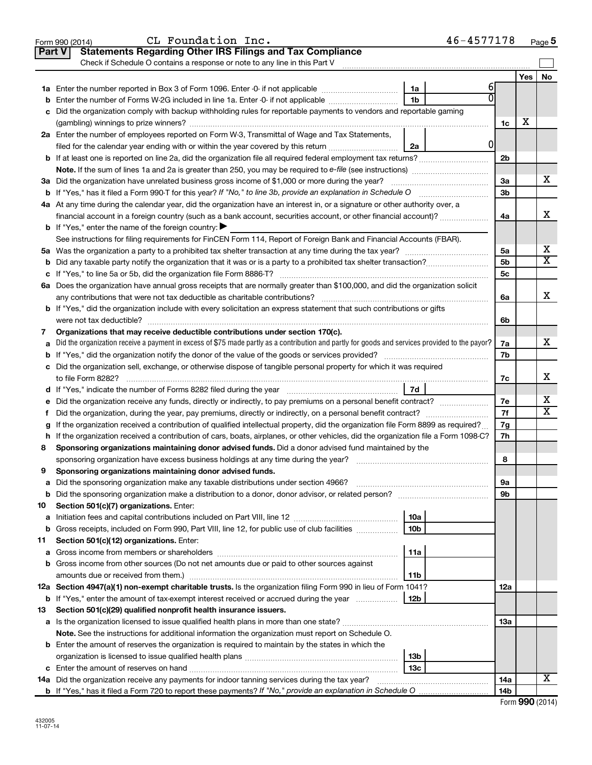Form 990 (2014) CL Foundation Inc. 46-4577178 Page 5

## Part V Statements Regarding Other IRS Filings and Tax Compliance

Check if Schedule O contains a response or note to any line in this Part V

| | | | | | Yes | No |
|---|---|---|---|---|---|---|
| 1a | Enter the number reported in Box 3 of Form 1096. Enter -0- if not applicable | 1a | 6 | | | |
| b | Enter the number of Forms W-2G included in line 1a. Enter -0- if not applicable | 1b | 0 | | | |
| c | Did the organization comply with backup withholding rules for reportable payments to vendors and reportable gaming (gambling) winnings to prize winners? | | | 1c | X | |
| 2a | Enter the number of employees reported on Form W-3, Transmittal of Wage and Tax Statements, filed for the calendar year ending with or within the year covered by this return | 2a | 0 | | | |
| b | If at least one is reported on line 2a, did the organization file all required federal employment tax returns? | | | 2b | | |
| | **Note.** If the sum of lines 1a and 2a is greater than 250, you may be required to *e-file* (see instructions) | | | | | |
| 3a | Did the organization have unrelated business gross income of $1,000 or more during the year? | | | 3a | | X |
| b | If "Yes," has it filed a Form 990-T for this year? *If "No," to line 3b, provide an explanation in Schedule O* | | | 3b | | |
| 4a | At any time during the calendar year, did the organization have an interest in, or a signature or other authority over, a financial account in a foreign country (such as a bank account, securities account, or other financial account)? | | | 4a | | X |
| b | If "Yes," enter the name of the foreign country: ▶ | | | | | |
| | See instructions for filing requirements for FinCEN Form 114, Report of Foreign Bank and Financial Accounts (FBAR). | | | | | |
| 5a | Was the organization a party to a prohibited tax shelter transaction at any time during the tax year? | | | 5a | | X |
| b | Did any taxable party notify the organization that it was or is a party to a prohibited tax shelter transaction? | | | 5b | | X |
| c | If "Yes," to line 5a or 5b, did the organization file Form 8886-T? | | | 5c | | |
| 6a | Does the organization have annual gross receipts that are normally greater than $100,000, and did the organization solicit any contributions that were not tax deductible as charitable contributions? | | | 6a | | X |
| b | If "Yes," did the organization include with every solicitation an express statement that such contributions or gifts were not tax deductible? | | | 6b | | |
| 7 | **Organizations that may receive deductible contributions under section 170(c).** | | | | | |
| a | Did the organization receive a payment in excess of $75 made partly as a contribution and partly for goods and services provided to the payor? | | | 7a | | X |
| b | If "Yes," did the organization notify the donor of the value of the goods or services provided? | | | 7b | | |
| c | Did the organization sell, exchange, or otherwise dispose of tangible personal property for which it was required to file Form 8282? | | | 7c | | X |
| d | If "Yes," indicate the number of Forms 8282 filed during the year | 7d | | | | |
| e | Did the organization receive any funds, directly or indirectly, to pay premiums on a personal benefit contract? | | | 7e | | X |
| f | Did the organization, during the year, pay premiums, directly or indirectly, on a personal benefit contract? | | | 7f | | X |
| g | If the organization received a contribution of qualified intellectual property, did the organization file Form 8899 as required? | | | 7g | | |
| h | If the organization received a contribution of cars, boats, airplanes, or other vehicles, did the organization file a Form 1098-C? | | | 7h | | |
| 8 | **Sponsoring organizations maintaining donor advised funds.** Did a donor advised fund maintained by the sponsoring organization have excess business holdings at any time during the year? | | | 8 | | |
| 9 | **Sponsoring organizations maintaining donor advised funds.** | | | | | |
| a | Did the sponsoring organization make any taxable distributions under section 4966? | | | 9a | | |
| b | Did the sponsoring organization make a distribution to a donor, donor advisor, or related person? | | | 9b | | |
| 10 | **Section 501(c)(7) organizations.** Enter: | | | | | |
| a | Initiation fees and capital contributions included on Part VIII, line 12 | 10a | | | | |
| b | Gross receipts, included on Form 990, Part VIII, line 12, for public use of club facilities | 10b | | | | |
| 11 | **Section 501(c)(12) organizations.** Enter: | | | | | |
| a | Gross income from members or shareholders | 11a | | | | |
| b | Gross income from other sources (Do not net amounts due or paid to other sources against amounts due or received from them.) | 11b | | | | |
| 12a | **Section 4947(a)(1) non-exempt charitable trusts.** Is the organization filing Form 990 in lieu of Form 1041? | | | 12a | | |
| b | If "Yes," enter the amount of tax-exempt interest received or accrued during the year | 12b | | | | |
| 13 | **Section 501(c)(29) qualified nonprofit health insurance issuers.** | | | | | |
| a | Is the organization licensed to issue qualified health plans in more than one state? | | | 13a | | |
| | **Note.** See the instructions for additional information the organization must report on Schedule O. | | | | | |
| b | Enter the amount of reserves the organization is required to maintain by the states in which the organization is licensed to issue qualified health plans | 13b | | | | |
| c | Enter the amount of reserves on hand | 13c | | | | |
| 14a | Did the organization receive any payments for indoor tanning services during the tax year? | | | 14a | | X |
| b | If "Yes," has it filed a Form 720 to report these payments? *If "No," provide an explanation in Schedule O* | | | 14b | | |

432005 11-07-14

Form **990** (2014)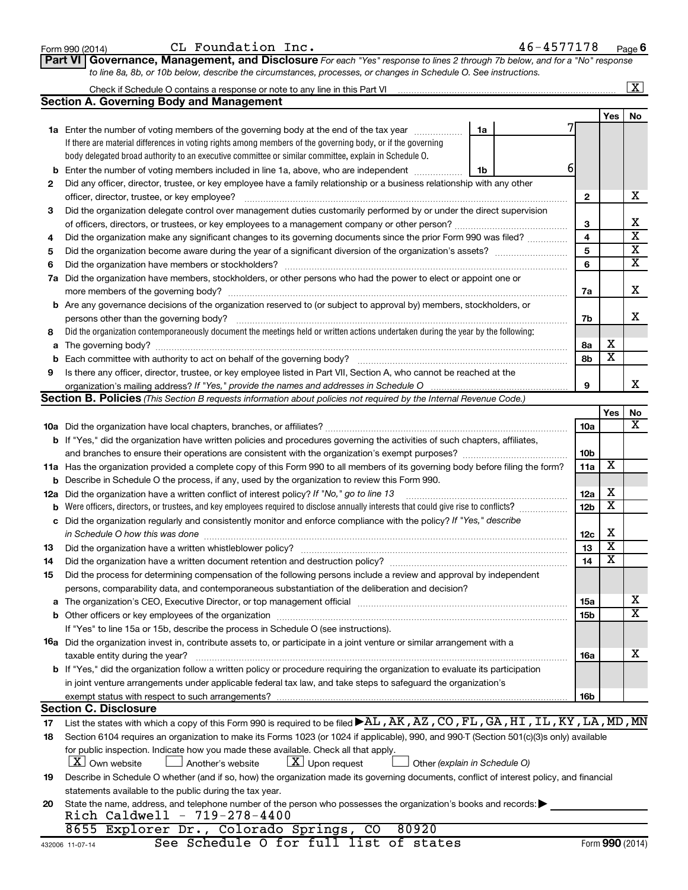Form 990 (2014) CL Foundation Inc. 46-4577178 Page 6

**Part VI Governance, Management, and Disclosure** *For each "Yes" response to lines 2 through 7b below, and for a "No" response to line 8a, 8b, or 10b below, describe the circumstances, processes, or changes in Schedule O. See instructions.*

Check if Schedule O contains a response or note to any line in this Part VI ..... [X]

## Section A. Governing Body and Management

| | | | Yes | No |
|---|---|---|---|---|
| **1a** | Enter the number of voting members of the governing body at the end of the tax year ..... 1a: 7<br>If there are material differences in voting rights among members of the governing body, or if the governing body delegated broad authority to an executive committee or similar committee, explain in Schedule O. | | | |
| **b** | Enter the number of voting members included in line 1a, above, who are independent ..... 1b: 6 | | | |
| **2** | Did any officer, director, trustee, or key employee have a family relationship or a business relationship with any other officer, director, trustee, or key employee? | 2 | | X |
| **3** | Did the organization delegate control over management duties customarily performed by or under the direct supervision of officers, directors, or trustees, or key employees to a management company or other person? | 3 | | X |
| **4** | Did the organization make any significant changes to its governing documents since the prior Form 990 was filed? | 4 | | X |
| **5** | Did the organization become aware during the year of a significant diversion of the organization's assets? | 5 | | X |
| **6** | Did the organization have members or stockholders? | 6 | | X |
| **7a** | Did the organization have members, stockholders, or other persons who had the power to elect or appoint one or more members of the governing body? | 7a | | X |
| **b** | Are any governance decisions of the organization reserved to (or subject to approval by) members, stockholders, or persons other than the governing body? | 7b | | X |
| **8** | Did the organization contemporaneously document the meetings held or written actions undertaken during the year by the following: | | | |
| **a** | The governing body? | 8a | X | |
| **b** | Each committee with authority to act on behalf of the governing body? | 8b | X | |
| **9** | Is there any officer, director, trustee, or key employee listed in Part VII, Section A, who cannot be reached at the organization's mailing address? *If "Yes," provide the names and addresses in Schedule O* | 9 | | X |

## Section B. Policies *(This Section B requests information about policies not required by the Internal Revenue Code.)*

| | | | Yes | No |
|---|---|---|---|---|
| **10a** | Did the organization have local chapters, branches, or affiliates? | 10a | | X |
| **b** | If "Yes," did the organization have written policies and procedures governing the activities of such chapters, affiliates, and branches to ensure their operations are consistent with the organization's exempt purposes? | 10b | | |
| **11a** | Has the organization provided a complete copy of this Form 990 to all members of its governing body before filing the form? | 11a | X | |
| **b** | Describe in Schedule O the process, if any, used by the organization to review this Form 990. | | | |
| **12a** | Did the organization have a written conflict of interest policy? *If "No," go to line 13* | 12a | X | |
| **b** | Were officers, directors, or trustees, and key employees required to disclose annually interests that could give rise to conflicts? | 12b | X | |
| **c** | Did the organization regularly and consistently monitor and enforce compliance with the policy? *If "Yes," describe in Schedule O how this was done* | 12c | X | |
| **13** | Did the organization have a written whistleblower policy? | 13 | X | |
| **14** | Did the organization have a written document retention and destruction policy? | 14 | X | |
| **15** | Did the process for determining compensation of the following persons include a review and approval by independent persons, comparability data, and contemporaneous substantiation of the deliberation and decision? | | | |
| **a** | The organization's CEO, Executive Director, or top management official | 15a | | X |
| **b** | Other officers or key employees of the organization | 15b | | X |
| | If "Yes" to line 15a or 15b, describe the process in Schedule O (see instructions). | | | |
| **16a** | Did the organization invest in, contribute assets to, or participate in a joint venture or similar arrangement with a taxable entity during the year? | 16a | | X |
| **b** | If "Yes," did the organization follow a written policy or procedure requiring the organization to evaluate its participation in joint venture arrangements under applicable federal tax law, and take steps to safeguard the organization's exempt status with respect to such arrangements? | 16b | | |

## Section C. Disclosure

**17** List the states with which a copy of this Form 990 is required to be filed ▶ AL,AK,AZ,CO,FL,GA,HI,IL,KY,LA,MD,MN

**18** Section 6104 requires an organization to make its Forms 1023 (or 1024 if applicable), 990, and 990-T (Section 501(c)(3)s only) available for public inspection. Indicate how you made these available. Check all that apply.

[X] Own website  [ ] Another's website  [X] Upon request  [ ] Other *(explain in Schedule O)*

**19** Describe in Schedule O whether (and if so, how) the organization made its governing documents, conflict of interest policy, and financial statements available to the public during the tax year.

**20** State the name, address, and telephone number of the person who possesses the organization's books and records: ▶
Rich Caldwell - 719-278-4400
8655 Explorer Dr., Colorado Springs, CO 80920

See Schedule O for full list of states

432006 11-07-14 Form **990** (2014)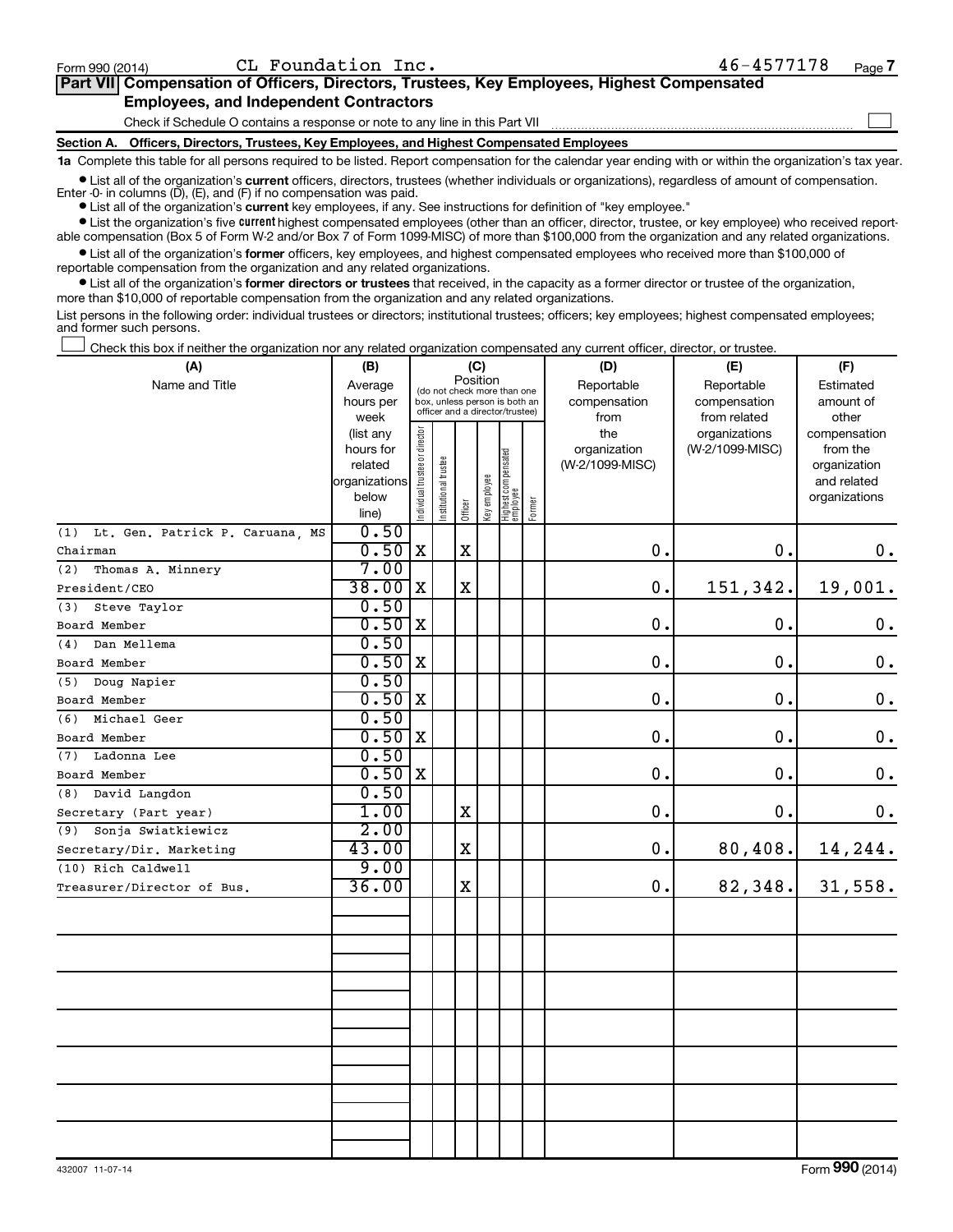Form 990 (2014) CL Foundation Inc. 46-4577178 Page 7

## Part VII Compensation of Officers, Directors, Trustees, Key Employees, Highest Compensated Employees, and Independent Contractors

Check if Schedule O contains a response or note to any line in this Part VII ☐

### Section A. Officers, Directors, Trustees, Key Employees, and Highest Compensated Employees

**1a** Complete this table for all persons required to be listed. Report compensation for the calendar year ending with or within the organization's tax year.

- List all of the organization's **current** officers, directors, trustees (whether individuals or organizations), regardless of amount of compensation. Enter -0- in columns (D), (E), and (F) if no compensation was paid.
- List all of the organization's **current** key employees, if any. See instructions for definition of "key employee."
- List the organization's five **current** highest compensated employees (other than an officer, director, trustee, or key employee) who received reportable compensation (Box 5 of Form W-2 and/or Box 7 of Form 1099-MISC) of more than $100,000 from the organization and any related organizations.
- List all of the organization's **former** officers, key employees, and highest compensated employees who received more than $100,000 of reportable compensation from the organization and any related organizations.
- List all of the organization's **former directors or trustees** that received, in the capacity as a former director or trustee of the organization, more than $10,000 of reportable compensation from the organization and any related organizations.

List persons in the following order: individual trustees or directors; institutional trustees; officers; key employees; highest compensated employees; and former such persons.

☐ Check this box if neither the organization nor any related organization compensated any current officer, director, or trustee.

| (A) Name and Title | (B) Average hours per week (list any hours for related organizations below line) | (C) Position: Individual trustee or director | Institutional trustee | Officer | Key employee | Highest compensated employee | Former | (D) Reportable compensation from the organization (W-2/1099-MISC) | (E) Reportable compensation from related organizations (W-2/1099-MISC) | (F) Estimated amount of other compensation from the organization and related organizations |
|---|---|---|---|---|---|---|---|---|---|---|
| (1) Lt. Gen. Patrick P. Caruana, MS<br>Chairman | 0.50<br>0.50 | X | | X | | | | 0. | 0. | 0. |
| (2) Thomas A. Minnery<br>President/CEO | 7.00<br>38.00 | X | | X | | | | 0. | 151,342. | 19,001. |
| (3) Steve Taylor<br>Board Member | 0.50<br>0.50 | X | | | | | | 0. | 0. | 0. |
| (4) Dan Mellema<br>Board Member | 0.50<br>0.50 | X | | | | | | 0. | 0. | 0. |
| (5) Doug Napier<br>Board Member | 0.50<br>0.50 | X | | | | | | 0. | 0. | 0. |
| (6) Michael Geer<br>Board Member | 0.50<br>0.50 | X | | | | | | 0. | 0. | 0. |
| (7) Ladonna Lee<br>Board Member | 0.50<br>0.50 | X | | | | | | 0. | 0. | 0. |
| (8) David Langdon<br>Secretary (Part year) | 0.50<br>1.00 | | | X | | | | 0. | 0. | 0. |
| (9) Sonja Swiatkiewicz<br>Secretary/Dir. Marketing | 2.00<br>43.00 | | | X | | | | 0. | 80,408. | 14,244. |
| (10) Rich Caldwell<br>Treasurer/Director of Bus. | 9.00<br>36.00 | | | X | | | | 0. | 82,348. | 31,558. |

432007 11-07-14 Form **990** (2014)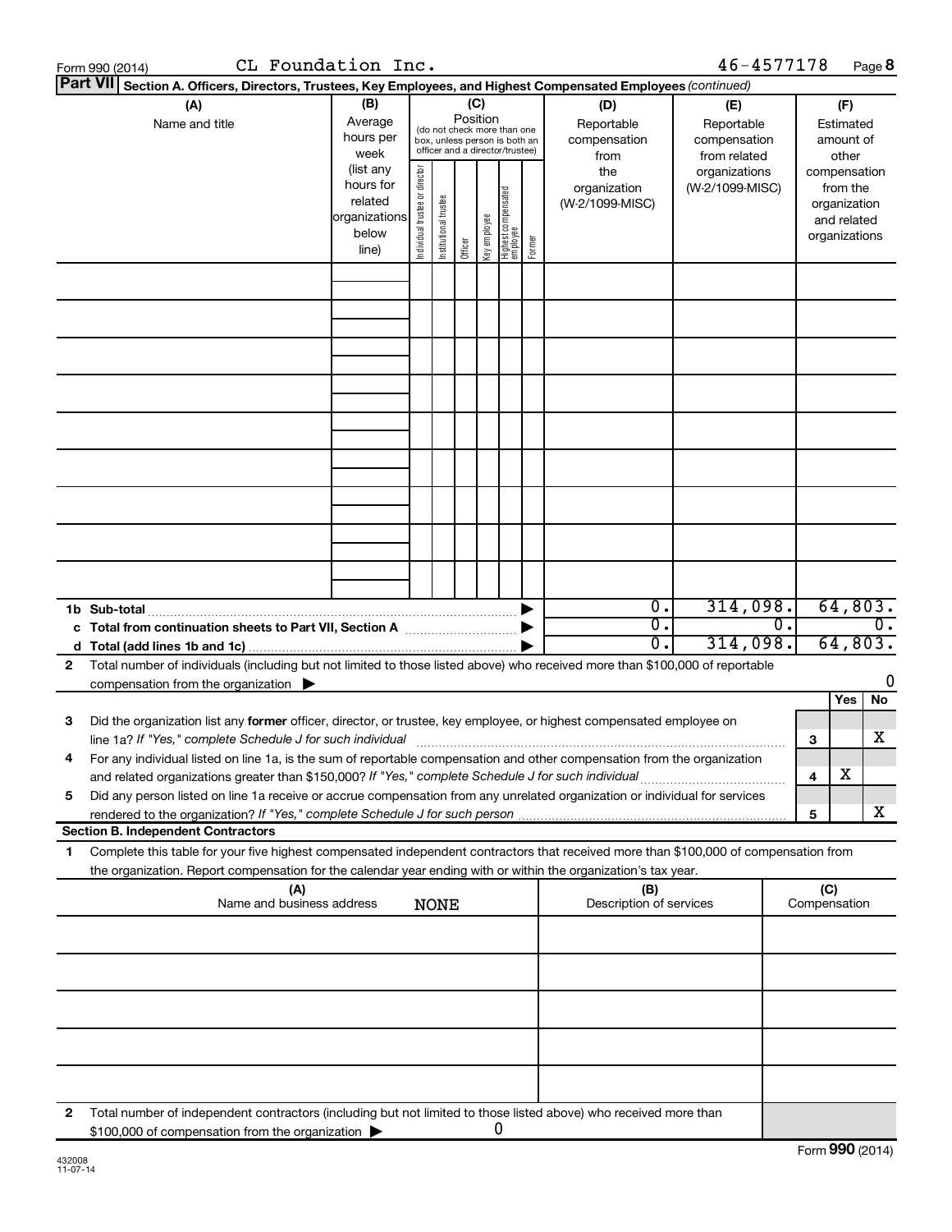Form 990 (2014) CL Foundation Inc. 46-4577178 Page 8

**Part VII** Section A. Officers, Directors, Trustees, Key Employees, and Highest Compensated Employees *(continued)*

| (A) Name and title | (B) Average hours per week (list any hours for related organizations below line) | (C) Position (do not check more than one box, unless person is both an officer and a director/trustee) Individual trustee or director | Institutional trustee | Officer | Key employee | Highest compensated employee | Former | (D) Reportable compensation from the organization (W-2/1099-MISC) | (E) Reportable compensation from related organizations (W-2/1099-MISC) | (F) Estimated amount of other compensation from the organization and related organizations |
|---|---|---|---|---|---|---|---|---|---|---|
| | | | | | | | | | | |
| | | | | | | | | | | |
| | | | | | | | | | | |
| | | | | | | | | | | |
| | | | | | | | | | | |
| | | | | | | | | | | |
| | | | | | | | | | | |
| | | | | | | | | | | |
| | | | | | | | | | | |
| **1b Sub-total** | | | | | | | ▶ | 0. | 314,098. | 64,803. |
| **c Total from continuation sheets to Part VII, Section A** | | | | | | | ▶ | 0. | 0. | 0. |
| **d Total (add lines 1b and 1c)** | | | | | | | ▶ | 0. | 314,098. | 64,803. |

**2** Total number of individuals (including but not limited to those listed above) who received more than $100,000 of reportable compensation from the organization ▶ 0

| | | | Yes | No |
|---|---|---|---|---|
| **3** | Did the organization list any **former** officer, director, or trustee, key employee, or highest compensated employee on line 1a? *If "Yes," complete Schedule J for such individual* | 3 | | X |
| **4** | For any individual listed on line 1a, is the sum of reportable compensation and other compensation from the organization and related organizations greater than $150,000? *If "Yes," complete Schedule J for such individual* | 4 | X | |
| **5** | Did any person listed on line 1a receive or accrue compensation from any unrelated organization or individual for services rendered to the organization? *If "Yes," complete Schedule J for such person* | 5 | | X |

**Section B. Independent Contractors**

**1** Complete this table for your five highest compensated independent contractors that received more than $100,000 of compensation from the organization. Report compensation for the calendar year ending with or within the organization's tax year.

| (A) Name and business address | (B) Description of services | (C) Compensation |
|---|---|---|
| NONE | | |
| | | |
| | | |
| | | |
| | | |

**2** Total number of independent contractors (including but not limited to those listed above) who received more than $100,000 of compensation from the organization ▶ 0

Form **990** (2014)

432008 11-07-14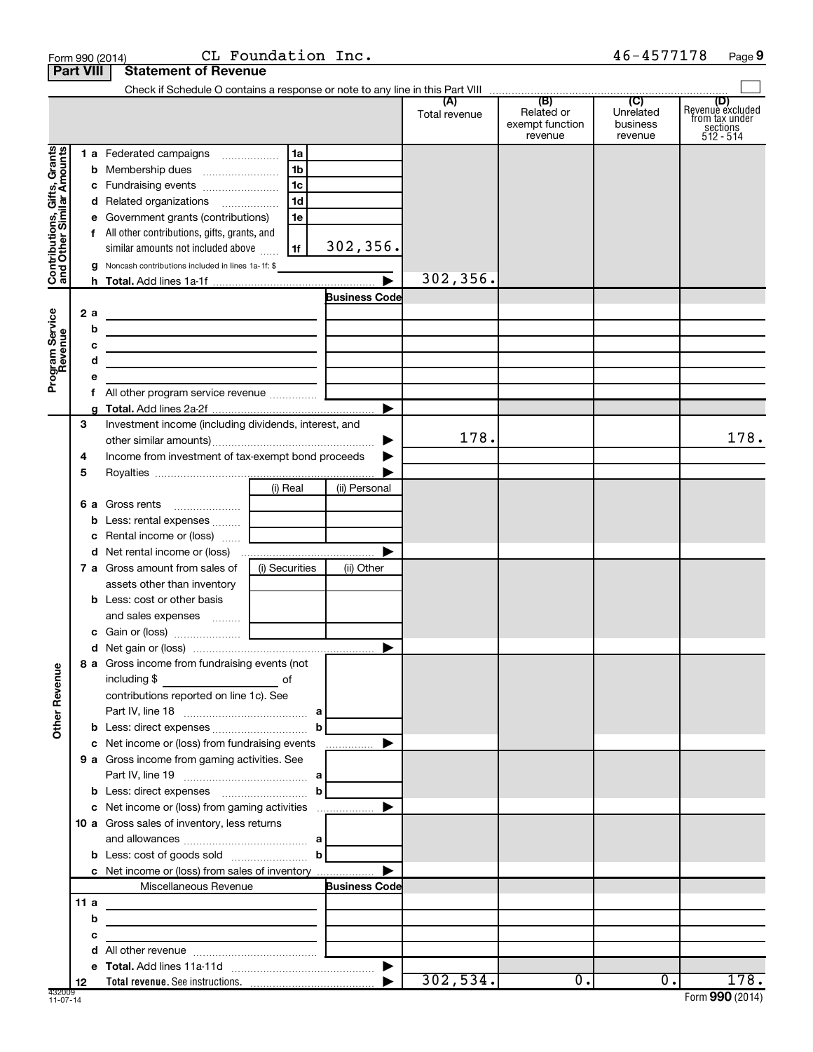Form 990 (2014) CL Foundation Inc. 46-4577178

## Part VIII Statement of Revenue

Check if Schedule O contains a response or note to any line in this Part VIII ☐

| | | | (A) Total revenue | (B) Related or exempt function revenue | (C) Unrelated business revenue | (D) Revenue excluded from tax under sections 512 - 514 |
|---|---|---|---|---|---|---|
| **Contributions, Gifts, Grants and Other Similar Amounts** | | | | | | |
| 1 a | Federated campaigns | 1a | | | | |
| b | Membership dues | 1b | | | | |
| c | Fundraising events | 1c | | | | |
| d | Related organizations | 1d | | | | |
| e | Government grants (contributions) | 1e | | | | |
| f | All other contributions, gifts, grants, and similar amounts not included above | 1f 302,356. | | | | |
| g | Noncash contributions included in lines 1a-1f: $ | | | | | |
| h | **Total.** Add lines 1a-1f | ▶ | 302,356. | | | |
| **Program Service Revenue** | | Business Code | | | | |
| 2 a | | | | | | |
| b | | | | | | |
| c | | | | | | |
| d | | | | | | |
| e | | | | | | |
| f | All other program service revenue | | | | | |
| g | **Total.** Add lines 2a-2f | ▶ | | | | |
| **Other Revenue** | | | | | | |
| 3 | Investment income (including dividends, interest, and other similar amounts) | ▶ | 178. | | | 178. |
| 4 | Income from investment of tax-exempt bond proceeds | ▶ | | | | |
| 5 | Royalties | ▶ | | | | |
| | | (i) Real / (ii) Personal | | | | |
| 6 a | Gross rents | | | | | |
| b | Less: rental expenses | | | | | |
| c | Rental income or (loss) | | | | | |
| d | Net rental income or (loss) | ▶ | | | | |
| | | (i) Securities / (ii) Other | | | | |
| 7 a | Gross amount from sales of assets other than inventory | | | | | |
| b | Less: cost or other basis and sales expenses | | | | | |
| c | Gain or (loss) | | | | | |
| d | Net gain or (loss) | ▶ | | | | |
| 8 a | Gross income from fundraising events (not including $ of contributions reported on line 1c). See Part IV, line 18 | a | | | | |
| b | Less: direct expenses | b | | | | |
| c | Net income or (loss) from fundraising events | ▶ | | | | |
| 9 a | Gross income from gaming activities. See Part IV, line 19 | a | | | | |
| b | Less: direct expenses | b | | | | |
| c | Net income or (loss) from gaming activities | ▶ | | | | |
| 10 a | Gross sales of inventory, less returns and allowances | a | | | | |
| b | Less: cost of goods sold | b | | | | |
| c | Net income or (loss) from sales of inventory | ▶ | | | | |
| | Miscellaneous Revenue | Business Code | | | | |
| 11 a | | | | | | |
| b | | | | | | |
| c | | | | | | |
| d | All other revenue | | | | | |
| e | **Total.** Add lines 11a-11d | ▶ | | | | |
| 12 | **Total revenue.** See instructions. | ▶ | 302,534. | 0. | 0. | 178. |

432009 11-07-14

Form **990** (2014)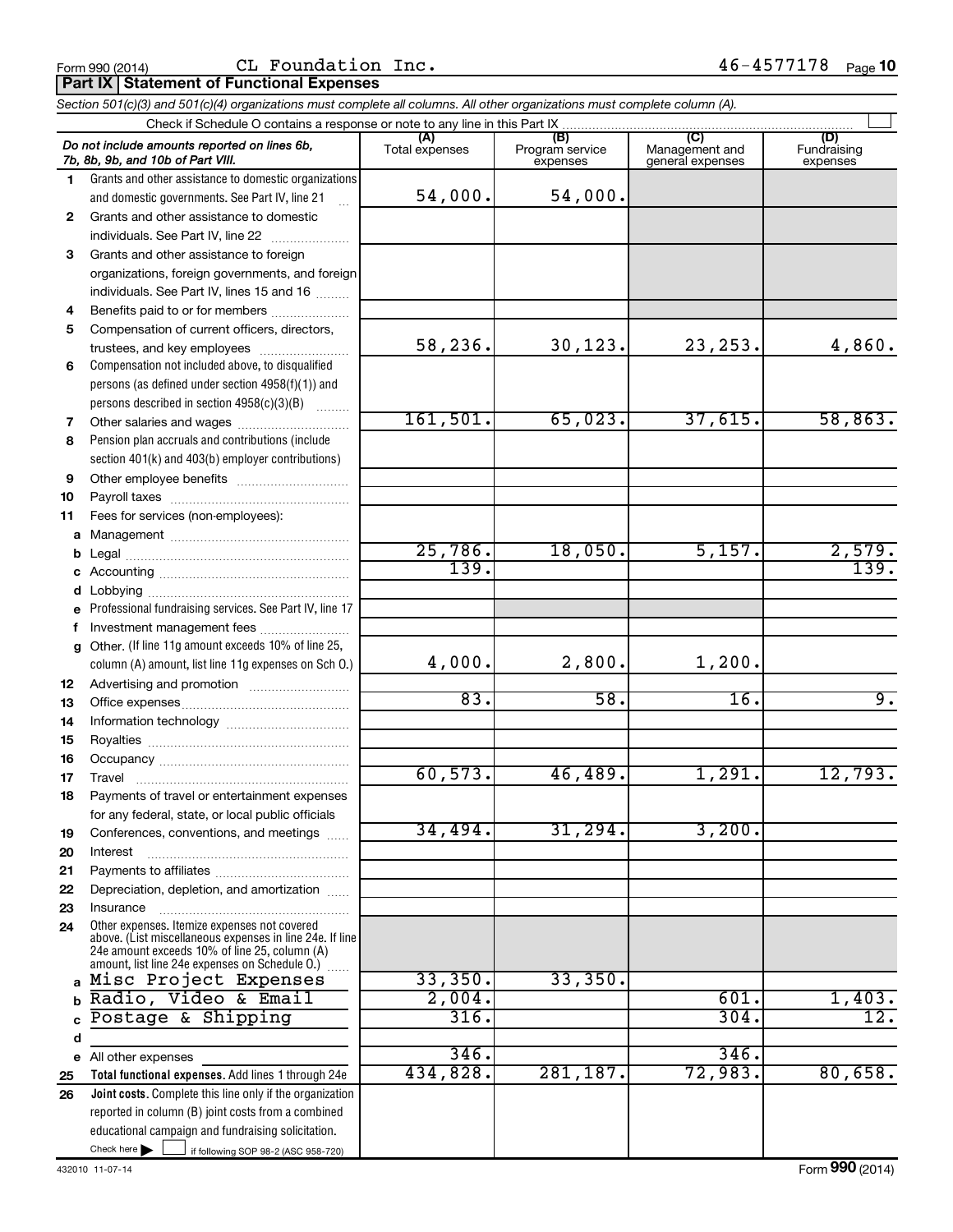Form 990 (2014) CL Foundation Inc. 46-4577178 Page 10

## Part IX Statement of Functional Expenses

*Section 501(c)(3) and 501(c)(4) organizations must complete all columns. All other organizations must complete column (A).*

Check if Schedule O contains a response or note to any line in this Part IX ☐

| | *Do not include amounts reported on lines 6b, 7b, 8b, 9b, and 10b of Part VIII.* | (A) Total expenses | (B) Program service expenses | (C) Management and general expenses | (D) Fundraising expenses |
|---|---|---|---|---|---|
| 1 | Grants and other assistance to domestic organizations and domestic governments. See Part IV, line 21 | 54,000. | 54,000. | | |
| 2 | Grants and other assistance to domestic individuals. See Part IV, line 22 | | | | |
| 3 | Grants and other assistance to foreign organizations, foreign governments, and foreign individuals. See Part IV, lines 15 and 16 | | | | |
| 4 | Benefits paid to or for members | | | | |
| 5 | Compensation of current officers, directors, trustees, and key employees | 58,236. | 30,123. | 23,253. | 4,860. |
| 6 | Compensation not included above, to disqualified persons (as defined under section 4958(f)(1)) and persons described in section 4958(c)(3)(B) | | | | |
| 7 | Other salaries and wages | 161,501. | 65,023. | 37,615. | 58,863. |
| 8 | Pension plan accruals and contributions (include section 401(k) and 403(b) employer contributions) | | | | |
| 9 | Other employee benefits | | | | |
| 10 | Payroll taxes | | | | |
| 11 | Fees for services (non-employees): | | | | |
| a | Management | | | | |
| b | Legal | 25,786. | 18,050. | 5,157. | 2,579. |
| c | Accounting | 139. | | | 139. |
| d | Lobbying | | | | |
| e | Professional fundraising services. See Part IV, line 17 | | | | |
| f | Investment management fees | | | | |
| g | Other. (If line 11g amount exceeds 10% of line 25, column (A) amount, list line 11g expenses on Sch O.) | 4,000. | 2,800. | 1,200. | |
| 12 | Advertising and promotion | | | | |
| 13 | Office expenses | 83. | 58. | 16. | 9. |
| 14 | Information technology | | | | |
| 15 | Royalties | | | | |
| 16 | Occupancy | | | | |
| 17 | Travel | 60,573. | 46,489. | 1,291. | 12,793. |
| 18 | Payments of travel or entertainment expenses for any federal, state, or local public officials | | | | |
| 19 | Conferences, conventions, and meetings | 34,494. | 31,294. | 3,200. | |
| 20 | Interest | | | | |
| 21 | Payments to affiliates | | | | |
| 22 | Depreciation, depletion, and amortization | | | | |
| 23 | Insurance | | | | |
| 24 | Other expenses. Itemize expenses not covered above. (List miscellaneous expenses in line 24e. If line 24e amount exceeds 10% of line 25, column (A) amount, list line 24e expenses on Schedule O.) | | | | |
| a | Misc Project Expenses | 33,350. | 33,350. | | |
| b | Radio, Video & Email | 2,004. | | 601. | 1,403. |
| c | Postage & Shipping | 316. | | 304. | 12. |
| d | | | | | |
| e | All other expenses | 346. | | 346. | |
| 25 | **Total functional expenses.** Add lines 1 through 24e | 434,828. | 281,187. | 72,983. | 80,658. |
| 26 | **Joint costs.** Complete this line only if the organization reported in column (B) joint costs from a combined educational campaign and fundraising solicitation. Check here ☐ if following SOP 98-2 (ASC 958-720) | | | | |

432010 11-07-14 Form **990** (2014)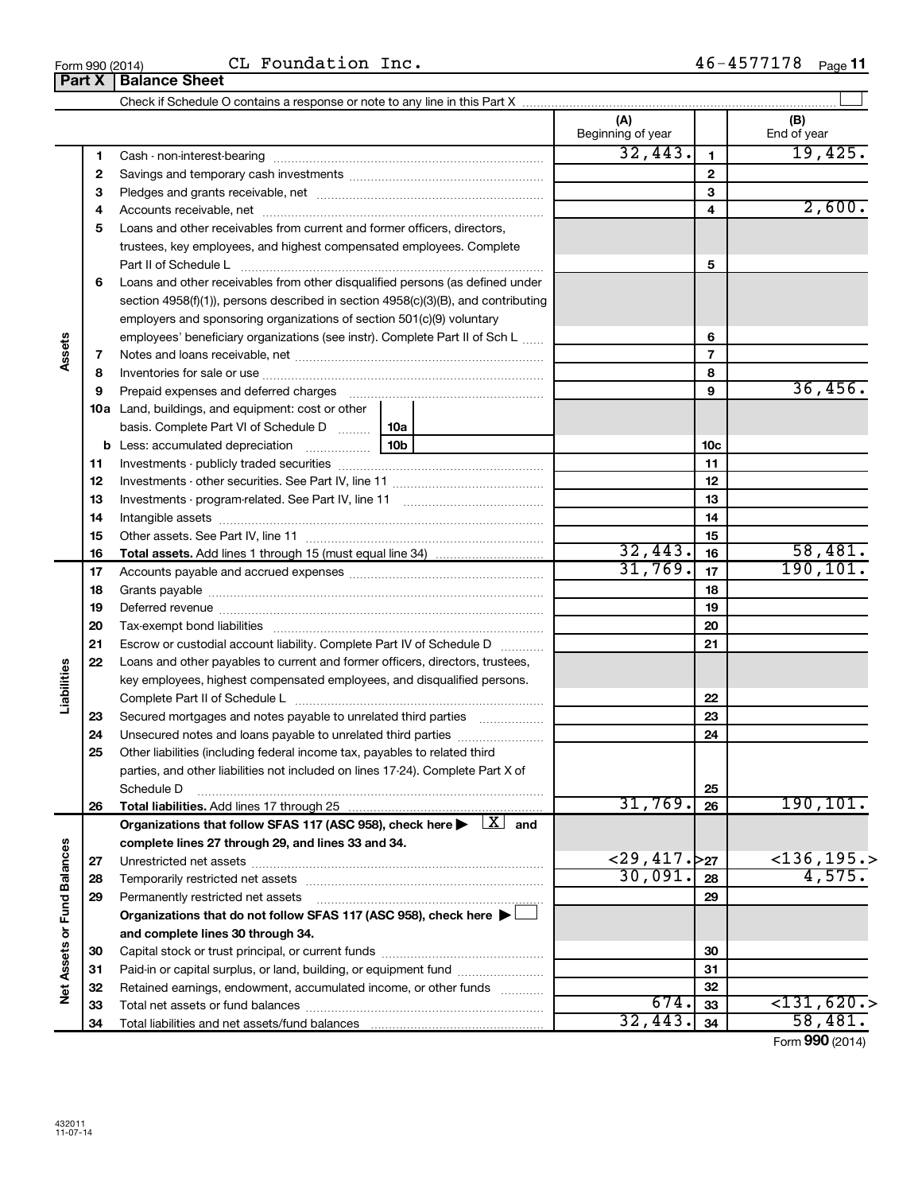Form 990 (2014) CL Foundation Inc. 46-4577178

## Part X | Balance Sheet

Check if Schedule O contains a response or note to any line in this Part X ☐

| Section | Line | Description | | (A) Beginning of year | Line | (B) End of year |
|---|---|---|---|---|---|---|
| Assets | 1 | Cash - non-interest-bearing | | 32,443. | 1 | 19,425. |
| | 2 | Savings and temporary cash investments | | | 2 | |
| | 3 | Pledges and grants receivable, net | | | 3 | |
| | 4 | Accounts receivable, net | | | 4 | 2,600. |
| | 5 | Loans and other receivables from current and former officers, directors, trustees, key employees, and highest compensated employees. Complete Part II of Schedule L | | | 5 | |
| | 6 | Loans and other receivables from other disqualified persons (as defined under section 4958(f)(1)), persons described in section 4958(c)(3)(B), and contributing employers and sponsoring organizations of section 501(c)(9) voluntary employees' beneficiary organizations (see instr). Complete Part II of Sch L | | | 6 | |
| | 7 | Notes and loans receivable, net | | | 7 | |
| | 8 | Inventories for sale or use | | | 8 | |
| | 9 | Prepaid expenses and deferred charges | | | 9 | 36,456. |
| | 10a | Land, buildings, and equipment: cost or other basis. Complete Part VI of Schedule D | 10a | | | |
| | b | Less: accumulated depreciation | 10b | | 10c | |
| | 11 | Investments - publicly traded securities | | | 11 | |
| | 12 | Investments - other securities. See Part IV, line 11 | | | 12 | |
| | 13 | Investments - program-related. See Part IV, line 11 | | | 13 | |
| | 14 | Intangible assets | | | 14 | |
| | 15 | Other assets. See Part IV, line 11 | | | 15 | |
| | 16 | **Total assets.** Add lines 1 through 15 (must equal line 34) | | 32,443. | 16 | 58,481. |
| Liabilities | 17 | Accounts payable and accrued expenses | | 31,769. | 17 | 190,101. |
| | 18 | Grants payable | | | 18 | |
| | 19 | Deferred revenue | | | 19 | |
| | 20 | Tax-exempt bond liabilities | | | 20 | |
| | 21 | Escrow or custodial account liability. Complete Part IV of Schedule D | | | 21 | |
| | 22 | Loans and other payables to current and former officers, directors, trustees, key employees, highest compensated employees, and disqualified persons. Complete Part II of Schedule L | | | 22 | |
| | 23 | Secured mortgages and notes payable to unrelated third parties | | | 23 | |
| | 24 | Unsecured notes and loans payable to unrelated third parties | | | 24 | |
| | 25 | Other liabilities (including federal income tax, payables to related third parties, and other liabilities not included on lines 17-24). Complete Part X of Schedule D | | | 25 | |
| | 26 | **Total liabilities.** Add lines 17 through 25 | | 31,769. | 26 | 190,101. |
| Net Assets or Fund Balances | | **Organizations that follow SFAS 117 (ASC 958), check here ▶ ☒ and complete lines 27 through 29, and lines 33 and 34.** | | | | |
| | 27 | Unrestricted net assets | | <29,417.> | 27 | <136,195.> |
| | 28 | Temporarily restricted net assets | | 30,091. | 28 | 4,575. |
| | 29 | Permanently restricted net assets | | | 29 | |
| | | **Organizations that do not follow SFAS 117 (ASC 958), check here ▶ ☐ and complete lines 30 through 34.** | | | | |
| | 30 | Capital stock or trust principal, or current funds | | | 30 | |
| | 31 | Paid-in or capital surplus, or land, building, or equipment fund | | | 31 | |
| | 32 | Retained earnings, endowment, accumulated income, or other funds | | | 32 | |
| | 33 | Total net assets or fund balances | | 674. | 33 | <131,620.> |
| | 34 | Total liabilities and net assets/fund balances | | 32,443. | 34 | 58,481. |

Form **990** (2014)

432011 11-07-14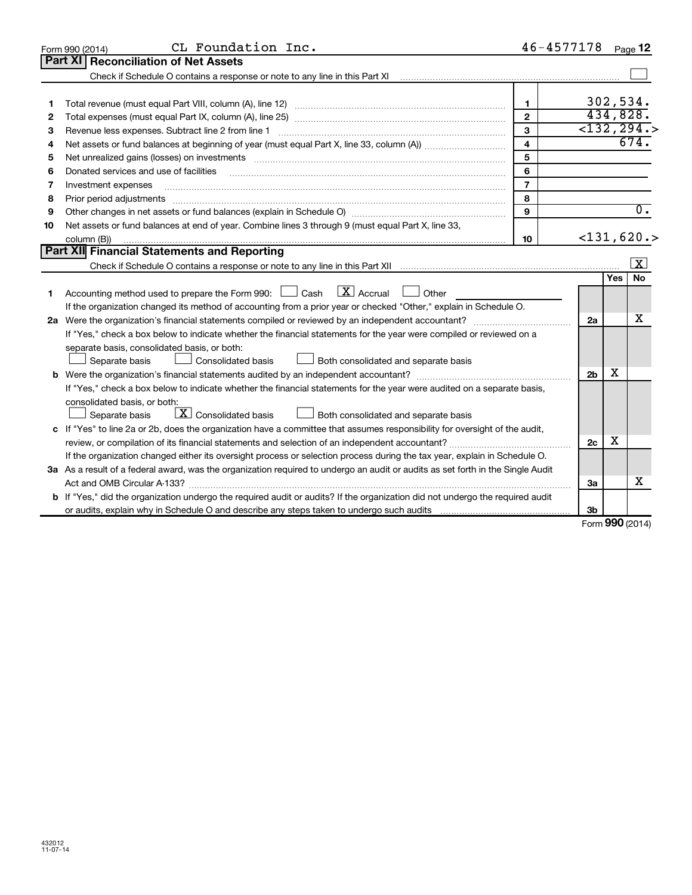Form 990 (2014) CL Foundation Inc. 46-4577178 Page 12

## Part XI Reconciliation of Net Assets

Check if Schedule O contains a response or note to any line in this Part XI ☐

| | | | |
|---|---|---|---|
| 1 | Total revenue (must equal Part VIII, column (A), line 12) | 1 | 302,534. |
| 2 | Total expenses (must equal Part IX, column (A), line 25) | 2 | 434,828. |
| 3 | Revenue less expenses. Subtract line 2 from line 1 | 3 | <132,294.> |
| 4 | Net assets or fund balances at beginning of year (must equal Part X, line 33, column (A)) | 4 | 674. |
| 5 | Net unrealized gains (losses) on investments | 5 | |
| 6 | Donated services and use of facilities | 6 | |
| 7 | Investment expenses | 7 | |
| 8 | Prior period adjustments | 8 | |
| 9 | Other changes in net assets or fund balances (explain in Schedule O) | 9 | 0. |
| 10 | Net assets or fund balances at end of year. Combine lines 3 through 9 (must equal Part X, line 33, column (B)) | 10 | <131,620.> |

## Part XII Financial Statements and Reporting

Check if Schedule O contains a response or note to any line in this Part XII ☒

| | | | Yes | No |
|---|---|---|---|---|
| 1 | Accounting method used to prepare the Form 990: ☐ Cash ☒ Accrual ☐ Other<br>If the organization changed its method of accounting from a prior year or checked "Other," explain in Schedule O. | | | |
| 2a | Were the organization's financial statements compiled or reviewed by an independent accountant? | 2a | | X |
| | If "Yes," check a box below to indicate whether the financial statements for the year were compiled or reviewed on a separate basis, consolidated basis, or both:<br>☐ Separate basis ☐ Consolidated basis ☐ Both consolidated and separate basis | | | |
| b | Were the organization's financial statements audited by an independent accountant? | 2b | X | |
| | If "Yes," check a box below to indicate whether the financial statements for the year were audited on a separate basis, consolidated basis, or both:<br>☐ Separate basis ☒ Consolidated basis ☐ Both consolidated and separate basis | | | |
| c | If "Yes" to line 2a or 2b, does the organization have a committee that assumes responsibility for oversight of the audit, review, or compilation of its financial statements and selection of an independent accountant? | 2c | X | |
| | If the organization changed either its oversight process or selection process during the tax year, explain in Schedule O. | | | |
| 3a | As a result of a federal award, was the organization required to undergo an audit or audits as set forth in the Single Audit Act and OMB Circular A-133? | 3a | | X |
| b | If "Yes," did the organization undergo the required audit or audits? If the organization did not undergo the required audit or audits, explain why in Schedule O and describe any steps taken to undergo such audits | 3b | | |

Form 990 (2014)

432012
11-07-14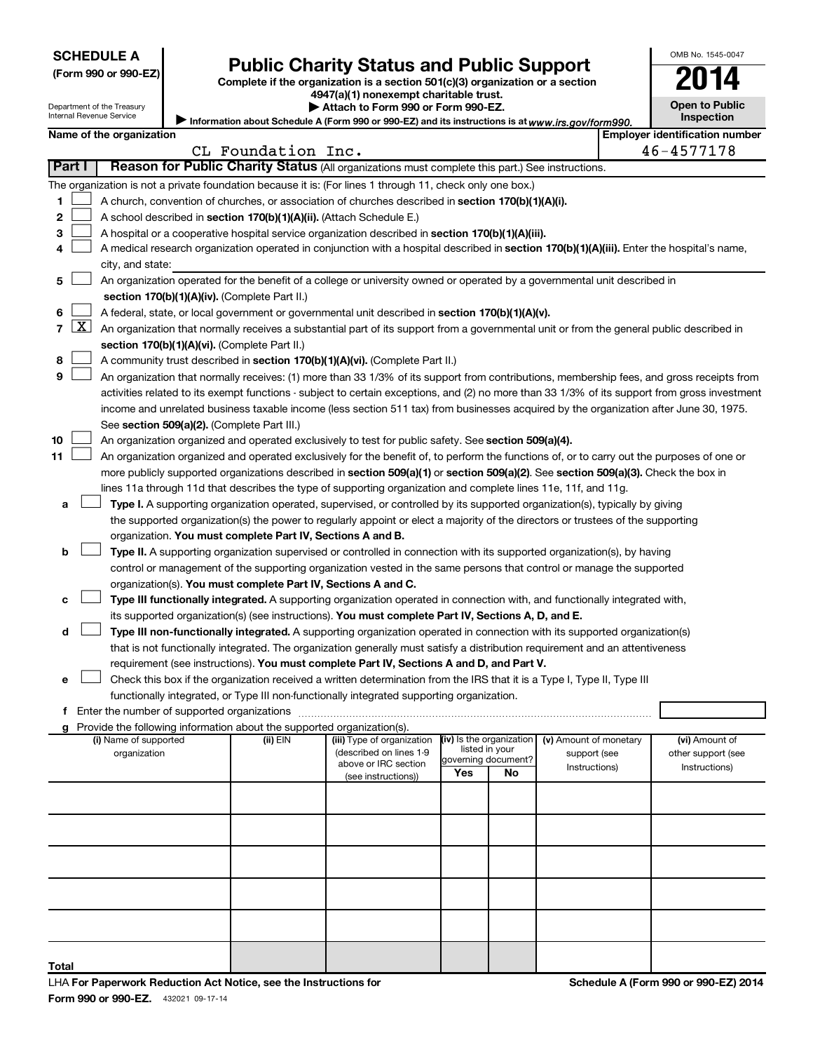**SCHEDULE A**
**(Form 990 or 990-EZ)**

Department of the Treasury
Internal Revenue Service

# Public Charity Status and Public Support

**Complete if the organization is a section 501(c)(3) organization or a section 4947(a)(1) nonexempt charitable trust.**
**▶ Attach to Form 990 or Form 990-EZ.**
▶ Information about Schedule A (Form 990 or 990-EZ) and its instructions is at *www.irs.gov/form990.*

OMB No. 1545-0047
**2014**
**Open to Public Inspection**

| Name of the organization | Employer identification number |
|---|---|
| CL Foundation Inc. | 46-4577178 |

**Part I** **Reason for Public Charity Status** (All organizations must complete this part.) See instructions.

The organization is not a private foundation because it is: (For lines 1 through 11, check only one box.)

1. ☐ A church, convention of churches, or association of churches described in **section 170(b)(1)(A)(i).**
2. ☐ A school described in **section 170(b)(1)(A)(ii).** (Attach Schedule E.)
3. ☐ A hospital or a cooperative hospital service organization described in **section 170(b)(1)(A)(iii).**
4. ☐ A medical research organization operated in conjunction with a hospital described in **section 170(b)(1)(A)(iii).** Enter the hospital's name, city, and state:
5. ☐ An organization operated for the benefit of a college or university owned or operated by a governmental unit described in **section 170(b)(1)(A)(iv).** (Complete Part II.)
6. ☐ A federal, state, or local government or governmental unit described in **section 170(b)(1)(A)(v).**
7. ☒ An organization that normally receives a substantial part of its support from a governmental unit or from the general public described in **section 170(b)(1)(A)(vi).** (Complete Part II.)
8. ☐ A community trust described in **section 170(b)(1)(A)(vi).** (Complete Part II.)
9. ☐ An organization that normally receives: (1) more than 33 1/3% of its support from contributions, membership fees, and gross receipts from activities related to its exempt functions - subject to certain exceptions, and (2) no more than 33 1/3% of its support from gross investment income and unrelated business taxable income (less section 511 tax) from businesses acquired by the organization after June 30, 1975. See **section 509(a)(2).** (Complete Part III.)
10. ☐ An organization organized and operated exclusively to test for public safety. See **section 509(a)(4).**
11. ☐ An organization organized and operated exclusively for the benefit of, to perform the functions of, or to carry out the purposes of one or more publicly supported organizations described in **section 509(a)(1)** or **section 509(a)(2).** See **section 509(a)(3).** Check the box in lines 11a through 11d that describes the type of supporting organization and complete lines 11e, 11f, and 11g.
   - **a** ☐ **Type I.** A supporting organization operated, supervised, or controlled by its supported organization(s), typically by giving the supported organization(s) the power to regularly appoint or elect a majority of the directors or trustees of the supporting organization. **You must complete Part IV, Sections A and B.**
   - **b** ☐ **Type II.** A supporting organization supervised or controlled in connection with its supported organization(s), by having control or management of the supporting organization vested in the same persons that control or manage the supported organization(s). **You must complete Part IV, Sections A and C.**
   - **c** ☐ **Type III functionally integrated.** A supporting organization operated in connection with, and functionally integrated with, its supported organization(s) (see instructions). **You must complete Part IV, Sections A, D, and E.**
   - **d** ☐ **Type III non-functionally integrated.** A supporting organization operated in connection with its supported organization(s) that is not functionally integrated. The organization generally must satisfy a distribution requirement and an attentiveness requirement (see instructions). **You must complete Part IV, Sections A and D, and Part V.**
   - **e** ☐ Check this box if the organization received a written determination from the IRS that it is a Type I, Type II, Type III functionally integrated, or Type III non-functionally integrated supporting organization.
   - **f** Enter the number of supported organizations
   - **g** Provide the following information about the supported organization(s).

| (i) Name of supported organization | (ii) EIN | (iii) Type of organization (described on lines 1-9 above or IRC section (see instructions)) | (iv) Is the organization listed in your governing document? Yes | No | (v) Amount of monetary support (see Instructions) | (vi) Amount of other support (see Instructions) |
|---|---|---|---|---|---|---|
| | | | | | | |
| | | | | | | |
| | | | | | | |
| | | | | | | |
| | | | | | | |
| Total | | | | | | |

LHA **For Paperwork Reduction Act Notice, see the Instructions for Form 990 or 990-EZ.** 432021 09-17-14

**Schedule A (Form 990 or 990-EZ) 2014**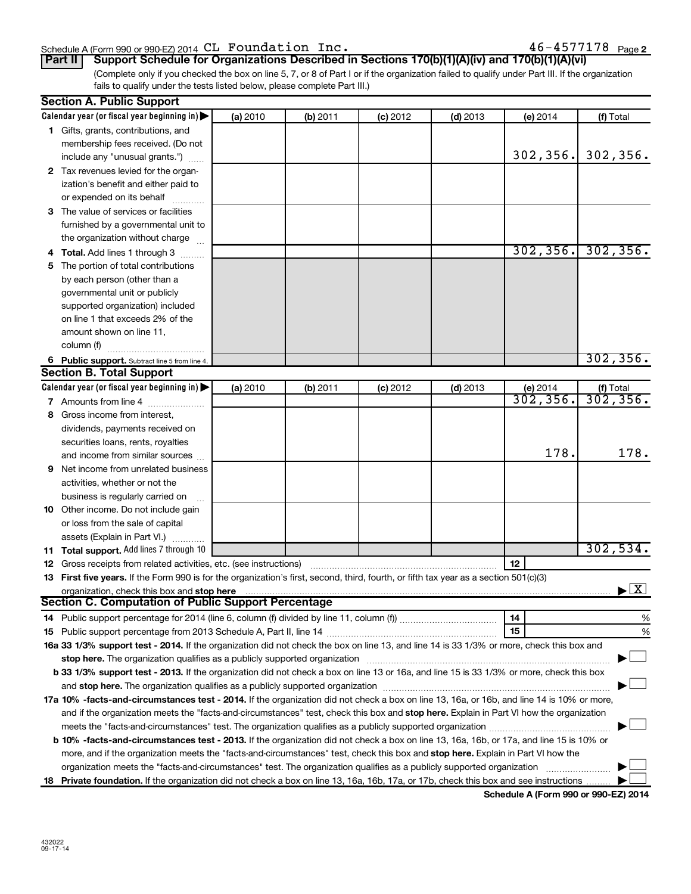Schedule A (Form 990 or 990-EZ) 2014 CL Foundation Inc. 46-4577178 Page 2

**Part II | Support Schedule for Organizations Described in Sections 170(b)(1)(A)(iv) and 170(b)(1)(A)(vi)**

(Complete only if you checked the box on line 5, 7, or 8 of Part I or if the organization failed to qualify under Part III. If the organization fails to qualify under the tests listed below, please complete Part III.)

## Section A. Public Support

| Calendar year (or fiscal year beginning in) ▶ | (a) 2010 | (b) 2011 | (c) 2012 | (d) 2013 | (e) 2014 | (f) Total |
|---|---|---|---|---|---|---|
| **1** Gifts, grants, contributions, and membership fees received. (Do not include any "unusual grants.") | | | | | 302,356. | 302,356. |
| **2** Tax revenues levied for the organization's benefit and either paid to or expended on its behalf | | | | | | |
| **3** The value of services or facilities furnished by a governmental unit to the organization without charge | | | | | | |
| **4 Total.** Add lines 1 through 3 | | | | | 302,356. | 302,356. |
| **5** The portion of total contributions by each person (other than a governmental unit or publicly supported organization) included on line 1 that exceeds 2% of the amount shown on line 11, column (f) | | | | | | |
| **6 Public support.** Subtract line 5 from line 4. | | | | | | 302,356. |

## Section B. Total Support

| Calendar year (or fiscal year beginning in) ▶ | (a) 2010 | (b) 2011 | (c) 2012 | (d) 2013 | (e) 2014 | (f) Total |
|---|---|---|---|---|---|---|
| **7** Amounts from line 4 | | | | | 302,356. | 302,356. |
| **8** Gross income from interest, dividends, payments received on securities loans, rents, royalties and income from similar sources | | | | | 178. | 178. |
| **9** Net income from unrelated business activities, whether or not the business is regularly carried on | | | | | | |
| **10** Other income. Do not include gain or loss from the sale of capital assets (Explain in Part VI.) | | | | | | |
| **11 Total support.** Add lines 7 through 10 | | | | | | 302,534. |

**12** Gross receipts from related activities, etc. (see instructions) | **12** |

**13 First five years.** If the Form 990 is for the organization's first, second, third, fourth, or fifth tax year as a section 501(c)(3) organization, check this box and **stop here** ▶ [X]

## Section C. Computation of Public Support Percentage

**14** Public support percentage for 2014 (line 6, column (f) divided by line 11, column (f)) | **14** | %

**15** Public support percentage from 2013 Schedule A, Part II, line 14 | **15** | %

**16a 33 1/3% support test - 2014.** If the organization did not check the box on line 13, and line 14 is 33 1/3% or more, check this box and **stop here.** The organization qualifies as a publicly supported organization ▶ [ ]

**b 33 1/3% support test - 2013.** If the organization did not check a box on line 13 or 16a, and line 15 is 33 1/3% or more, check this box and **stop here.** The organization qualifies as a publicly supported organization ▶ [ ]

**17a 10% -facts-and-circumstances test - 2014.** If the organization did not check a box on line 13, 16a, or 16b, and line 14 is 10% or more, and if the organization meets the "facts-and-circumstances" test, check this box and **stop here.** Explain in Part VI how the organization meets the "facts-and-circumstances" test. The organization qualifies as a publicly supported organization ▶ [ ]

**b 10% -facts-and-circumstances test - 2013.** If the organization did not check a box on line 13, 16a, 16b, or 17a, and line 15 is 10% or more, and if the organization meets the "facts-and-circumstances" test, check this box and **stop here.** Explain in Part VI how the organization meets the "facts-and-circumstances" test. The organization qualifies as a publicly supported organization ▶ [ ]

**18 Private foundation.** If the organization did not check a box on line 13, 16a, 16b, 17a, or 17b, check this box and see instructions ▶ [ ]

**Schedule A (Form 990 or 990-EZ) 2014**

432022
09-17-14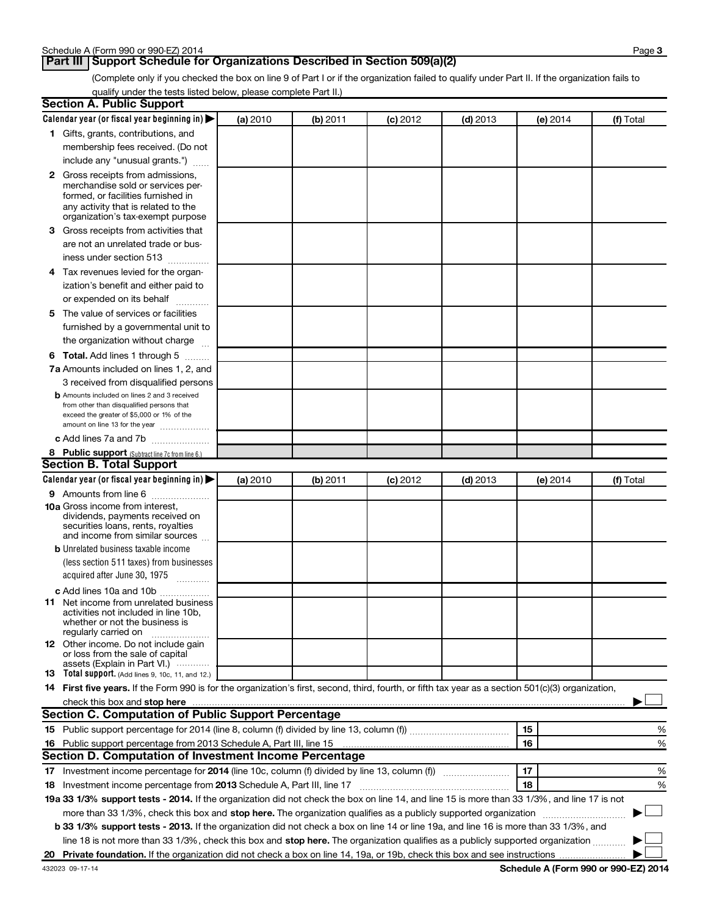## Part III Support Schedule for Organizations Described in Section 509(a)(2)

(Complete only if you checked the box on line 9 of Part I or if the organization failed to qualify under Part II. If the organization fails to qualify under the tests listed below, please complete Part II.)

### Section A. Public Support

| Calendar year (or fiscal year beginning in) ▶ | (a) 2010 | (b) 2011 | (c) 2012 | (d) 2013 | (e) 2014 | (f) Total |
|---|---|---|---|---|---|---|
| **1** Gifts, grants, contributions, and membership fees received. (Do not include any "unusual grants.") | | | | | | |
| **2** Gross receipts from admissions, merchandise sold or services performed, or facilities furnished in any activity that is related to the organization's tax-exempt purpose | | | | | | |
| **3** Gross receipts from activities that are not an unrelated trade or business under section 513 | | | | | | |
| **4** Tax revenues levied for the organization's benefit and either paid to or expended on its behalf | | | | | | |
| **5** The value of services or facilities furnished by a governmental unit to the organization without charge | | | | | | |
| **6 Total.** Add lines 1 through 5 | | | | | | |
| **7a** Amounts included on lines 1, 2, and 3 received from disqualified persons | | | | | | |
| **b** Amounts included on lines 2 and 3 received from other than disqualified persons that exceed the greater of $5,000 or 1% of the amount on line 13 for the year | | | | | | |
| **c** Add lines 7a and 7b | | | | | | |
| **8 Public support** (Subtract line 7c from line 6.) | | | | | | |

### Section B. Total Support

| Calendar year (or fiscal year beginning in) ▶ | (a) 2010 | (b) 2011 | (c) 2012 | (d) 2013 | (e) 2014 | (f) Total |
|---|---|---|---|---|---|---|
| **9** Amounts from line 6 | | | | | | |
| **10a** Gross income from interest, dividends, payments received on securities loans, rents, royalties and income from similar sources | | | | | | |
| **b** Unrelated business taxable income (less section 511 taxes) from businesses acquired after June 30, 1975 | | | | | | |
| **c** Add lines 10a and 10b | | | | | | |
| **11** Net income from unrelated business activities not included in line 10b, whether or not the business is regularly carried on | | | | | | |
| **12** Other income. Do not include gain or loss from the sale of capital assets (Explain in Part VI.) | | | | | | |
| **13 Total support.** (Add lines 9, 10c, 11, and 12.) | | | | | | |

**14 First five years.** If the Form 990 is for the organization's first, second, third, fourth, or fifth tax year as a section 501(c)(3) organization, check this box and **stop here** ▶ ☐

### Section C. Computation of Public Support Percentage

| | | | |
|---|---|---|---|
| **15** | Public support percentage for 2014 (line 8, column (f) divided by line 13, column (f)) | 15 | % |
| **16** | Public support percentage from 2013 Schedule A, Part III, line 15 | 16 | % |

### Section D. Computation of Investment Income Percentage

| | | | |
|---|---|---|---|
| **17** | Investment income percentage for **2014** (line 10c, column (f) divided by line 13, column (f)) | 17 | % |
| **18** | Investment income percentage from **2013** Schedule A, Part III, line 17 | 18 | % |

**19a 33 1/3% support tests - 2014.** If the organization did not check the box on line 14, and line 15 is more than 33 1/3%, and line 17 is not more than 33 1/3%, check this box and **stop here.** The organization qualifies as a publicly supported organization ▶ ☐

**b 33 1/3% support tests - 2013.** If the organization did not check a box on line 14 or line 19a, and line 16 is more than 33 1/3%, and line 18 is not more than 33 1/3%, check this box and **stop here.** The organization qualifies as a publicly supported organization ▶ ☐

**20 Private foundation.** If the organization did not check a box on line 14, 19a, or 19b, check this box and see instructions ▶ ☐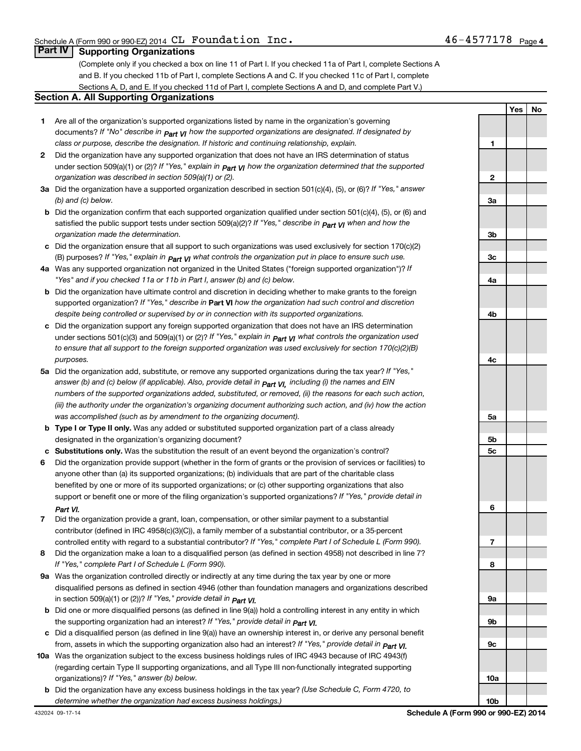Schedule A (Form 990 or 990-EZ) 2014 CL Foundation Inc. 46-4577178 Page 4

## Part IV Supporting Organizations

(Complete only if you checked a box on line 11 of Part I. If you checked 11a of Part I, complete Sections A and B. If you checked 11b of Part I, complete Sections A and C. If you checked 11c of Part I, complete Sections A, D, and E. If you checked 11d of Part I, complete Sections A and D, and complete Part V.)

### Section A. All Supporting Organizations

| | | Line | Yes | No |
|---|---|---|---|---|
| **1** | Are all of the organization's supported organizations listed by name in the organization's governing documents? *If "No" describe in Part VI how the supported organizations are designated. If designated by class or purpose, describe the designation. If historic and continuing relationship, explain.* | 1 | | |
| **2** | Did the organization have any supported organization that does not have an IRS determination of status under section 509(a)(1) or (2)? *If "Yes," explain in Part VI how the organization determined that the supported organization was described in section 509(a)(1) or (2).* | 2 | | |
| **3a** | Did the organization have a supported organization described in section 501(c)(4), (5), or (6)? *If "Yes," answer (b) and (c) below.* | 3a | | |
| **b** | Did the organization confirm that each supported organization qualified under section 501(c)(4), (5), or (6) and satisfied the public support tests under section 509(a)(2)? *If "Yes," describe in Part VI when and how the organization made the determination.* | 3b | | |
| **c** | Did the organization ensure that all support to such organizations was used exclusively for section 170(c)(2)(B) purposes? *If "Yes," explain in Part VI what controls the organization put in place to ensure such use.* | 3c | | |
| **4a** | Was any supported organization not organized in the United States ("foreign supported organization")? *If "Yes" and if you checked 11a or 11b in Part I, answer (b) and (c) below.* | 4a | | |
| **b** | Did the organization have ultimate control and discretion in deciding whether to make grants to the foreign supported organization? *If "Yes," describe in* **Part VI** *how the organization had such control and discretion despite being controlled or supervised by or in connection with its supported organizations.* | 4b | | |
| **c** | Did the organization support any foreign supported organization that does not have an IRS determination under sections 501(c)(3) and 509(a)(1) or (2)? *If "Yes," explain in Part VI what controls the organization used to ensure that all support to the foreign supported organization was used exclusively for section 170(c)(2)(B) purposes.* | 4c | | |
| **5a** | Did the organization add, substitute, or remove any supported organizations during the tax year? *If "Yes," answer (b) and (c) below (if applicable). Also, provide detail in Part VI, including (i) the names and EIN numbers of the supported organizations added, substituted, or removed, (ii) the reasons for each such action, (iii) the authority under the organization's organizing document authorizing such action, and (iv) how the action was accomplished (such as by amendment to the organizing document).* | 5a | | |
| **b** | **Type I or Type II only.** Was any added or substituted supported organization part of a class already designated in the organization's organizing document? | 5b | | |
| **c** | **Substitutions only.** Was the substitution the result of an event beyond the organization's control? | 5c | | |
| **6** | Did the organization provide support (whether in the form of grants or the provision of services or facilities) to anyone other than (a) its supported organizations; (b) individuals that are part of the charitable class benefited by one or more of its supported organizations; or (c) other supporting organizations that also support or benefit one or more of the filing organization's supported organizations? *If "Yes," provide detail in Part VI.* | 6 | | |
| **7** | Did the organization provide a grant, loan, compensation, or other similar payment to a substantial contributor (defined in IRC 4958(c)(3)(C)), a family member of a substantial contributor, or a 35-percent controlled entity with regard to a substantial contributor? *If "Yes," complete Part I of Schedule L (Form 990).* | 7 | | |
| **8** | Did the organization make a loan to a disqualified person (as defined in section 4958) not described in line 7? *If "Yes," complete Part I of Schedule L (Form 990).* | 8 | | |
| **9a** | Was the organization controlled directly or indirectly at any time during the tax year by one or more disqualified persons as defined in section 4946 (other than foundation managers and organizations described in section 509(a)(1) or (2))? *If "Yes," provide detail in Part VI.* | 9a | | |
| **b** | Did one or more disqualified persons (as defined in line 9(a)) hold a controlling interest in any entity in which the supporting organization had an interest? *If "Yes," provide detail in Part VI.* | 9b | | |
| **c** | Did a disqualified person (as defined in line 9(a)) have an ownership interest in, or derive any personal benefit from, assets in which the supporting organization also had an interest? *If "Yes," provide detail in Part VI.* | 9c | | |
| **10a** | Was the organization subject to the excess business holdings rules of IRC 4943 because of IRC 4943(f) (regarding certain Type II supporting organizations, and all Type III non-functionally integrated supporting organizations)? *If "Yes," answer (b) below.* | 10a | | |
| **b** | Did the organization have any excess business holdings in the tax year? *(Use Schedule C, Form 4720, to determine whether the organization had excess business holdings.)* | 10b | | |

432024 09-17-14 **Schedule A (Form 990 or 990-EZ) 2014**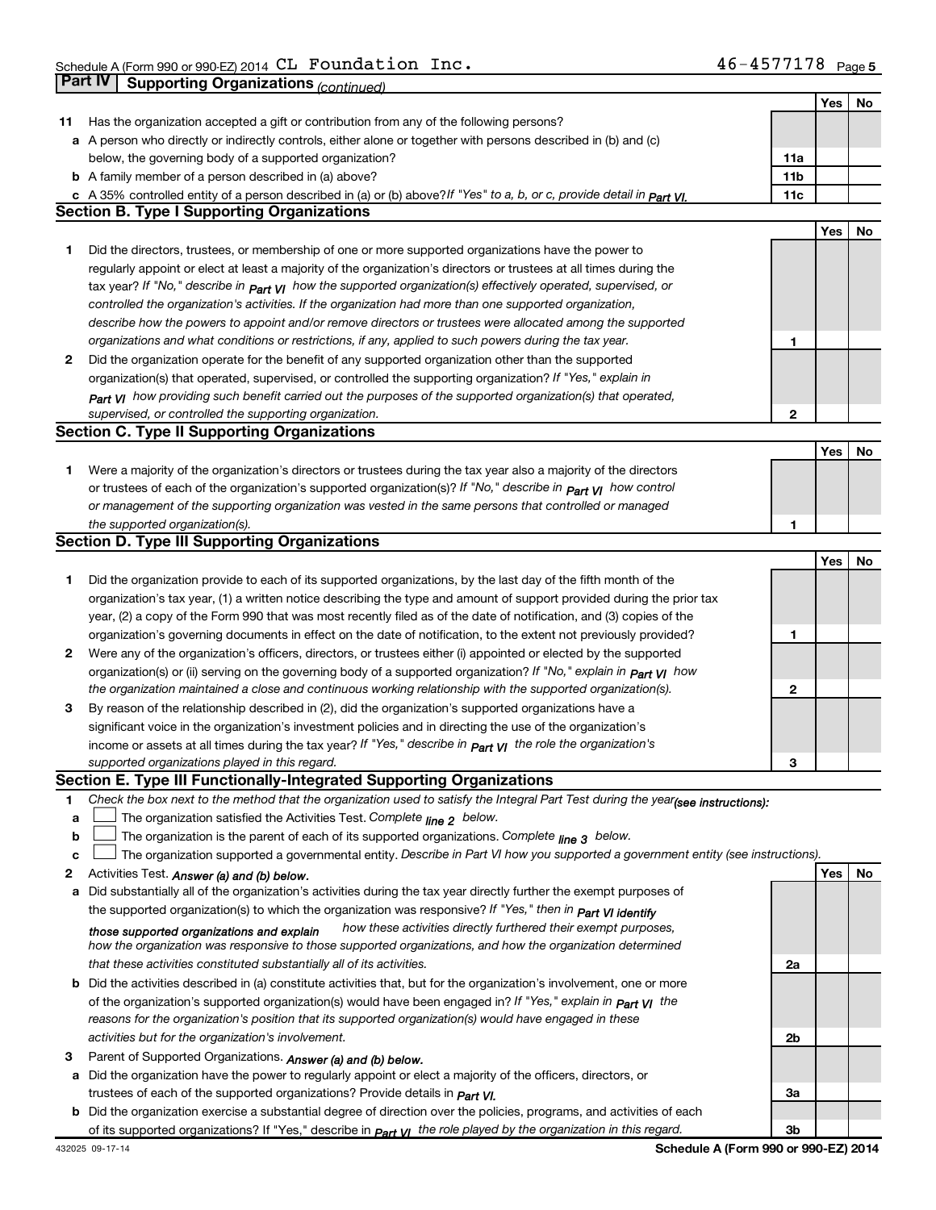Schedule A (Form 990 or 990-EZ) 2014 CL Foundation Inc. 46-4577178

## Part IV Supporting Organizations *(continued)*

| | | | Yes | No |
|---|---|---|---|---|
| **11** | Has the organization accepted a gift or contribution from any of the following persons? | | | |
| **a** | A person who directly or indirectly controls, either alone or together with persons described in (b) and (c) below, the governing body of a supported organization? | **11a** | | |
| **b** | A family member of a person described in (a) above? | **11b** | | |
| **c** | A 35% controlled entity of a person described in (a) or (b) above? *If "Yes" to a, b, or c, provide detail in Part VI.* | **11c** | | |

### Section B. Type I Supporting Organizations

| | | | Yes | No |
|---|---|---|---|---|
| **1** | Did the directors, trustees, or membership of one or more supported organizations have the power to regularly appoint or elect at least a majority of the organization's directors or trustees at all times during the tax year? *If "No," describe in Part VI how the supported organization(s) effectively operated, supervised, or controlled the organization's activities. If the organization had more than one supported organization, describe how the powers to appoint and/or remove directors or trustees were allocated among the supported organizations and what conditions or restrictions, if any, applied to such powers during the tax year.* | **1** | | |
| **2** | Did the organization operate for the benefit of any supported organization other than the supported organization(s) that operated, supervised, or controlled the supporting organization? *If "Yes," explain in Part VI how providing such benefit carried out the purposes of the supported organization(s) that operated, supervised, or controlled the supporting organization.* | **2** | | |

### Section C. Type II Supporting Organizations

| | | | Yes | No |
|---|---|---|---|---|
| **1** | Were a majority of the organization's directors or trustees during the tax year also a majority of the directors or trustees of each of the organization's supported organization(s)? *If "No," describe in Part VI how control or management of the supporting organization was vested in the same persons that controlled or managed the supported organization(s).* | **1** | | |

### Section D. Type III Supporting Organizations

| | | | Yes | No |
|---|---|---|---|---|
| **1** | Did the organization provide to each of its supported organizations, by the last day of the fifth month of the organization's tax year, (1) a written notice describing the type and amount of support provided during the prior tax year, (2) a copy of the Form 990 that was most recently filed as of the date of notification, and (3) copies of the organization's governing documents in effect on the date of notification, to the extent not previously provided? | **1** | | |
| **2** | Were any of the organization's officers, directors, or trustees either (i) appointed or elected by the supported organization(s) or (ii) serving on the governing body of a supported organization? *If "No," explain in Part VI how the organization maintained a close and continuous working relationship with the supported organization(s).* | **2** | | |
| **3** | By reason of the relationship described in (2), did the organization's supported organizations have a significant voice in the organization's investment policies and in directing the use of the organization's income or assets at all times during the tax year? *If "Yes," describe in Part VI the role the organization's supported organizations played in this regard.* | **3** | | |

### Section E. Type III Functionally-Integrated Supporting Organizations

**1** *Check the box next to the method that the organization used to satisfy the Integral Part Test during the year* ***(see instructions):***

- **a** ☐ The organization satisfied the Activities Test. *Complete line 2 below.*
- **b** ☐ The organization is the parent of each of its supported organizations. *Complete line 3 below.*
- **c** ☐ The organization supported a governmental entity. *Describe in Part VI how you supported a government entity (see instructions).*

| | | | Yes | No |
|---|---|---|---|---|
| **2** | Activities Test. ***Answer (a) and (b) below.*** | | | |
| **a** | Did substantially all of the organization's activities during the tax year directly further the exempt purposes of the supported organization(s) to which the organization was responsive? *If "Yes," then in Part VI identify those supported organizations and explain how these activities directly furthered their exempt purposes, how the organization was responsive to those supported organizations, and how the organization determined that these activities constituted substantially all of its activities.* | **2a** | | |
| **b** | Did the activities described in (a) constitute activities that, but for the organization's involvement, one or more of the organization's supported organization(s) would have been engaged in? *If "Yes," explain in Part VI the reasons for the organization's position that its supported organization(s) would have engaged in these activities but for the organization's involvement.* | **2b** | | |
| **3** | Parent of Supported Organizations. ***Answer (a) and (b) below.*** | | | |
| **a** | Did the organization have the power to regularly appoint or elect a majority of the officers, directors, or trustees of each of the supported organizations? Provide details in *Part VI.* | **3a** | | |
| **b** | Did the organization exercise a substantial degree of direction over the policies, programs, and activities of each of its supported organizations? If "Yes," describe in *Part VI the role played by the organization in this regard.* | **3b** | | |

432025 09-17-14 **Schedule A (Form 990 or 990-EZ) 2014**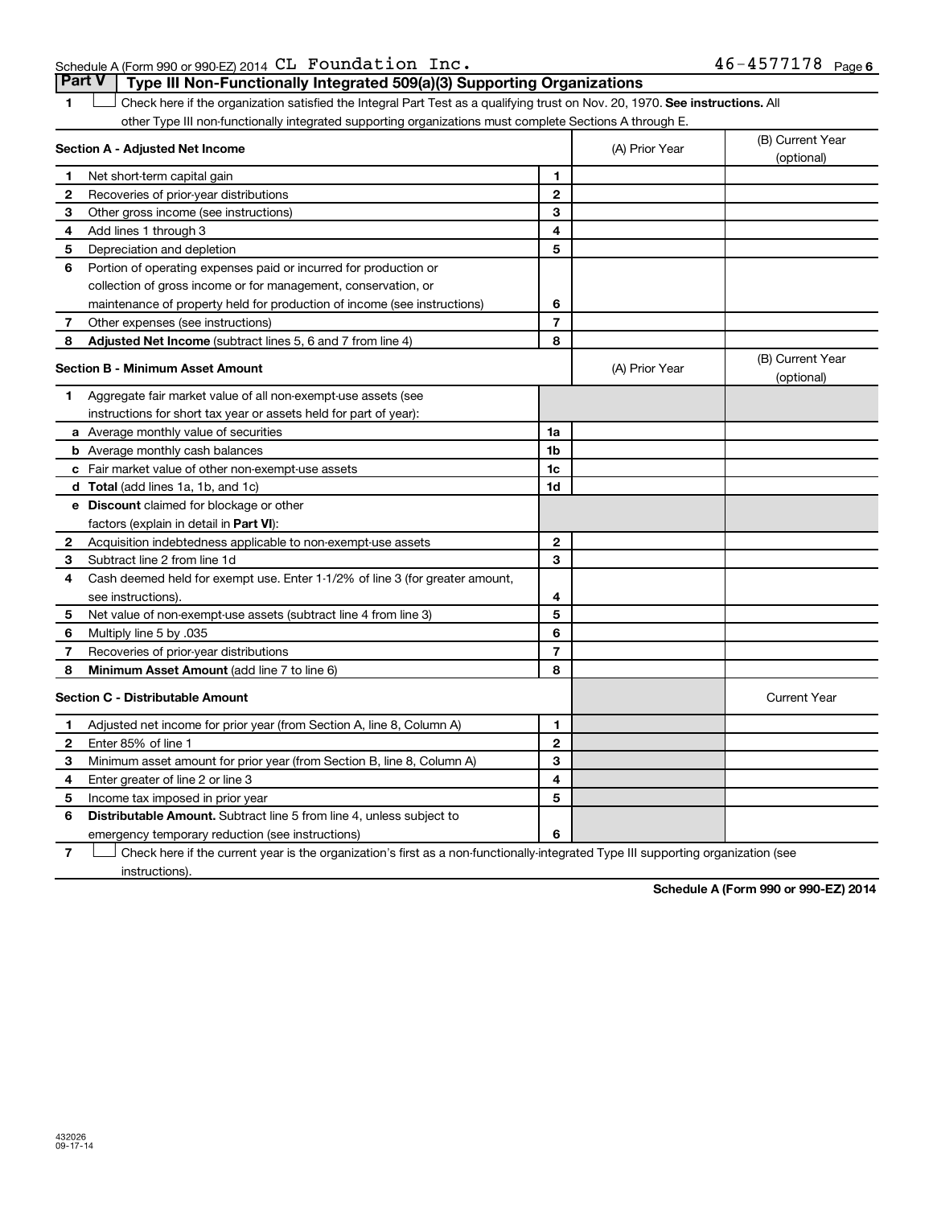Schedule A (Form 990 or 990-EZ) 2014 CL Foundation Inc. 46-4577178

## Part V | Type III Non-Functionally Integrated 509(a)(3) Supporting Organizations

1 ☐ Check here if the organization satisfied the Integral Part Test as a qualifying trust on Nov. 20, 1970. **See instructions.** All other Type III non-functionally integrated supporting organizations must complete Sections A through E.

| **Section A - Adjusted Net Income** | | | (A) Prior Year | (B) Current Year (optional) |
|---|---|---|---|---|
| 1 | Net short-term capital gain | 1 | | |
| 2 | Recoveries of prior-year distributions | 2 | | |
| 3 | Other gross income (see instructions) | 3 | | |
| 4 | Add lines 1 through 3 | 4 | | |
| 5 | Depreciation and depletion | 5 | | |
| 6 | Portion of operating expenses paid or incurred for production or collection of gross income or for management, conservation, or maintenance of property held for production of income (see instructions) | 6 | | |
| 7 | Other expenses (see instructions) | 7 | | |
| 8 | **Adjusted Net Income** (subtract lines 5, 6 and 7 from line 4) | 8 | | |

| **Section B - Minimum Asset Amount** | | | (A) Prior Year | (B) Current Year (optional) |
|---|---|---|---|---|
| 1 | Aggregate fair market value of all non-exempt-use assets (see instructions for short tax year or assets held for part of year): | | | |
| a | Average monthly value of securities | 1a | | |
| b | Average monthly cash balances | 1b | | |
| c | Fair market value of other non-exempt-use assets | 1c | | |
| d | **Total** (add lines 1a, 1b, and 1c) | 1d | | |
| e | **Discount** claimed for blockage or other factors (explain in detail in **Part VI**): | | | |
| 2 | Acquisition indebtedness applicable to non-exempt-use assets | 2 | | |
| 3 | Subtract line 2 from line 1d | 3 | | |
| 4 | Cash deemed held for exempt use. Enter 1-1/2% of line 3 (for greater amount, see instructions). | 4 | | |
| 5 | Net value of non-exempt-use assets (subtract line 4 from line 3) | 5 | | |
| 6 | Multiply line 5 by .035 | 6 | | |
| 7 | Recoveries of prior-year distributions | 7 | | |
| 8 | **Minimum Asset Amount** (add line 7 to line 6) | 8 | | |

| **Section C - Distributable Amount** | | | | Current Year |
|---|---|---|---|---|
| 1 | Adjusted net income for prior year (from Section A, line 8, Column A) | 1 | | |
| 2 | Enter 85% of line 1 | 2 | | |
| 3 | Minimum asset amount for prior year (from Section B, line 8, Column A) | 3 | | |
| 4 | Enter greater of line 2 or line 3 | 4 | | |
| 5 | Income tax imposed in prior year | 5 | | |
| 6 | **Distributable Amount.** Subtract line 5 from line 4, unless subject to emergency temporary reduction (see instructions) | 6 | | |

7 ☐ Check here if the current year is the organization's first as a non-functionally-integrated Type III supporting organization (see instructions).

**Schedule A (Form 990 or 990-EZ) 2014**

432026
09-17-14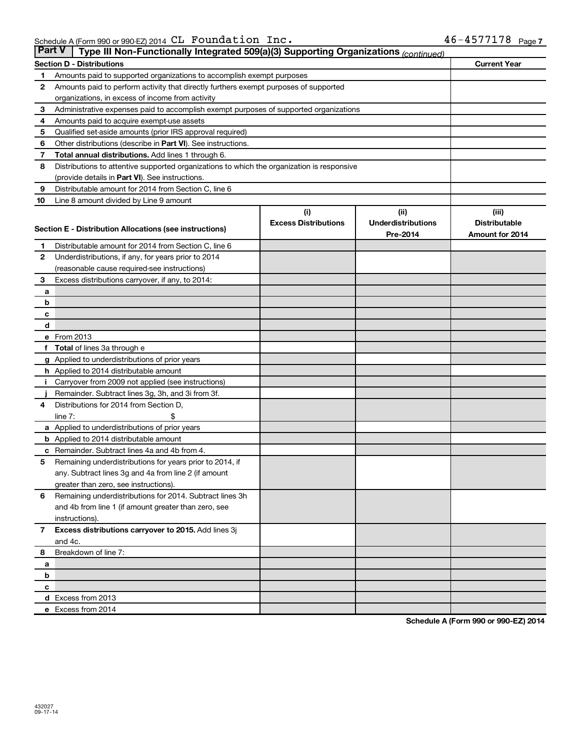Schedule A (Form 990 or 990-EZ) 2014 CL Foundation Inc. 46-4577178 Page 7

**Part V | Type III Non-Functionally Integrated 509(a)(3) Supporting Organizations** *(continued)*

| Section D - Distributions | | Current Year |
|---|---|---|
| 1 | Amounts paid to supported organizations to accomplish exempt purposes | |
| 2 | Amounts paid to perform activity that directly furthers exempt purposes of supported organizations, in excess of income from activity | |
| 3 | Administrative expenses paid to accomplish exempt purposes of supported organizations | |
| 4 | Amounts paid to acquire exempt-use assets | |
| 5 | Qualified set-aside amounts (prior IRS approval required) | |
| 6 | Other distributions (describe in **Part VI**). See instructions. | |
| 7 | **Total annual distributions.** Add lines 1 through 6. | |
| 8 | Distributions to attentive supported organizations to which the organization is responsive (provide details in **Part VI**). See instructions. | |
| 9 | Distributable amount for 2014 from Section C, line 6 | |
| 10 | Line 8 amount divided by Line 9 amount | |

| Section E - Distribution Allocations (see instructions) | | (i) Excess Distributions | (ii) Underdistributions Pre-2014 | (iii) Distributable Amount for 2014 |
|---|---|---|---|---|
| 1 | Distributable amount for 2014 from Section C, line 6 | | | |
| 2 | Underdistributions, if any, for years prior to 2014 (reasonable cause required-see instructions) | | | |
| 3 | Excess distributions carryover, if any, to 2014: | | | |
| a | | | | |
| b | | | | |
| c | | | | |
| d | | | | |
| e | From 2013 | | | |
| f | **Total** of lines 3a through e | | | |
| g | Applied to underdistributions of prior years | | | |
| h | Applied to 2014 distributable amount | | | |
| i | Carryover from 2009 not applied (see instructions) | | | |
| j | Remainder. Subtract lines 3g, 3h, and 3i from 3f. | | | |
| 4 | Distributions for 2014 from Section D, line 7: $ | | | |
| a | Applied to underdistributions of prior years | | | |
| b | Applied to 2014 distributable amount | | | |
| c | Remainder. Subtract lines 4a and 4b from 4. | | | |
| 5 | Remaining underdistributions for years prior to 2014, if any. Subtract lines 3g and 4a from line 2 (if amount greater than zero, see instructions). | | | |
| 6 | Remaining underdistributions for 2014. Subtract lines 3h and 4b from line 1 (if amount greater than zero, see instructions). | | | |
| 7 | **Excess distributions carryover to 2015.** Add lines 3j and 4c. | | | |
| 8 | Breakdown of line 7: | | | |
| a | | | | |
| b | | | | |
| c | | | | |
| d | Excess from 2013 | | | |
| e | Excess from 2014 | | | |

**Schedule A (Form 990 or 990-EZ) 2014**

432027
09-17-14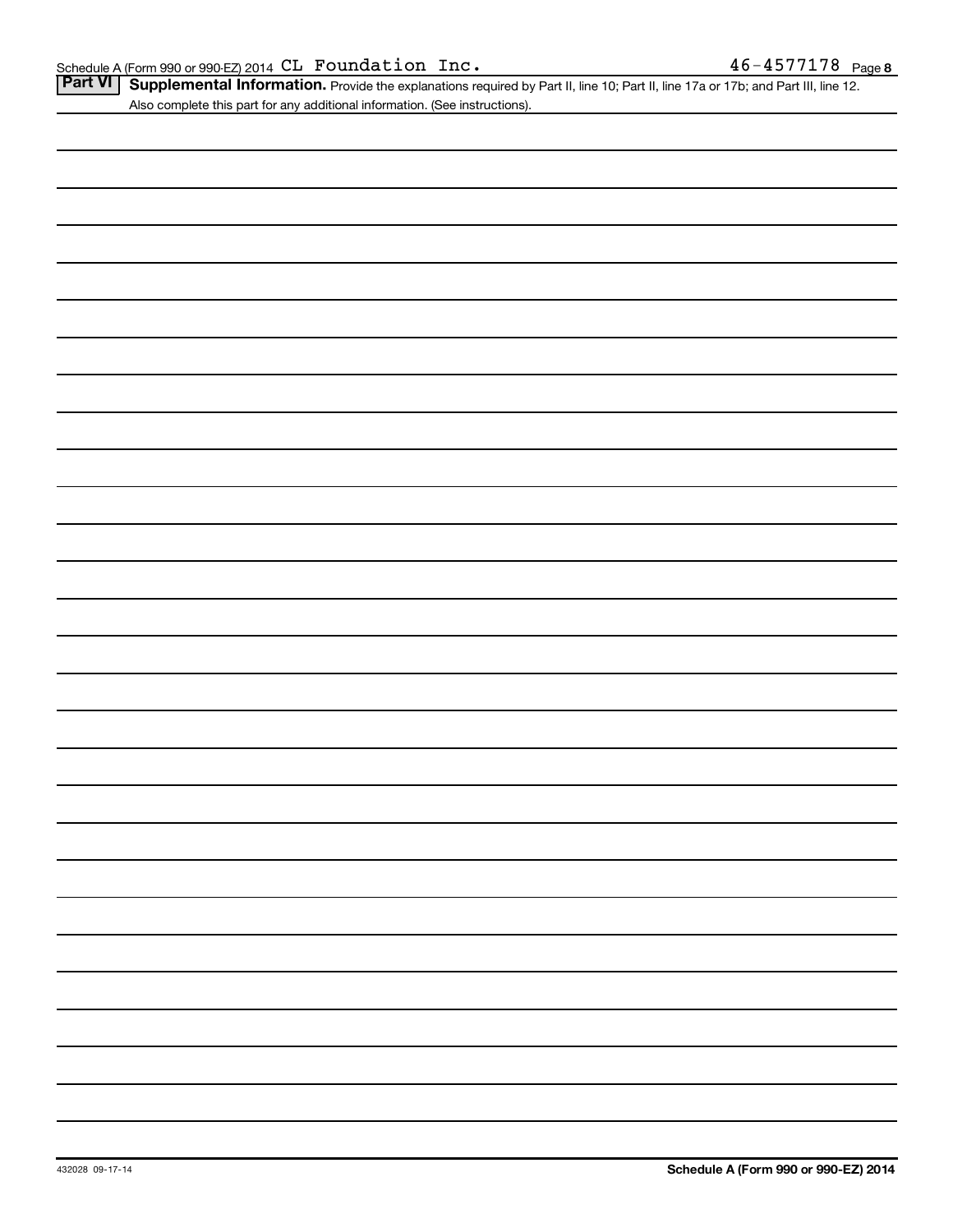Schedule A (Form 990 or 990-EZ) 2014 CL Foundation Inc. 46-4577178 Page 8

## Part VI Supplemental Information.

Provide the explanations required by Part II, line 10; Part II, line 17a or 17b; and Part III, line 12. Also complete this part for any additional information. (See instructions).

432028 09-17-14

**Schedule A (Form 990 or 990-EZ) 2014**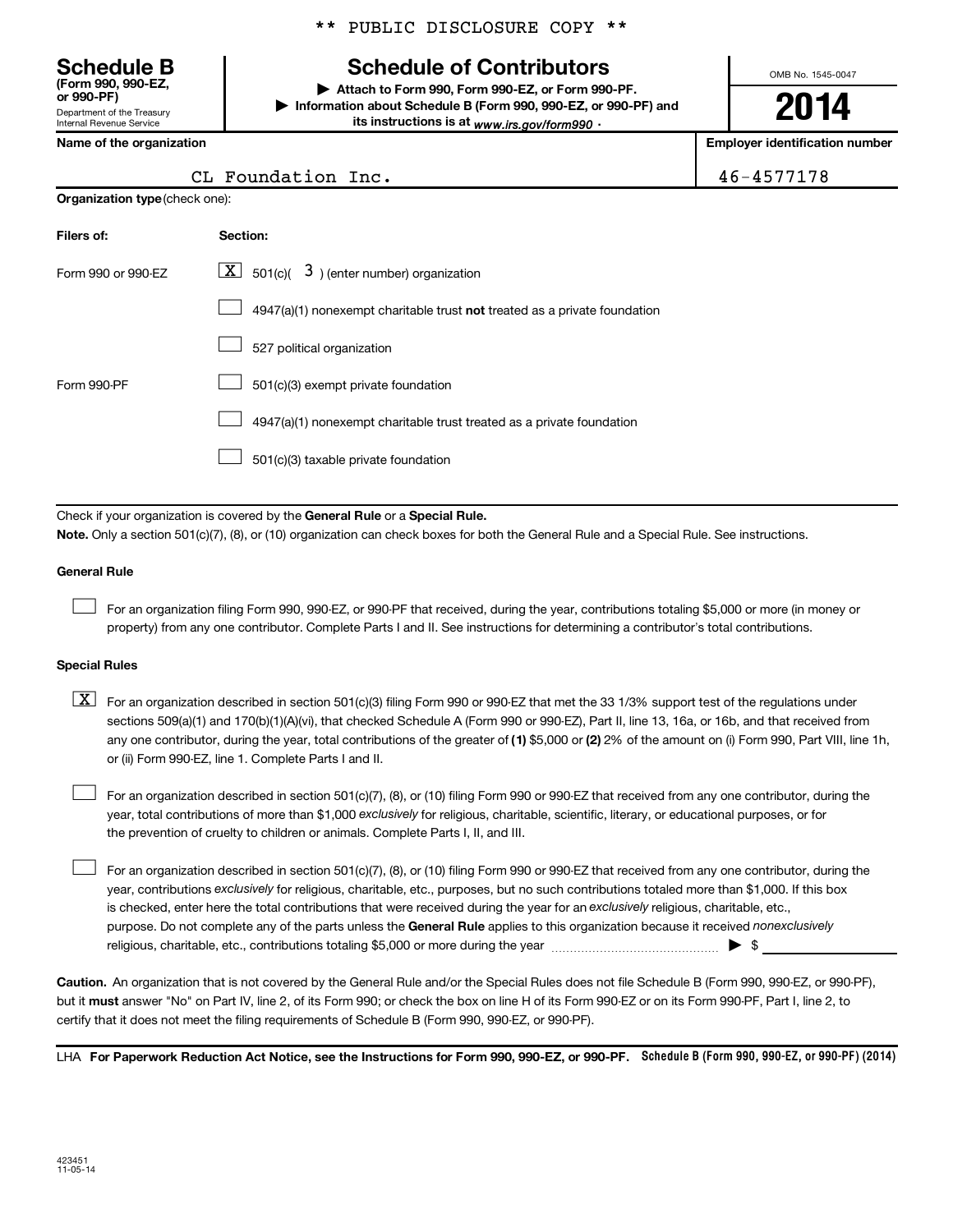** PUBLIC DISCLOSURE COPY **

**Schedule B**
**(Form 990, 990-EZ, or 990-PF)**
Department of the Treasury
Internal Revenue Service

# Schedule of Contributors

▶ **Attach to Form 990, Form 990-EZ, or Form 990-PF.**
▶ **Information about Schedule B (Form 990, 990-EZ, or 990-PF) and its instructions is at** *www.irs.gov/form990* .

OMB No. 1545-0047

**2014**

| **Name of the organization** | **Employer identification number** |
|---|---|
| CL Foundation Inc. | 46-4577178 |

**Organization type** (check one):

| **Filers of:** | **Section:** |
|---|---|
| Form 990 or 990-EZ | [X] 501(c)( 3 ) (enter number) organization |
| | [ ] 4947(a)(1) nonexempt charitable trust **not** treated as a private foundation |
| | [ ] 527 political organization |
| Form 990-PF | [ ] 501(c)(3) exempt private foundation |
| | [ ] 4947(a)(1) nonexempt charitable trust treated as a private foundation |
| | [ ] 501(c)(3) taxable private foundation |

Check if your organization is covered by the **General Rule** or a **Special Rule.**

**Note.** Only a section 501(c)(7), (8), or (10) organization can check boxes for both the General Rule and a Special Rule. See instructions.

**General Rule**

[ ] For an organization filing Form 990, 990-EZ, or 990-PF that received, during the year, contributions totaling $5,000 or more (in money or property) from any one contributor. Complete Parts I and II. See instructions for determining a contributor's total contributions.

**Special Rules**

[X] For an organization described in section 501(c)(3) filing Form 990 or 990-EZ that met the 33 1/3% support test of the regulations under sections 509(a)(1) and 170(b)(1)(A)(vi), that checked Schedule A (Form 990 or 990-EZ), Part II, line 13, 16a, or 16b, and that received from any one contributor, during the year, total contributions of the greater of **(1)** $5,000 or **(2)** 2% of the amount on (i) Form 990, Part VIII, line 1h, or (ii) Form 990-EZ, line 1. Complete Parts I and II.

[ ] For an organization described in section 501(c)(7), (8), or (10) filing Form 990 or 990-EZ that received from any one contributor, during the year, total contributions of more than $1,000 *exclusively* for religious, charitable, scientific, literary, or educational purposes, or for the prevention of cruelty to children or animals. Complete Parts I, II, and III.

[ ] For an organization described in section 501(c)(7), (8), or (10) filing Form 990 or 990-EZ that received from any one contributor, during the year, contributions *exclusively* for religious, charitable, etc., purposes, but no such contributions totaled more than $1,000. If this box is checked, enter here the total contributions that were received during the year for an *exclusively* religious, charitable, etc., purpose. Do not complete any of the parts unless the **General Rule** applies to this organization because it received *nonexclusively* religious, charitable, etc., contributions totaling $5,000 or more during the year ▶ $ ____________

**Caution.** An organization that is not covered by the General Rule and/or the Special Rules does not file Schedule B (Form 990, 990-EZ, or 990-PF), but it **must** answer "No" on Part IV, line 2, of its Form 990; or check the box on line H of its Form 990-EZ or on its Form 990-PF, Part I, line 2, to certify that it does not meet the filing requirements of Schedule B (Form 990, 990-EZ, or 990-PF).

LHA **For Paperwork Reduction Act Notice, see the Instructions for Form 990, 990-EZ, or 990-PF.** **Schedule B (Form 990, 990-EZ, or 990-PF) (2014)**

423451
11-05-14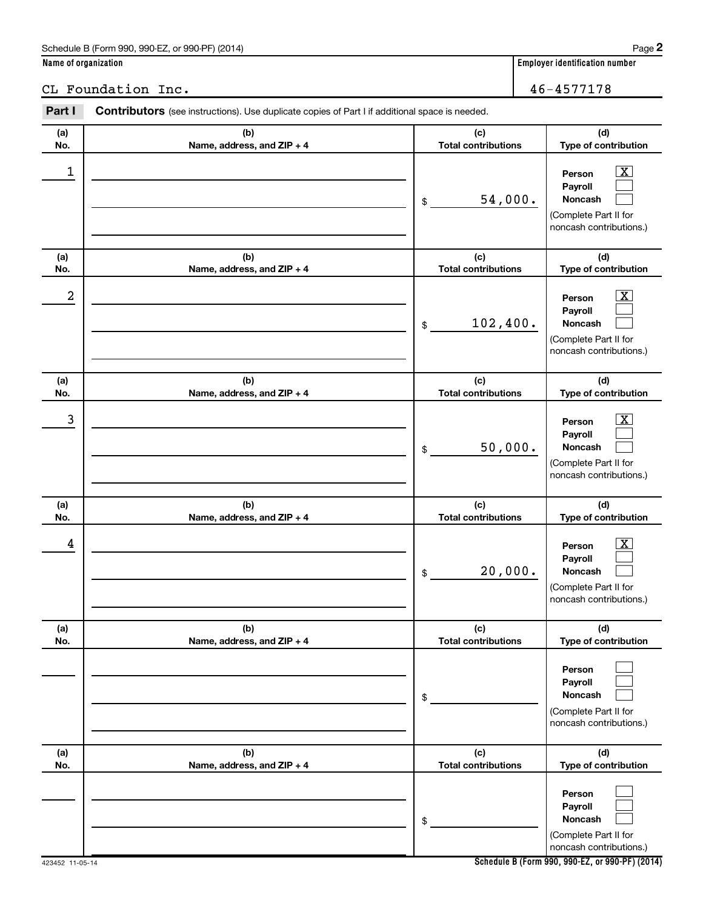Schedule B (Form 990, 990-EZ, or 990-PF) (2014)

**Name of organization**

CL Foundation Inc.

**Employer identification number**

46-4577178

**Part I** **Contributors** (see instructions). Use duplicate copies of Part I if additional space is needed.

| (a) No. | (b) Name, address, and ZIP + 4 | (c) Total contributions | (d) Type of contribution |
|---|---|---|---|
| 1 | | $ 54,000. | Person [X] Payroll [ ] Noncash [ ] (Complete Part II for noncash contributions.) |
| 2 | | $ 102,400. | Person [X] Payroll [ ] Noncash [ ] (Complete Part II for noncash contributions.) |
| 3 | | $ 50,000. | Person [X] Payroll [ ] Noncash [ ] (Complete Part II for noncash contributions.) |
| 4 | | $ 20,000. | Person [X] Payroll [ ] Noncash [ ] (Complete Part II for noncash contributions.) |
| | | $ | Person [ ] Payroll [ ] Noncash [ ] (Complete Part II for noncash contributions.) |
| | | $ | Person [ ] Payroll [ ] Noncash [ ] (Complete Part II for noncash contributions.) |

423452 11-05-14

**Schedule B (Form 990, 990-EZ, or 990-PF) (2014)**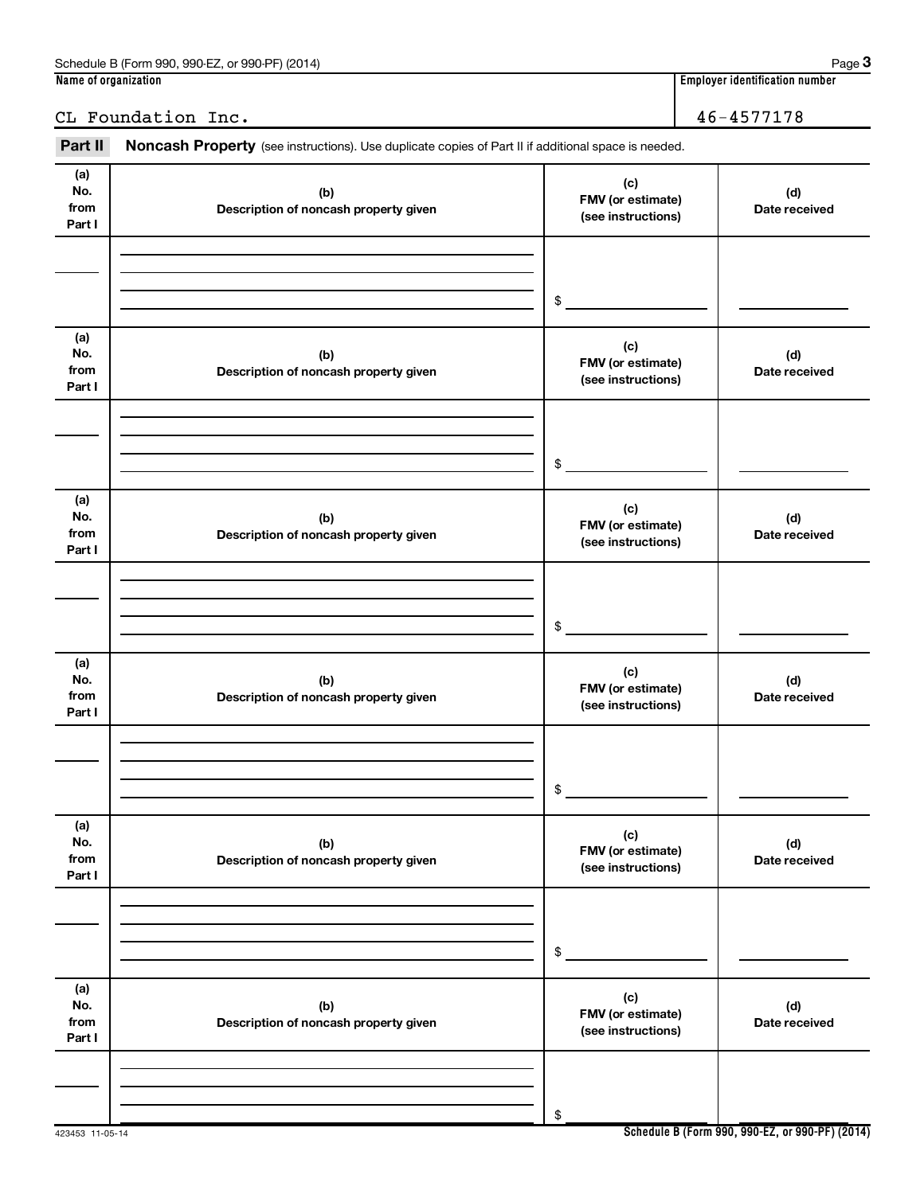Schedule B (Form 990, 990-EZ, or 990-PF) (2014) Page **3**

| Name of organization | Employer identification number |
| --- | --- |
| CL Foundation Inc. | 46-4577178 |

**Part II** **Noncash Property** (see instructions). Use duplicate copies of Part II if additional space is needed.

| (a) No. from Part I | (b) Description of noncash property given | (c) FMV (or estimate) (see instructions) | (d) Date received |
| --- | --- | --- | --- |
| | | $ | |

| (a) No. from Part I | (b) Description of noncash property given | (c) FMV (or estimate) (see instructions) | (d) Date received |
| --- | --- | --- | --- |
| | | $ | |

| (a) No. from Part I | (b) Description of noncash property given | (c) FMV (or estimate) (see instructions) | (d) Date received |
| --- | --- | --- | --- |
| | | $ | |

| (a) No. from Part I | (b) Description of noncash property given | (c) FMV (or estimate) (see instructions) | (d) Date received |
| --- | --- | --- | --- |
| | | $ | |

| (a) No. from Part I | (b) Description of noncash property given | (c) FMV (or estimate) (see instructions) | (d) Date received |
| --- | --- | --- | --- |
| | | $ | |

| (a) No. from Part I | (b) Description of noncash property given | (c) FMV (or estimate) (see instructions) | (d) Date received |
| --- | --- | --- | --- |
| | | $ | |

423453 11-05-14

**Schedule B (Form 990, 990-EZ, or 990-PF) (2014)**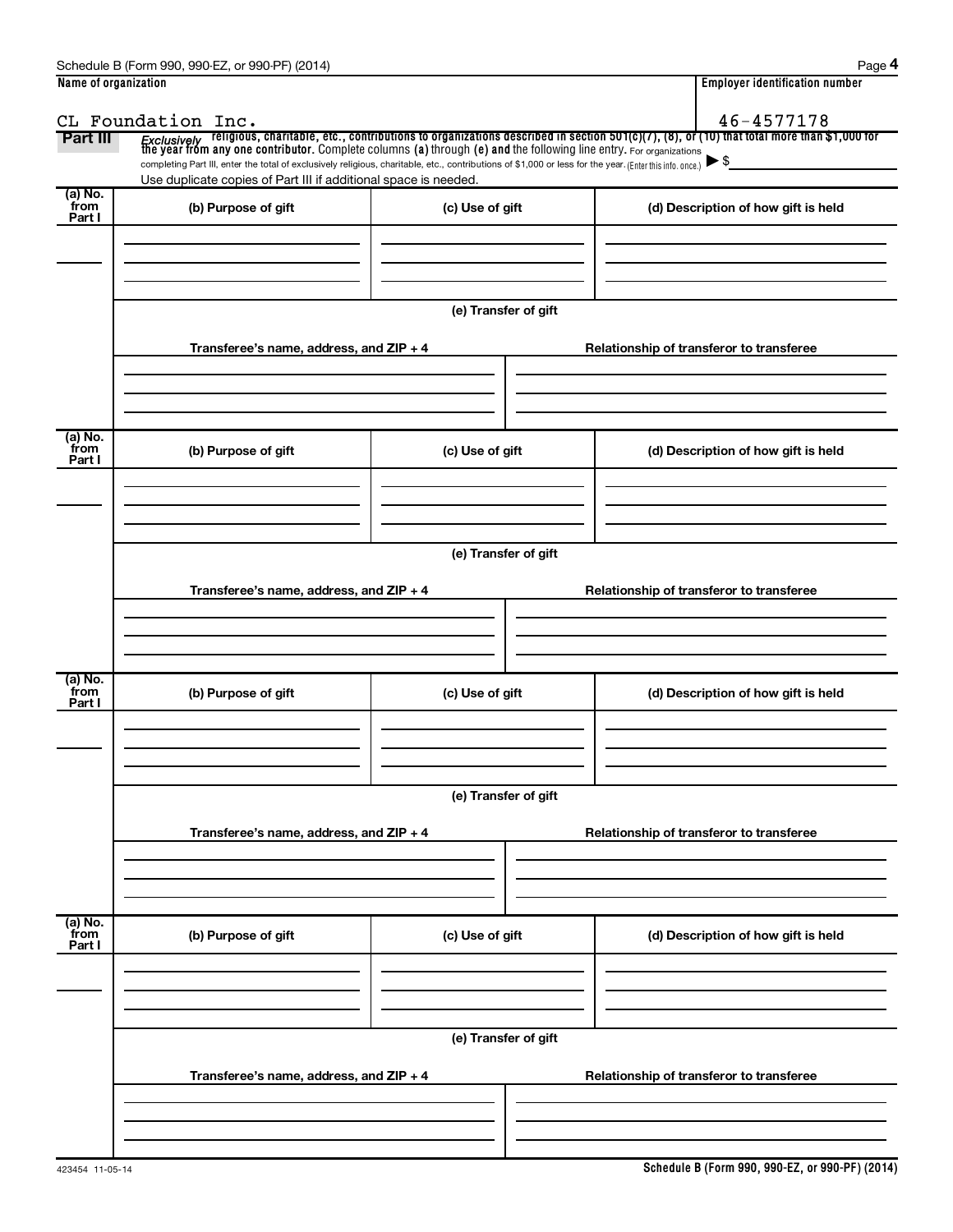Schedule B (Form 990, 990-EZ, or 990-PF) (2014)

| Name of organization | Employer identification number |
|---|---|
| CL Foundation Inc. | 46-4577178 |

**Part III** *Exclusively* religious, charitable, etc., contributions to organizations described in section 501(c)(7), (8), or (10) that total more than $1,000 for the year from any one contributor. Complete columns **(a)** through **(e) and** the following line entry. For organizations completing Part III, enter the total of exclusively religious, charitable, etc., contributions of $1,000 or less for the year. (Enter this info. once.) ▶ $

Use duplicate copies of Part III if additional space is needed.

| (a) No. from Part I | (b) Purpose of gift | (c) Use of gift | (d) Description of how gift is held |
|---|---|---|---|
| | | | |

**(e) Transfer of gift**

| Transferee's name, address, and ZIP + 4 | Relationship of transferor to transferee |
|---|---|
| | |

| (a) No. from Part I | (b) Purpose of gift | (c) Use of gift | (d) Description of how gift is held |
|---|---|---|---|
| | | | |

**(e) Transfer of gift**

| Transferee's name, address, and ZIP + 4 | Relationship of transferor to transferee |
|---|---|
| | |

| (a) No. from Part I | (b) Purpose of gift | (c) Use of gift | (d) Description of how gift is held |
|---|---|---|---|
| | | | |

**(e) Transfer of gift**

| Transferee's name, address, and ZIP + 4 | Relationship of transferor to transferee |
|---|---|
| | |

| (a) No. from Part I | (b) Purpose of gift | (c) Use of gift | (d) Description of how gift is held |
|---|---|---|---|
| | | | |

**(e) Transfer of gift**

| Transferee's name, address, and ZIP + 4 | Relationship of transferor to transferee |
|---|---|
| | |

423454 11-05-14

**Schedule B (Form 990, 990-EZ, or 990-PF) (2014)**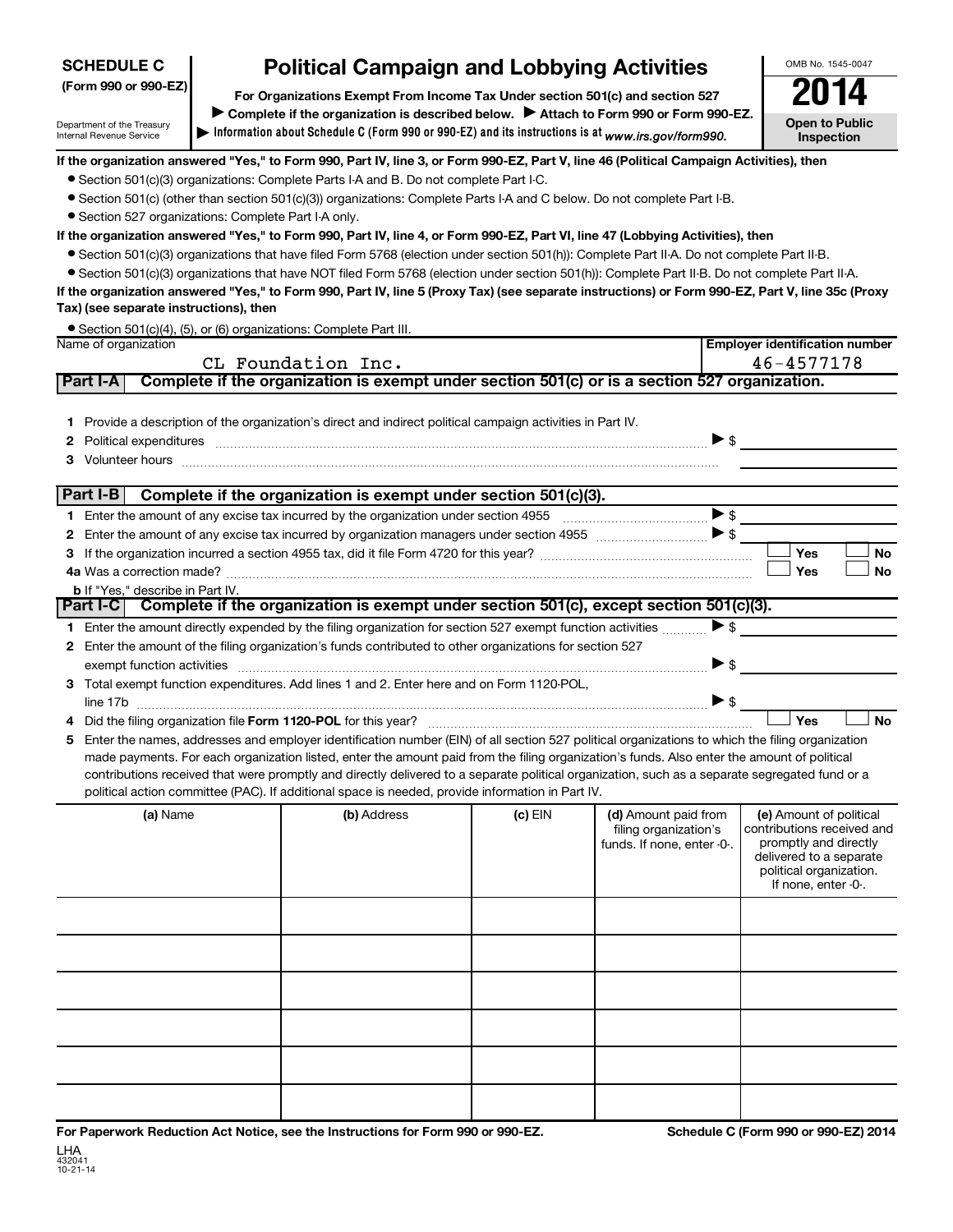**SCHEDULE C (Form 990 or 990-EZ)**

Department of the Treasury
Internal Revenue Service

# Political Campaign and Lobbying Activities

**For Organizations Exempt From Income Tax Under section 501(c) and section 527**

▶ **Complete if the organization is described below.** ▶ **Attach to Form 990 or Form 990-EZ.**

▶ **Information about Schedule C (Form 990 or 990-EZ) and its instructions is at** *www.irs.gov/form990.*

OMB No. 1545-0047

**2014**

**Open to Public Inspection**

**If the organization answered "Yes," to Form 990, Part IV, line 3, or Form 990-EZ, Part V, line 46 (Political Campaign Activities), then**

- Section 501(c)(3) organizations: Complete Parts I-A and B. Do not complete Part I-C.
- Section 501(c) (other than section 501(c)(3)) organizations: Complete Parts I-A and C below. Do not complete Part I-B.
- Section 527 organizations: Complete Part I-A only.

**If the organization answered "Yes," to Form 990, Part IV, line 4, or Form 990-EZ, Part VI, line 47 (Lobbying Activities), then**

- Section 501(c)(3) organizations that have filed Form 5768 (election under section 501(h)): Complete Part II-A. Do not complete Part II-B.
- Section 501(c)(3) organizations that have NOT filed Form 5768 (election under section 501(h)): Complete Part II-B. Do not complete Part II-A.

**If the organization answered "Yes," to Form 990, Part IV, line 5 (Proxy Tax) (see separate instructions) or Form 990-EZ, Part V, line 35c (Proxy Tax) (see separate instructions), then**

- Section 501(c)(4), (5), or (6) organizations: Complete Part III.

| Name of organization | Employer identification number |
|---|---|
| CL Foundation Inc. | 46-4577178 |

## Part I-A Complete if the organization is exempt under section 501(c) or is a section 527 organization.

1. Provide a description of the organization's direct and indirect political campaign activities in Part IV.
2. Political expenditures ▶ $
3. Volunteer hours

## Part I-B Complete if the organization is exempt under section 501(c)(3).

1. Enter the amount of any excise tax incurred by the organization under section 4955 ▶ $
2. Enter the amount of any excise tax incurred by organization managers under section 4955 ▶ $
3. If the organization incurred a section 4955 tax, did it file Form 4720 for this year? ☐ Yes ☐ No

4a. Was a correction made? ☐ Yes ☐ No

b. If "Yes," describe in Part IV.

## Part I-C Complete if the organization is exempt under section 501(c), except section 501(c)(3).

1. Enter the amount directly expended by the filing organization for section 527 exempt function activities ▶ $
2. Enter the amount of the filing organization's funds contributed to other organizations for section 527 exempt function activities ▶ $
3. Total exempt function expenditures. Add lines 1 and 2. Enter here and on Form 1120-POL, line 17b ▶ $
4. Did the filing organization file **Form 1120-POL** for this year? ☐ Yes ☐ No
5. Enter the names, addresses and employer identification number (EIN) of all section 527 political organizations to which the filing organization made payments. For each organization listed, enter the amount paid from the filing organization's funds. Also enter the amount of political contributions received that were promptly and directly delivered to a separate political organization, such as a separate segregated fund or a political action committee (PAC). If additional space is needed, provide information in Part IV.

| (a) Name | (b) Address | (c) EIN | (d) Amount paid from filing organization's funds. If none, enter -0-. | (e) Amount of political contributions received and promptly and directly delivered to a separate political organization. If none, enter -0-. |
|---|---|---|---|---|
| | | | | |
| | | | | |
| | | | | |
| | | | | |
| | | | | |
| | | | | |

**For Paperwork Reduction Act Notice, see the Instructions for Form 990 or 990-EZ.** **Schedule C (Form 990 or 990-EZ) 2014**

LHA
432041
10-21-14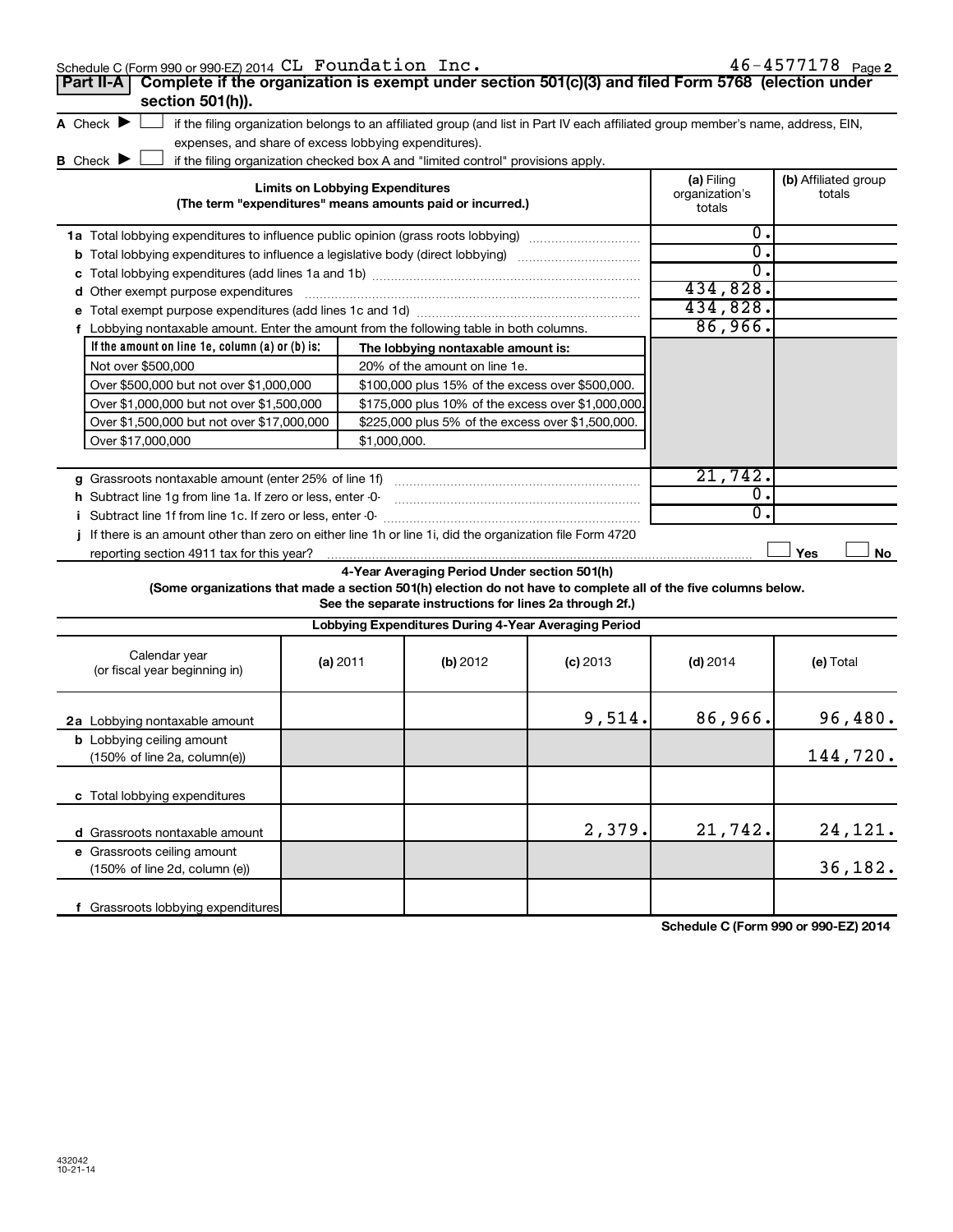Schedule C (Form 990 or 990-EZ) 2014 CL Foundation Inc. 46-4577178 Page 2

## Part II-A Complete if the organization is exempt under section 501(c)(3) and filed Form 5768 (election under section 501(h)).

A Check ▶ ☐ if the filing organization belongs to an affiliated group (and list in Part IV each affiliated group member's name, address, EIN, expenses, and share of excess lobbying expenditures).

B Check ▶ ☐ if the filing organization checked box A and "limited control" provisions apply.

| Limits on Lobbying Expenditures (The term "expenditures" means amounts paid or incurred.) | (a) Filing organization's totals | (b) Affiliated group totals |
|---|---|---|
| 1a Total lobbying expenditures to influence public opinion (grass roots lobbying) | 0. | |
| b Total lobbying expenditures to influence a legislative body (direct lobbying) | 0. | |
| c Total lobbying expenditures (add lines 1a and 1b) | 0. | |
| d Other exempt purpose expenditures | 434,828. | |
| e Total exempt purpose expenditures (add lines 1c and 1d) | 434,828. | |
| f Lobbying nontaxable amount. Enter the amount from the following table in both columns. | 86,966. | |

| If the amount on line 1e, column (a) or (b) is: | The lobbying nontaxable amount is: |
|---|---|
| Not over $500,000 | 20% of the amount on line 1e. |
| Over $500,000 but not over $1,000,000 | $100,000 plus 15% of the excess over $500,000. |
| Over $1,000,000 but not over $1,500,000 | $175,000 plus 10% of the excess over $1,000,000. |
| Over $1,500,000 but not over $17,000,000 | $225,000 plus 5% of the excess over $1,500,000. |
| Over $17,000,000 | $1,000,000. |

| | (a) Filing organization's totals | (b) Affiliated group totals |
|---|---|---|
| g Grassroots nontaxable amount (enter 25% of line 1f) | 21,742. | |
| h Subtract line 1g from line 1a. If zero or less, enter -0- | 0. | |
| i Subtract line 1f from line 1c. If zero or less, enter -0- | 0. | |

j If there is an amount other than zero on either line 1h or line 1i, did the organization file Form 4720 reporting section 4911 tax for this year? ☐ Yes ☐ No

### 4-Year Averaging Period Under section 501(h)

**(Some organizations that made a section 501(h) election do not have to complete all of the five columns below. See the separate instructions for lines 2a through 2f.)**

| Lobbying Expenditures During 4-Year Averaging Period | | | | | |
|---|---|---|---|---|---|
| Calendar year (or fiscal year beginning in) | (a) 2011 | (b) 2012 | (c) 2013 | (d) 2014 | (e) Total |
| 2a Lobbying nontaxable amount | | | 9,514. | 86,966. | 96,480. |
| b Lobbying ceiling amount (150% of line 2a, column(e)) | | | | | 144,720. |
| c Total lobbying expenditures | | | | | |
| d Grassroots nontaxable amount | | | 2,379. | 21,742. | 24,121. |
| e Grassroots ceiling amount (150% of line 2d, column (e)) | | | | | 36,182. |
| f Grassroots lobbying expenditures | | | | | |

Schedule C (Form 990 or 990-EZ) 2014

432042 10-21-14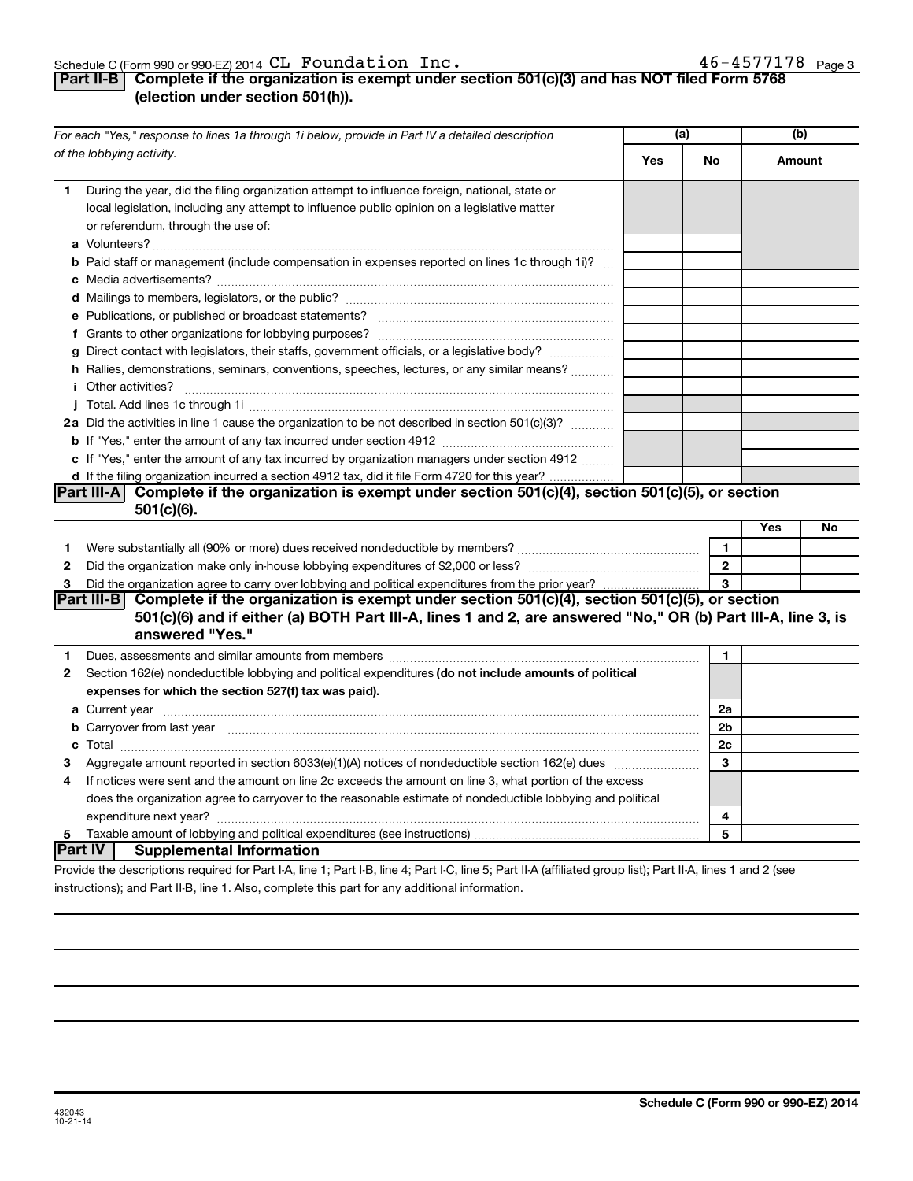Schedule C (Form 990 or 990-EZ) 2014 CL Foundation Inc. 46-4577178

## Part II-B Complete if the organization is exempt under section 501(c)(3) and has NOT filed Form 5768 (election under section 501(h)).

| For each "Yes," response to lines 1a through 1i below, provide in Part IV a detailed description of the lobbying activity. | (a) | | (b) |
|---|---|---|---|
| | Yes | No | Amount |
| **1** During the year, did the filing organization attempt to influence foreign, national, state or local legislation, including any attempt to influence public opinion on a legislative matter or referendum, through the use of: | | | |
| **a** Volunteers? | | | |
| **b** Paid staff or management (include compensation in expenses reported on lines 1c through 1i)? | | | |
| **c** Media advertisements? | | | |
| **d** Mailings to members, legislators, or the public? | | | |
| **e** Publications, or published or broadcast statements? | | | |
| **f** Grants to other organizations for lobbying purposes? | | | |
| **g** Direct contact with legislators, their staffs, government officials, or a legislative body? | | | |
| **h** Rallies, demonstrations, seminars, conventions, speeches, lectures, or any similar means? | | | |
| **i** Other activities? | | | |
| **j** Total. Add lines 1c through 1i | | | |
| **2a** Did the activities in line 1 cause the organization to be not described in section 501(c)(3)? | | | |
| **b** If "Yes," enter the amount of any tax incurred under section 4912 | | | |
| **c** If "Yes," enter the amount of any tax incurred by organization managers under section 4912 | | | |
| **d** If the filing organization incurred a section 4912 tax, did it file Form 4720 for this year? | | | |

## Part III-A Complete if the organization is exempt under section 501(c)(4), section 501(c)(5), or section 501(c)(6).

| | | | Yes | No |
|---|---|---|---|---|
| **1** | Were substantially all (90% or more) dues received nondeductible by members? | 1 | | |
| **2** | Did the organization make only in-house lobbying expenditures of $2,000 or less? | 2 | | |
| **3** | Did the organization agree to carry over lobbying and political expenditures from the prior year? | 3 | | |

## Part III-B Complete if the organization is exempt under section 501(c)(4), section 501(c)(5), or section 501(c)(6) and if either (a) BOTH Part III-A, lines 1 and 2, are answered "No," OR (b) Part III-A, line 3, is answered "Yes."

| | | | |
|---|---|---|---|
| **1** | Dues, assessments and similar amounts from members | 1 | |
| **2** | Section 162(e) nondeductible lobbying and political expenditures **(do not include amounts of political expenses for which the section 527(f) tax was paid).** | | |
| **a** | Current year | 2a | |
| **b** | Carryover from last year | 2b | |
| **c** | Total | 2c | |
| **3** | Aggregate amount reported in section 6033(e)(1)(A) notices of nondeductible section 162(e) dues | 3 | |
| **4** | If notices were sent and the amount on line 2c exceeds the amount on line 3, what portion of the excess does the organization agree to carryover to the reasonable estimate of nondeductible lobbying and political expenditure next year? | 4 | |
| **5** | Taxable amount of lobbying and political expenditures (see instructions) | 5 | |

## Part IV Supplemental Information

Provide the descriptions required for Part I-A, line 1; Part I-B, line 4; Part I-C, line 5; Part II-A (affiliated group list); Part II-A, lines 1 and 2 (see instructions); and Part II-B, line 1. Also, complete this part for any additional information.

Schedule C (Form 990 or 990-EZ) 2014

432043
10-21-14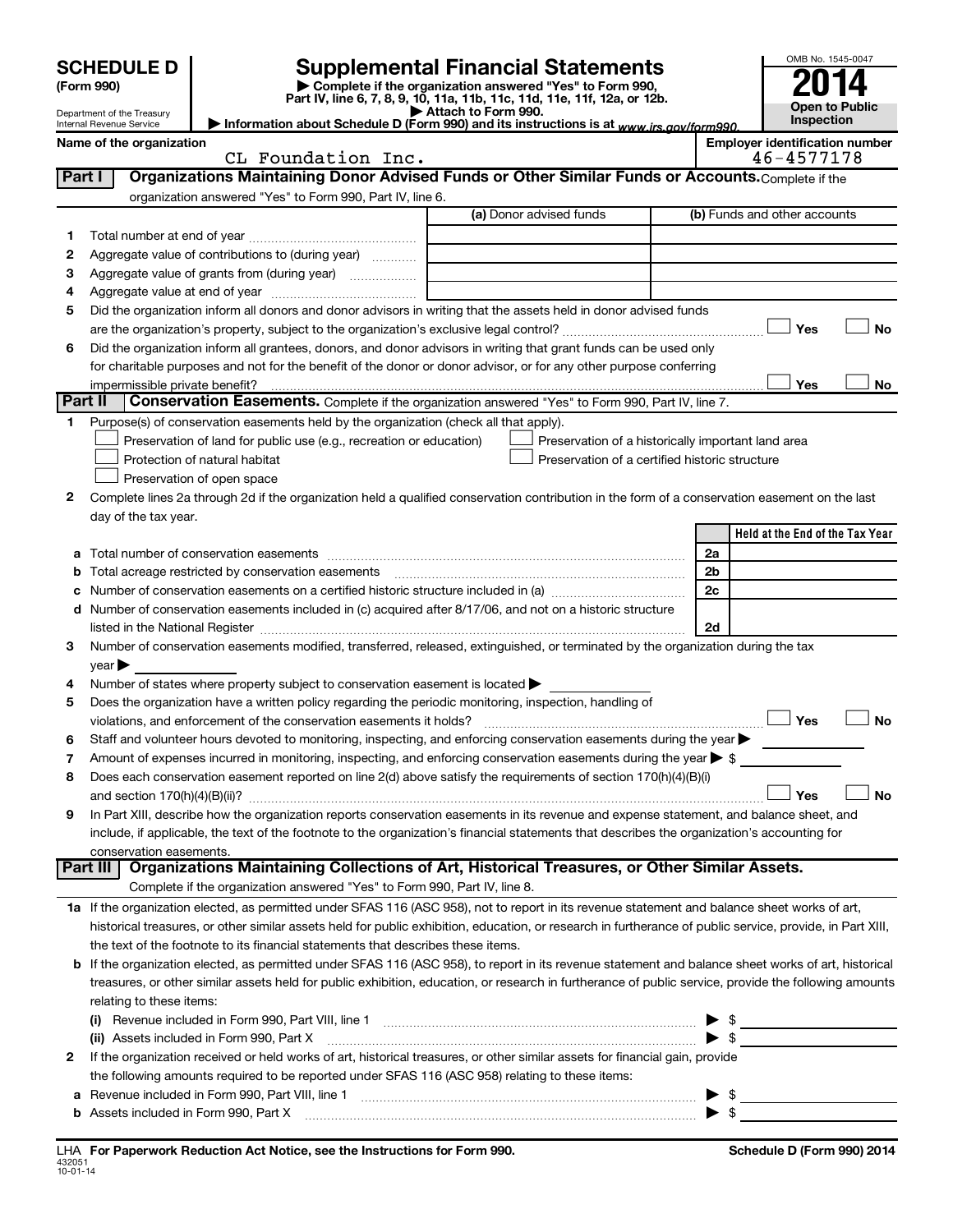# SCHEDULE D (Form 990)

Department of the Treasury
Internal Revenue Service

## Supplemental Financial Statements

▶ Complete if the organization answered "Yes" to Form 990, Part IV, line 6, 7, 8, 9, 10, 11a, 11b, 11c, 11d, 11e, 11f, 12a, or 12b.
▶ Attach to Form 990.
▶ Information about Schedule D (Form 990) and its instructions is at www.irs.gov/form990.

OMB No. 1545-0047

**2014**

**Open to Public Inspection**

**Name of the organization:** CL Foundation Inc.

**Employer identification number:** 46-4577178

### Part I — Organizations Maintaining Donor Advised Funds or Other Similar Funds or Accounts. Complete if the organization answered "Yes" to Form 990, Part IV, line 6.

| | | (a) Donor advised funds | (b) Funds and other accounts |
|---|---|---|---|
| 1 | Total number at end of year | | |
| 2 | Aggregate value of contributions to (during year) | | |
| 3 | Aggregate value of grants from (during year) | | |
| 4 | Aggregate value at end of year | | |

5 Did the organization inform all donors and donor advisors in writing that the assets held in donor advised funds are the organization's property, subject to the organization's exclusive legal control? ☐ Yes ☐ No

6 Did the organization inform all grantees, donors, and donor advisors in writing that grant funds can be used only for charitable purposes and not for the benefit of the donor or donor advisor, or for any other purpose conferring impermissible private benefit? ☐ Yes ☐ No

### Part II — Conservation Easements. Complete if the organization answered "Yes" to Form 990, Part IV, line 7.

1 Purpose(s) of conservation easements held by the organization (check all that apply).

- ☐ Preservation of land for public use (e.g., recreation or education)
- ☐ Protection of natural habitat
- ☐ Preservation of open space
- ☐ Preservation of a historically important land area
- ☐ Preservation of a certified historic structure

2 Complete lines 2a through 2d if the organization held a qualified conservation contribution in the form of a conservation easement on the last day of the tax year.

| | | | Held at the End of the Tax Year |
|---|---|---|---|
| a | Total number of conservation easements | 2a | |
| b | Total acreage restricted by conservation easements | 2b | |
| c | Number of conservation easements on a certified historic structure included in (a) | 2c | |
| d | Number of conservation easements included in (c) acquired after 8/17/06, and not on a historic structure listed in the National Register | 2d | |

3 Number of conservation easements modified, transferred, released, extinguished, or terminated by the organization during the tax year ▶

4 Number of states where property subject to conservation easement is located ▶

5 Does the organization have a written policy regarding the periodic monitoring, inspection, handling of violations, and enforcement of the conservation easements it holds? ☐ Yes ☐ No

6 Staff and volunteer hours devoted to monitoring, inspecting, and enforcing conservation easements during the year ▶

7 Amount of expenses incurred in monitoring, inspecting, and enforcing conservation easements during the year ▶ $

8 Does each conservation easement reported on line 2(d) above satisfy the requirements of section 170(h)(4)(B)(i) and section 170(h)(4)(B)(ii)? ☐ Yes ☐ No

9 In Part XIII, describe how the organization reports conservation easements in its revenue and expense statement, and balance sheet, and include, if applicable, the text of the footnote to the organization's financial statements that describes the organization's accounting for conservation easements.

### Part III — Organizations Maintaining Collections of Art, Historical Treasures, or Other Similar Assets. Complete if the organization answered "Yes" to Form 990, Part IV, line 8.

1a If the organization elected, as permitted under SFAS 116 (ASC 958), not to report in its revenue statement and balance sheet works of art, historical treasures, or other similar assets held for public exhibition, education, or research in furtherance of public service, provide, in Part XIII, the text of the footnote to its financial statements that describes these items.

b If the organization elected, as permitted under SFAS 116 (ASC 958), to report in its revenue statement and balance sheet works of art, historical treasures, or other similar assets held for public exhibition, education, or research in furtherance of public service, provide the following amounts relating to these items:

(i) Revenue included in Form 990, Part VIII, line 1 ▶ $

(ii) Assets included in Form 990, Part X ▶ $

2 If the organization received or held works of art, historical treasures, or other similar assets for financial gain, provide the following amounts required to be reported under SFAS 116 (ASC 958) relating to these items:

a Revenue included in Form 990, Part VIII, line 1 ▶ $

b Assets included in Form 990, Part X ▶ $

LHA For Paperwork Reduction Act Notice, see the Instructions for Form 990.

432051
10-01-14

Schedule D (Form 990) 2014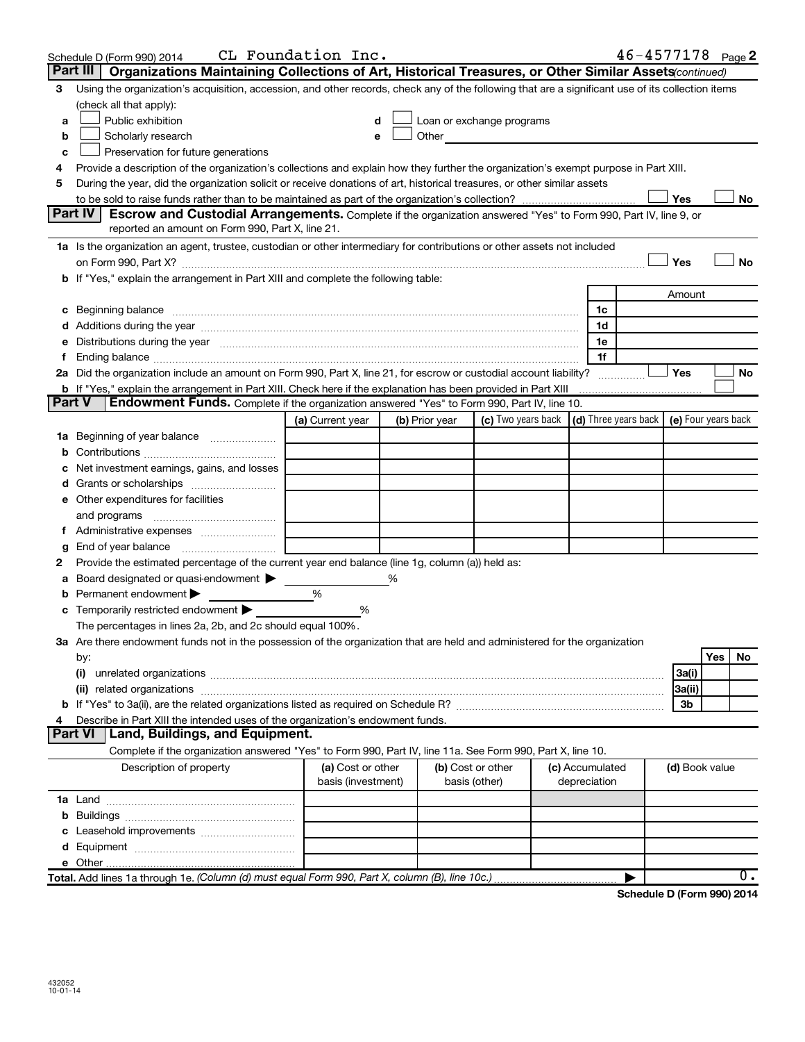Schedule D (Form 990) 2014 CL Foundation Inc. 46-4577178 Page 2

## Part III Organizations Maintaining Collections of Art, Historical Treasures, or Other Similar Assets *(continued)*

**3** Using the organization's acquisition, accession, and other records, check any of the following that are a significant use of its collection items (check all that apply):

- **a** ☐ Public exhibition
- **b** ☐ Scholarly research
- **c** ☐ Preservation for future generations
- **d** ☐ Loan or exchange programs
- **e** ☐ Other

**4** Provide a description of the organization's collections and explain how they further the organization's exempt purpose in Part XIII.

**5** During the year, did the organization solicit or receive donations of art, historical treasures, or other similar assets to be sold to raise funds rather than to be maintained as part of the organization's collection? ☐ Yes ☐ No

## Part IV Escrow and Custodial Arrangements.

Complete if the organization answered "Yes" to Form 990, Part IV, line 9, or reported an amount on Form 990, Part X, line 21.

**1a** Is the organization an agent, trustee, custodian or other intermediary for contributions or other assets not included on Form 990, Part X? ☐ Yes ☐ No

**b** If "Yes," explain the arrangement in Part XIII and complete the following table:

| | | Amount |
|---|---|---|
| **c** Beginning balance | 1c | |
| **d** Additions during the year | 1d | |
| **e** Distributions during the year | 1e | |
| **f** Ending balance | 1f | |

**2a** Did the organization include an amount on Form 990, Part X, line 21, for escrow or custodial account liability? ☐ Yes ☐ No

**b** If "Yes," explain the arrangement in Part XIII. Check here if the explanation has been provided in Part XIII ☐

## Part V Endowment Funds.

Complete if the organization answered "Yes" to Form 990, Part IV, line 10.

| | (a) Current year | (b) Prior year | (c) Two years back | (d) Three years back | (e) Four years back |
|---|---|---|---|---|---|
| **1a** Beginning of year balance | | | | | |
| **b** Contributions | | | | | |
| **c** Net investment earnings, gains, and losses | | | | | |
| **d** Grants or scholarships | | | | | |
| **e** Other expenditures for facilities and programs | | | | | |
| **f** Administrative expenses | | | | | |
| **g** End of year balance | | | | | |

**2** Provide the estimated percentage of the current year end balance (line 1g, column (a)) held as:

- **a** Board designated or quasi-endowment ▶ %
- **b** Permanent endowment ▶ %
- **c** Temporarily restricted endowment ▶ %

The percentages in lines 2a, 2b, and 2c should equal 100%.

**3a** Are there endowment funds not in the possession of the organization that are held and administered for the organization by:

| | | Yes | No |
|---|---|---|---|
| **(i)** unrelated organizations | 3a(i) | | |
| **(ii)** related organizations | 3a(ii) | | |
| **b** If "Yes" to 3a(ii), are the related organizations listed as required on Schedule R? | 3b | | |

**4** Describe in Part XIII the intended uses of the organization's endowment funds.

## Part VI Land, Buildings, and Equipment.

Complete if the organization answered "Yes" to Form 990, Part IV, line 11a. See Form 990, Part X, line 10.

| Description of property | (a) Cost or other basis (investment) | (b) Cost or other basis (other) | (c) Accumulated depreciation | (d) Book value |
|---|---|---|---|---|
| **1a** Land | | | | |
| **b** Buildings | | | | |
| **c** Leasehold improvements | | | | |
| **d** Equipment | | | | |
| **e** Other | | | | |
| **Total.** Add lines 1a through 1e. *(Column (d) must equal Form 990, Part X, column (B), line 10c.)* ▶ | | | | 0. |

**Schedule D (Form 990) 2014**

432052
10-01-14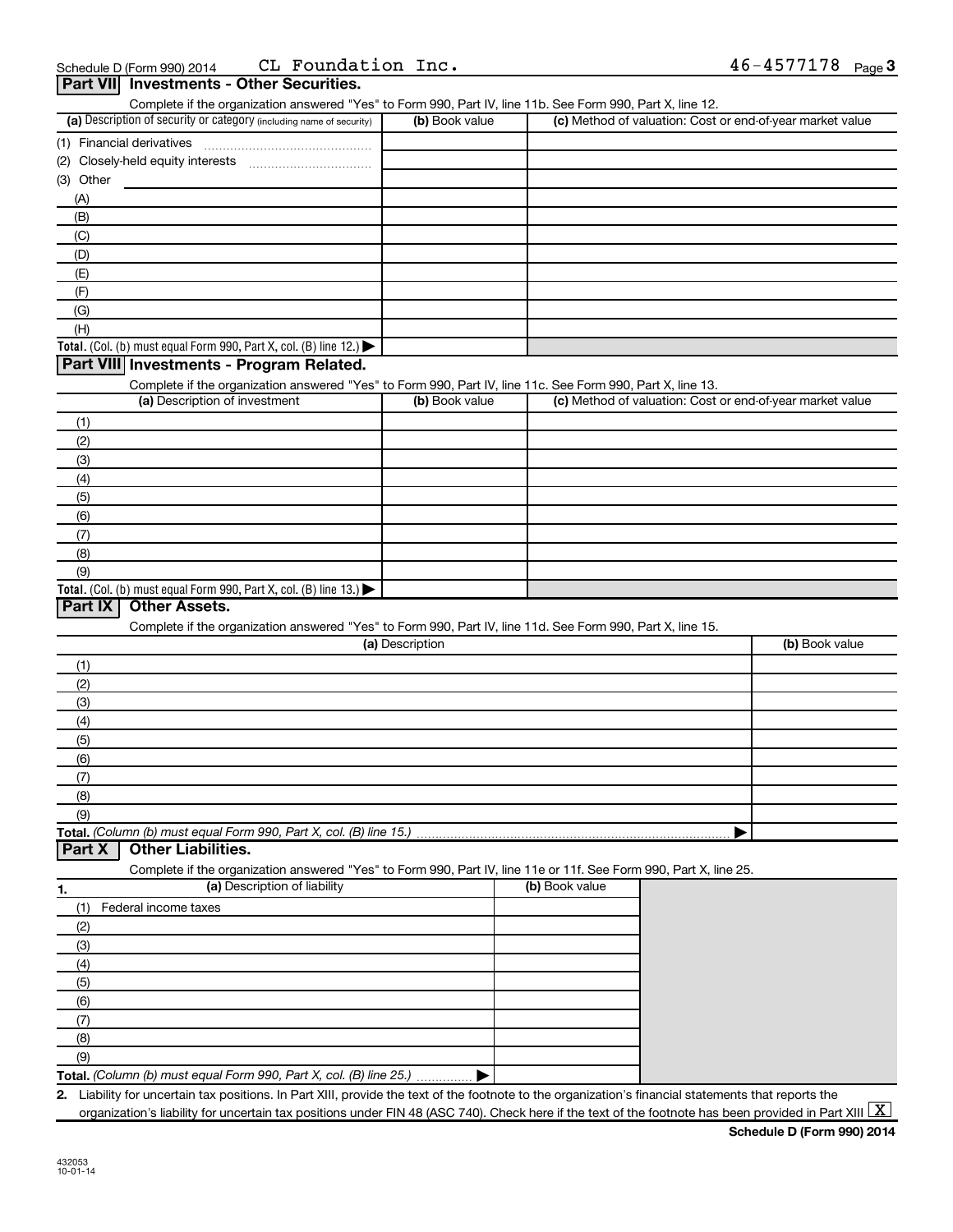Schedule D (Form 990) 2014 CL Foundation Inc. 46-4577178

## Part VII Investments - Other Securities.

Complete if the organization answered "Yes" to Form 990, Part IV, line 11b. See Form 990, Part X, line 12.

| (a) Description of security or category (including name of security) | (b) Book value | (c) Method of valuation: Cost or end-of-year market value |
|---|---|---|
| (1) Financial derivatives | | |
| (2) Closely-held equity interests | | |
| (3) Other | | |
| (A) | | |
| (B) | | |
| (C) | | |
| (D) | | |
| (E) | | |
| (F) | | |
| (G) | | |
| (H) | | |
| **Total.** (Col. (b) must equal Form 990, Part X, col. (B) line 12.) ▶ | | |

## Part VIII Investments - Program Related.

Complete if the organization answered "Yes" to Form 990, Part IV, line 11c. See Form 990, Part X, line 13.

| (a) Description of investment | (b) Book value | (c) Method of valuation: Cost or end-of-year market value |
|---|---|---|
| (1) | | |
| (2) | | |
| (3) | | |
| (4) | | |
| (5) | | |
| (6) | | |
| (7) | | |
| (8) | | |
| (9) | | |
| **Total.** (Col. (b) must equal Form 990, Part X, col. (B) line 13.) ▶ | | |

## Part IX Other Assets.

Complete if the organization answered "Yes" to Form 990, Part IV, line 11d. See Form 990, Part X, line 15.

| (a) Description | (b) Book value |
|---|---|
| (1) | |
| (2) | |
| (3) | |
| (4) | |
| (5) | |
| (6) | |
| (7) | |
| (8) | |
| (9) | |
| **Total.** *(Column (b) must equal Form 990, Part X, col. (B) line 15.)* ▶ | |

## Part X Other Liabilities.

Complete if the organization answered "Yes" to Form 990, Part IV, line 11e or 11f. See Form 990, Part X, line 25.

| 1. (a) Description of liability | (b) Book value |
|---|---|
| (1) Federal income taxes | |
| (2) | |
| (3) | |
| (4) | |
| (5) | |
| (6) | |
| (7) | |
| (8) | |
| (9) | |
| **Total.** *(Column (b) must equal Form 990, Part X, col. (B) line 25.)* ▶ | |

2. Liability for uncertain tax positions. In Part XIII, provide the text of the footnote to the organization's financial statements that reports the organization's liability for uncertain tax positions under FIN 48 (ASC 740). Check here if the text of the footnote has been provided in Part XIII [X]

**Schedule D (Form 990) 2014**

432053 10-01-14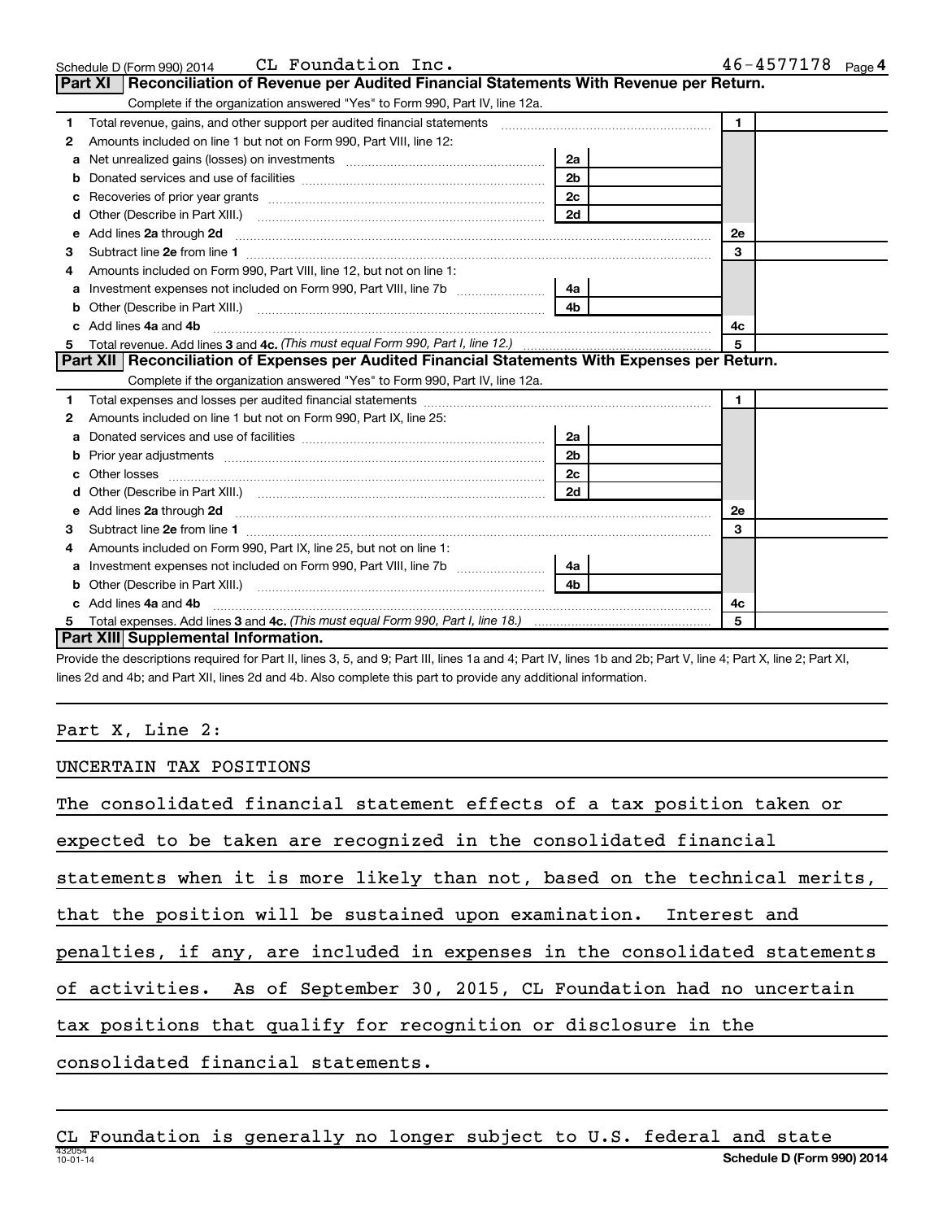Schedule D (Form 990) 2014 CL Foundation Inc. 46-4577178 Page 4

## Part XI Reconciliation of Revenue per Audited Financial Statements With Revenue per Return.

Complete if the organization answered "Yes" to Form 990, Part IV, line 12a.

| | | | | | |
|---|---|---|---|---|---|
| 1 | Total revenue, gains, and other support per audited financial statements | | | 1 | |
| 2 | Amounts included on line 1 but not on Form 990, Part VIII, line 12: | | | | |
| a | Net unrealized gains (losses) on investments | 2a | | | |
| b | Donated services and use of facilities | 2b | | | |
| c | Recoveries of prior year grants | 2c | | | |
| d | Other (Describe in Part XIII.) | 2d | | | |
| e | Add lines 2a through 2d | | | 2e | |
| 3 | Subtract line 2e from line 1 | | | 3 | |
| 4 | Amounts included on Form 990, Part VIII, line 12, but not on line 1: | | | | |
| a | Investment expenses not included on Form 990, Part VIII, line 7b | 4a | | | |
| b | Other (Describe in Part XIII.) | 4b | | | |
| c | Add lines 4a and 4b | | | 4c | |
| 5 | Total revenue. Add lines 3 and 4c. *(This must equal Form 990, Part I, line 12.)* | | | 5 | |

## Part XII Reconciliation of Expenses per Audited Financial Statements With Expenses per Return.

Complete if the organization answered "Yes" to Form 990, Part IV, line 12a.

| | | | | | |
|---|---|---|---|---|---|
| 1 | Total expenses and losses per audited financial statements | | | 1 | |
| 2 | Amounts included on line 1 but not on Form 990, Part IX, line 25: | | | | |
| a | Donated services and use of facilities | 2a | | | |
| b | Prior year adjustments | 2b | | | |
| c | Other losses | 2c | | | |
| d | Other (Describe in Part XIII.) | 2d | | | |
| e | Add lines 2a through 2d | | | 2e | |
| 3 | Subtract line 2e from line 1 | | | 3 | |
| 4 | Amounts included on Form 990, Part IX, line 25, but not on line 1: | | | | |
| a | Investment expenses not included on Form 990, Part VIII, line 7b | 4a | | | |
| b | Other (Describe in Part XIII.) | 4b | | | |
| c | Add lines 4a and 4b | | | 4c | |
| 5 | Total expenses. Add lines 3 and 4c. *(This must equal Form 990, Part I, line 18.)* | | | 5 | |

## Part XIII Supplemental Information.

Provide the descriptions required for Part II, lines 3, 5, and 9; Part III, lines 1a and 4; Part IV, lines 1b and 2b; Part V, line 4; Part X, line 2; Part XI, lines 2d and 4b; and Part XII, lines 2d and 4b. Also complete this part to provide any additional information.

Part X, Line 2:

UNCERTAIN TAX POSITIONS

The consolidated financial statement effects of a tax position taken or expected to be taken are recognized in the consolidated financial statements when it is more likely than not, based on the technical merits, that the position will be sustained upon examination. Interest and penalties, if any, are included in expenses in the consolidated statements of activities. As of September 30, 2015, CL Foundation had no uncertain tax positions that qualify for recognition or disclosure in the consolidated financial statements.

CL Foundation is generally no longer subject to U.S. federal and state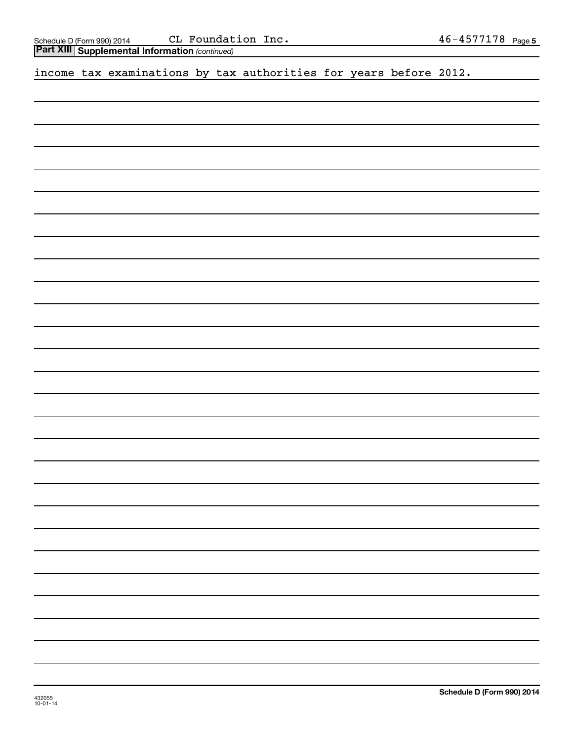**Part XIII** **Supplemental Information** *(continued)*

income tax examinations by tax authorities for years before 2012.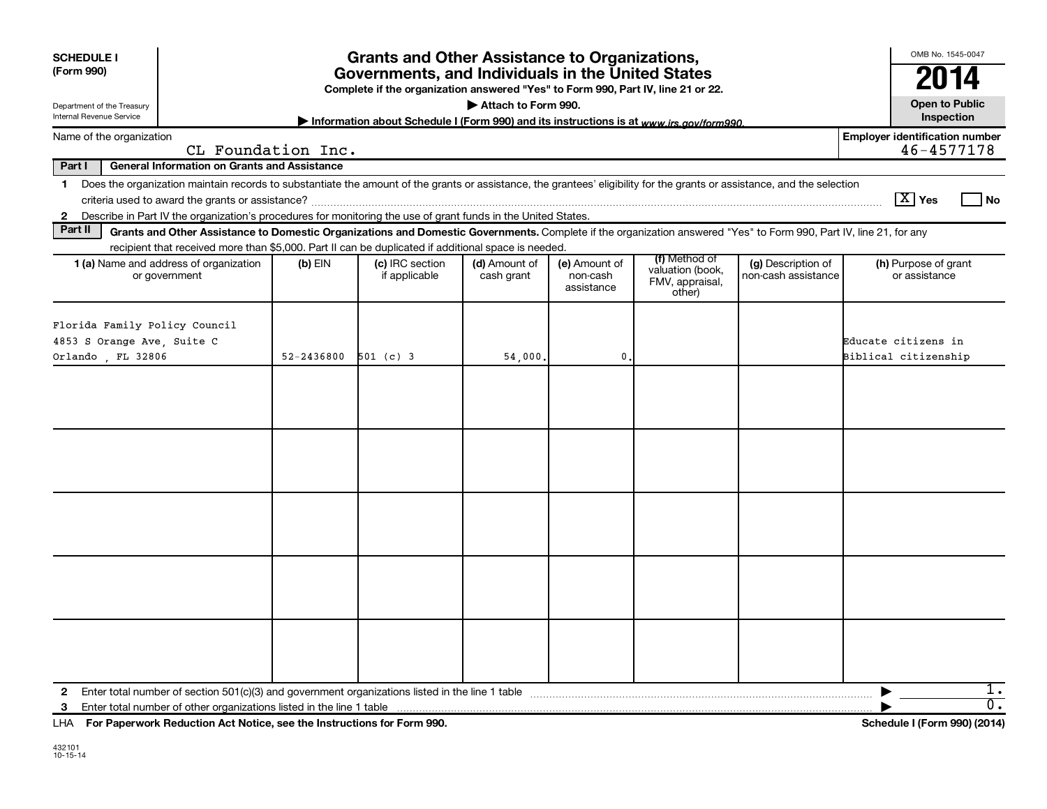**SCHEDULE I**
**(Form 990)**

Department of the Treasury
Internal Revenue Service

# Grants and Other Assistance to Organizations, Governments, and Individuals in the United States

**Complete if the organization answered "Yes" to Form 990, Part IV, line 21 or 22.**

**▶ Attach to Form 990.**

**▶ Information about Schedule I (Form 990) and its instructions is at www.irs.gov/form990.**

OMB No. 1545-0047

**2014**

**Open to Public Inspection**

Name of the organization: CL Foundation Inc.

Employer identification number: 46-4577178

**Part I — General Information on Grants and Assistance**

1 Does the organization maintain records to substantiate the amount of the grants or assistance, the grantees' eligibility for the grants or assistance, and the selection criteria used to award the grants or assistance? [X] Yes [ ] No

2 Describe in Part IV the organization's procedures for monitoring the use of grant funds in the United States.

**Part II — Grants and Other Assistance to Domestic Organizations and Domestic Governments.** Complete if the organization answered "Yes" to Form 990, Part IV, line 21, for any recipient that received more than $5,000. Part II can be duplicated if additional space is needed.

| 1 (a) Name and address of organization or government | (b) EIN | (c) IRC section if applicable | (d) Amount of cash grant | (e) Amount of non-cash assistance | (f) Method of valuation (book, FMV, appraisal, other) | (g) Description of non-cash assistance | (h) Purpose of grant or assistance |
|---|---|---|---|---|---|---|---|
| Florida Family Policy Council<br>4853 S Orange Ave, Suite C<br>Orlando , FL 32806 | 52-2436800 | 501 (c) 3 | 54,000. | 0. | | | Educate citizens in Biblical citizenship |
| | | | | | | | |
| | | | | | | | |
| | | | | | | | |
| | | | | | | | |
| | | | | | | | |

2 Enter total number of section 501(c)(3) and government organizations listed in the line 1 table ▶ 1.

3 Enter total number of other organizations listed in the line 1 table ▶ 0.

LHA **For Paperwork Reduction Act Notice, see the Instructions for Form 990.** **Schedule I (Form 990) (2014)**

432101
10-15-14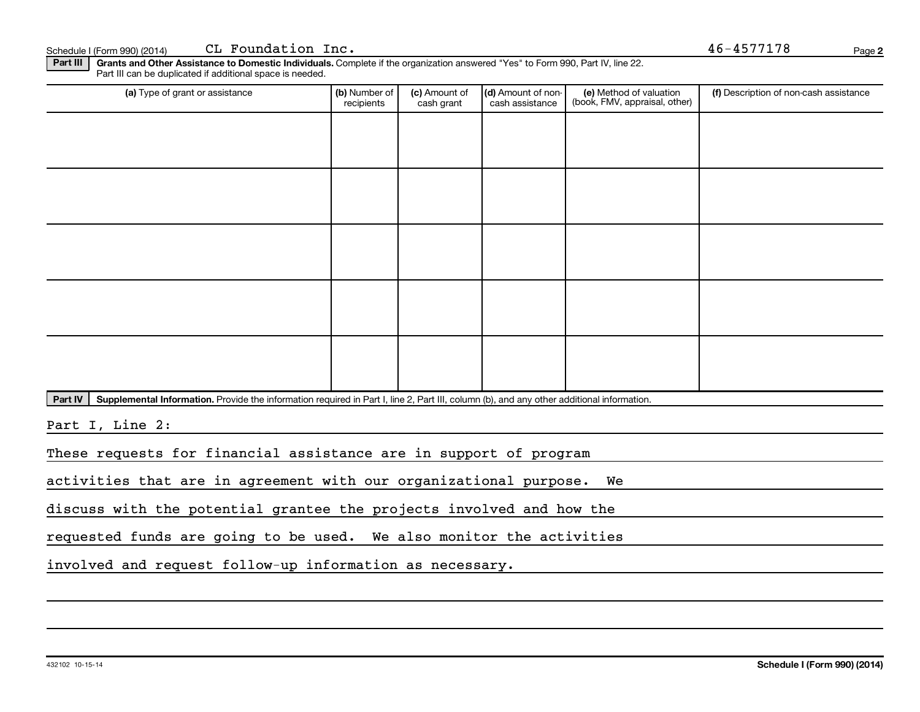Schedule I (Form 990) (2014) CL Foundation Inc. 46-4577178

**Part III** **Grants and Other Assistance to Domestic Individuals.** Complete if the organization answered "Yes" to Form 990, Part IV, line 22. Part III can be duplicated if additional space is needed.

| (a) Type of grant or assistance | (b) Number of recipients | (c) Amount of cash grant | (d) Amount of non-cash assistance | (e) Method of valuation (book, FMV, appraisal, other) | (f) Description of non-cash assistance |
|---|---|---|---|---|---|
| | | | | | |
| | | | | | |
| | | | | | |
| | | | | | |
| | | | | | |

**Part IV** **Supplemental Information.** Provide the information required in Part I, line 2, Part III, column (b), and any other additional information.

Part I, Line 2:

These requests for financial assistance are in support of program activities that are in agreement with our organizational purpose. We discuss with the potential grantee the projects involved and how the requested funds are going to be used. We also monitor the activities involved and request follow-up information as necessary.

432102 10-15-14 **Schedule I (Form 990) (2014)**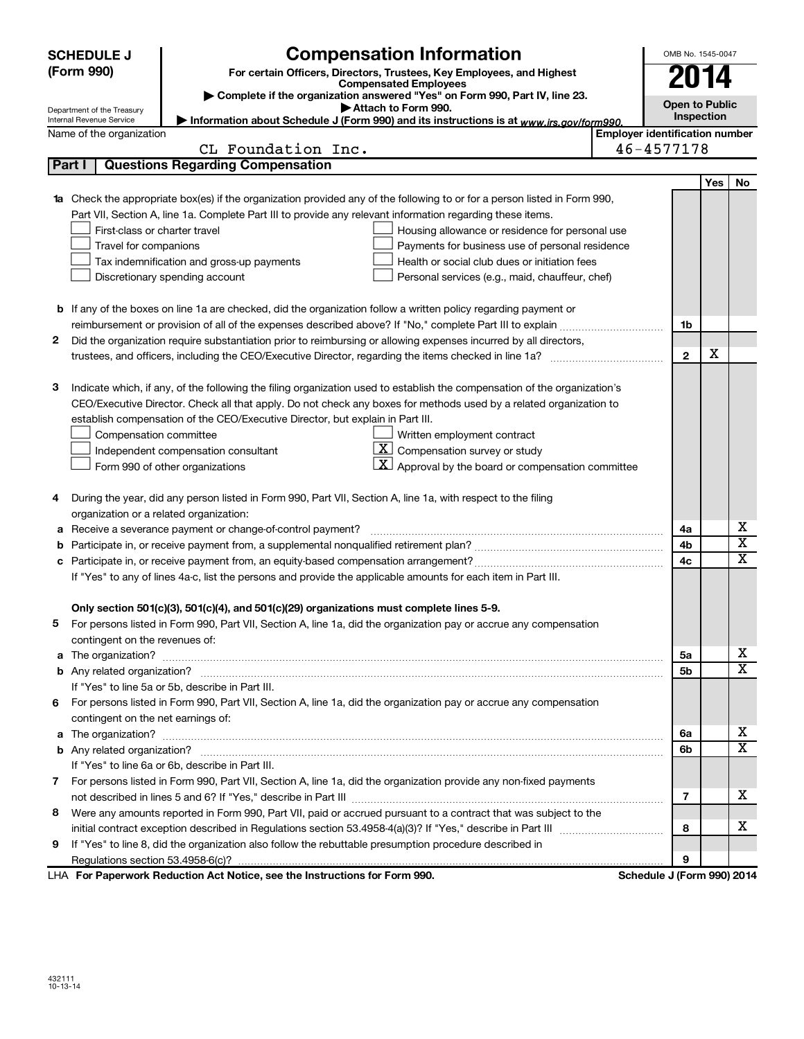**SCHEDULE J (Form 990)**

Department of the Treasury
Internal Revenue Service

# Compensation Information

**For certain Officers, Directors, Trustees, Key Employees, and Highest Compensated Employees**

▶ Complete if the organization answered "Yes" on Form 990, Part IV, line 23.

▶ Attach to Form 990.

▶ Information about Schedule J (Form 990) and its instructions is at www.irs.gov/form990.

OMB No. 1545-0047

**2014**

**Open to Public Inspection**

Name of the organization: CL Foundation Inc.

Employer identification number: 46-4577178

## Part I | Questions Regarding Compensation

| | | | Yes | No |
|---|---|---|---|---|
| **1a** | Check the appropriate box(es) if the organization provided any of the following to or for a person listed in Form 990, Part VII, Section A, line 1a. Complete Part III to provide any relevant information regarding these items.<br>☐ First-class or charter travel ☐ Housing allowance or residence for personal use<br>☐ Travel for companions ☐ Payments for business use of personal residence<br>☐ Tax indemnification and gross-up payments ☐ Health or social club dues or initiation fees<br>☐ Discretionary spending account ☐ Personal services (e.g., maid, chauffeur, chef) | | | |
| **b** | If any of the boxes on line 1a are checked, did the organization follow a written policy regarding payment or reimbursement or provision of all of the expenses described above? If "No," complete Part III to explain | 1b | | |
| **2** | Did the organization require substantiation prior to reimbursing or allowing expenses incurred by all directors, trustees, and officers, including the CEO/Executive Director, regarding the items checked in line 1a? | 2 | X | |
| **3** | Indicate which, if any, of the following the filing organization used to establish the compensation of the organization's CEO/Executive Director. Check all that apply. Do not check any boxes for methods used by a related organization to establish compensation of the CEO/Executive Director, but explain in Part III.<br>☐ Compensation committee ☐ Written employment contract<br>☐ Independent compensation consultant ☒ Compensation survey or study<br>☐ Form 990 of other organizations ☒ Approval by the board or compensation committee | | | |
| **4** | During the year, did any person listed in Form 990, Part VII, Section A, line 1a, with respect to the filing organization or a related organization: | | | |
| **a** | Receive a severance payment or change-of-control payment? | 4a | | X |
| **b** | Participate in, or receive payment from, a supplemental nonqualified retirement plan? | 4b | | X |
| **c** | Participate in, or receive payment from, an equity-based compensation arrangement?<br>If "Yes" to any of lines 4a-c, list the persons and provide the applicable amounts for each item in Part III. | 4c | | X |
| | **Only section 501(c)(3), 501(c)(4), and 501(c)(29) organizations must complete lines 5-9.** | | | |
| **5** | For persons listed in Form 990, Part VII, Section A, line 1a, did the organization pay or accrue any compensation contingent on the revenues of: | | | |
| **a** | The organization? | 5a | | X |
| **b** | Any related organization?<br>If "Yes" to line 5a or 5b, describe in Part III. | 5b | | X |
| **6** | For persons listed in Form 990, Part VII, Section A, line 1a, did the organization pay or accrue any compensation contingent on the net earnings of: | | | |
| **a** | The organization? | 6a | | X |
| **b** | Any related organization?<br>If "Yes" to line 6a or 6b, describe in Part III. | 6b | | X |
| **7** | For persons listed in Form 990, Part VII, Section A, line 1a, did the organization provide any non-fixed payments not described in lines 5 and 6? If "Yes," describe in Part III | 7 | | X |
| **8** | Were any amounts reported in Form 990, Part VII, paid or accrued pursuant to a contract that was subject to the initial contract exception described in Regulations section 53.4958-4(a)(3)? If "Yes," describe in Part III | 8 | | X |
| **9** | If "Yes" to line 8, did the organization also follow the rebuttable presumption procedure described in Regulations section 53.4958-6(c)? | 9 | | |

LHA **For Paperwork Reduction Act Notice, see the Instructions for Form 990.** **Schedule J (Form 990) 2014**

432111
10-13-14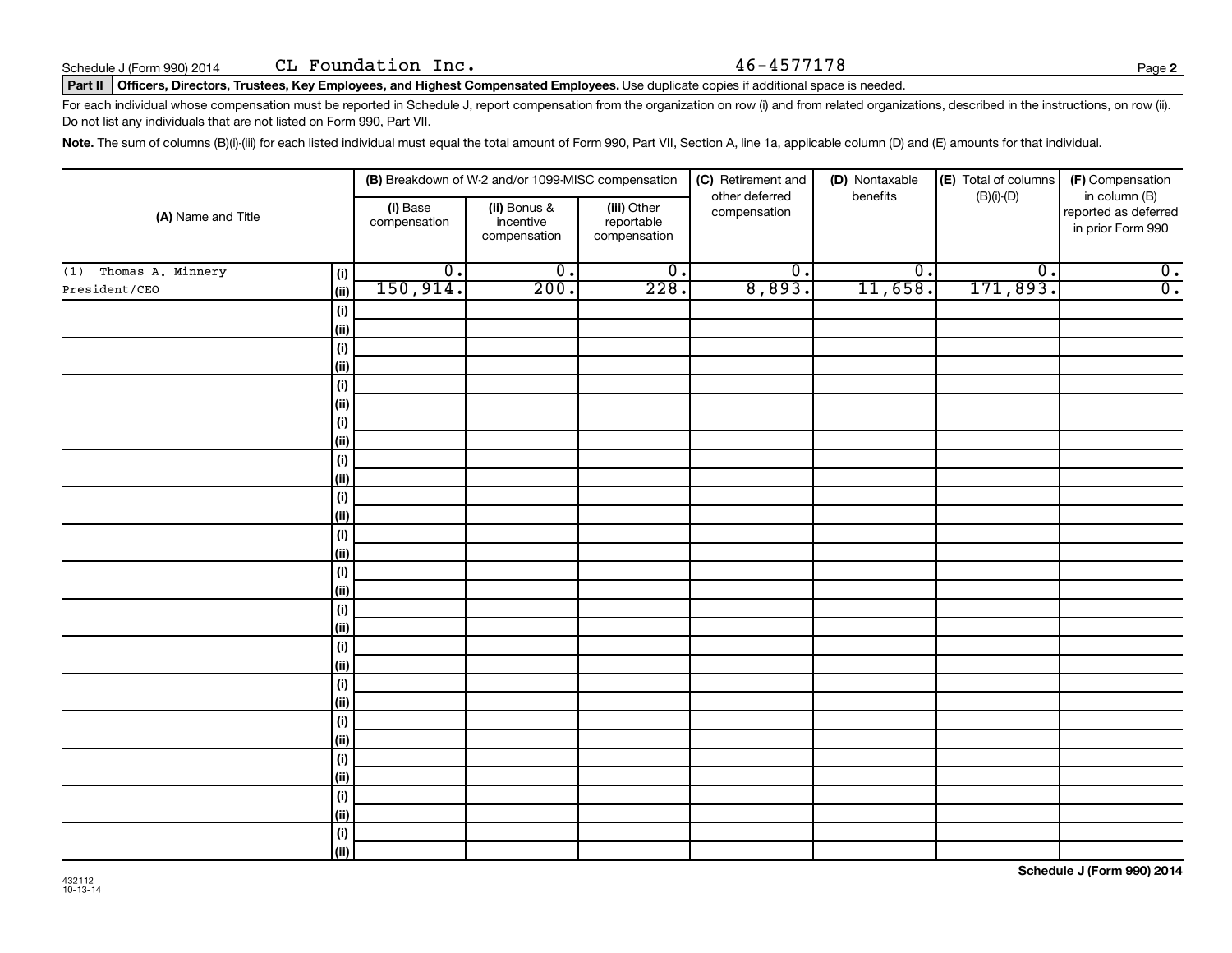Schedule J (Form 990) 2014 CL Foundation Inc. 46-4577178

**Part II** **Officers, Directors, Trustees, Key Employees, and Highest Compensated Employees.** Use duplicate copies if additional space is needed.

For each individual whose compensation must be reported in Schedule J, report compensation from the organization on row (i) and from related organizations, described in the instructions, on row (ii). Do not list any individuals that are not listed on Form 990, Part VII.

**Note.** The sum of columns (B)(i)-(iii) for each listed individual must equal the total amount of Form 990, Part VII, Section A, line 1a, applicable column (D) and (E) amounts for that individual.

| (A) Name and Title | | (B) Breakdown of W-2 and/or 1099-MISC compensation | | | (C) Retirement and other deferred compensation | (D) Nontaxable benefits | (E) Total of columns (B)(i)-(D) | (F) Compensation in column (B) reported as deferred in prior Form 990 |
|---|---|---|---|---|---|---|---|---|
| | | (i) Base compensation | (ii) Bonus & incentive compensation | (iii) Other reportable compensation | | | | |
| (1) Thomas A. Minnery | (i) | 0. | 0. | 0. | 0. | 0. | 0. | 0. |
| President/CEO | (ii) | 150,914. | 200. | 228. | 8,893. | 11,658. | 171,893. | 0. |
| | (i) | | | | | | | |
| | (ii) | | | | | | | |
| | (i) | | | | | | | |
| | (ii) | | | | | | | |
| | (i) | | | | | | | |
| | (ii) | | | | | | | |
| | (i) | | | | | | | |
| | (ii) | | | | | | | |
| | (i) | | | | | | | |
| | (ii) | | | | | | | |
| | (i) | | | | | | | |
| | (ii) | | | | | | | |
| | (i) | | | | | | | |
| | (ii) | | | | | | | |
| | (i) | | | | | | | |
| | (ii) | | | | | | | |
| | (i) | | | | | | | |
| | (ii) | | | | | | | |
| | (i) | | | | | | | |
| | (ii) | | | | | | | |
| | (i) | | | | | | | |
| | (ii) | | | | | | | |
| | (i) | | | | | | | |
| | (ii) | | | | | | | |
| | (i) | | | | | | | |
| | (ii) | | | | | | | |
| | (i) | | | | | | | |
| | (ii) | | | | | | | |
| | (i) | | | | | | | |
| | (ii) | | | | | | | |

432112 10-13-14

**Schedule J (Form 990) 2014**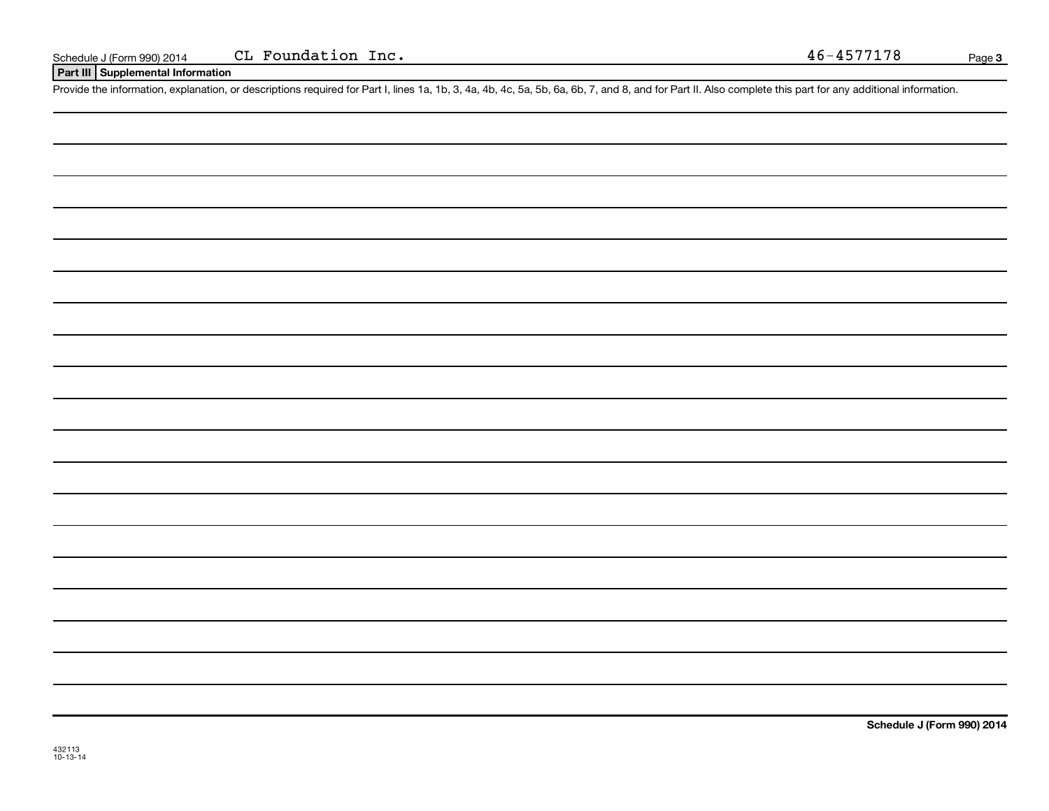Schedule J (Form 990) 2014 CL Foundation Inc. 46-4577178

## Part III Supplemental Information

Provide the information, explanation, or descriptions required for Part I, lines 1a, 1b, 3, 4a, 4b, 4c, 5a, 5b, 6a, 6b, 7, and 8, and for Part II. Also complete this part for any additional information.

**Schedule J (Form 990) 2014**

432113
10-13-14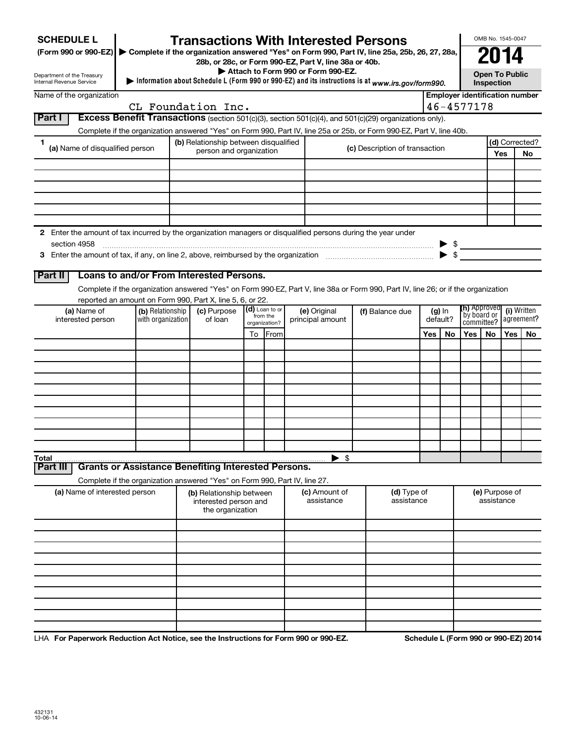**SCHEDULE L**
**(Form 990 or 990-EZ)**

Department of the Treasury
Internal Revenue Service

# Transactions With Interested Persons

▶ **Complete if the organization answered "Yes" on Form 990, Part IV, line 25a, 25b, 26, 27, 28a, 28b, or 28c, or Form 990-EZ, Part V, line 38a or 40b.**
▶ **Attach to Form 990 or Form 990-EZ.**
▶ **Information about Schedule L (Form 990 or 990-EZ) and its instructions is at** *www.irs.gov/form990.*

OMB No. 1545-0047

**2014**

**Open To Public Inspection**

Name of the organization: CL Foundation Inc.

**Employer identification number:** 46-4577178

## Part I Excess Benefit Transactions (section 501(c)(3), section 501(c)(4), and 501(c)(29) organizations only).

Complete if the organization answered "Yes" on Form 990, Part IV, line 25a or 25b, or Form 990-EZ, Part V, line 40b.

| 1 (a) Name of disqualified person | (b) Relationship between disqualified person and organization | (c) Description of transaction | (d) Corrected? Yes | No |
|---|---|---|---|---|
| | | | | |
| | | | | |
| | | | | |
| | | | | |
| | | | | |
| | | | | |

**2** Enter the amount of tax incurred by the organization managers or disqualified persons during the year under section 4958 ▶ $

**3** Enter the amount of tax, if any, on line 2, above, reimbursed by the organization ▶ $

## Part II Loans to and/or From Interested Persons.

Complete if the organization answered "Yes" on Form 990-EZ, Part V, line 38a or Form 990, Part IV, line 26; or if the organization reported an amount on Form 990, Part X, line 5, 6, or 22.

| (a) Name of interested person | (b) Relationship with organization | (c) Purpose of loan | (d) Loan to or from the organization? | | (e) Original principal amount | (f) Balance due | (g) In default? | | (h) Approved by board or committee? | | (i) Written agreement? | |
|---|---|---|---|---|---|---|---|---|---|---|---|---|
| | | | To | From | | | Yes | No | Yes | No | Yes | No |
| | | | | | | | | | | | | |
| | | | | | | | | | | | | |
| | | | | | | | | | | | | |
| | | | | | | | | | | | | |
| | | | | | | | | | | | | |
| | | | | | | | | | | | | |
| | | | | | | | | | | | | |
| | | | | | | | | | | | | |
| | | | | | | | | | | | | |
| | | | | | | | | | | | | |
| **Total** | | | | | ▶ $ | | | | | | | |

## Part III Grants or Assistance Benefiting Interested Persons.

Complete if the organization answered "Yes" on Form 990, Part IV, line 27.

| (a) Name of interested person | (b) Relationship between interested person and the organization | (c) Amount of assistance | (d) Type of assistance | (e) Purpose of assistance |
|---|---|---|---|---|
| | | | | |
| | | | | |
| | | | | |
| | | | | |
| | | | | |
| | | | | |
| | | | | |
| | | | | |
| | | | | |
| | | | | |

LHA **For Paperwork Reduction Act Notice, see the Instructions for Form 990 or 990-EZ.** **Schedule L (Form 990 or 990-EZ) 2014**

432131
10-06-14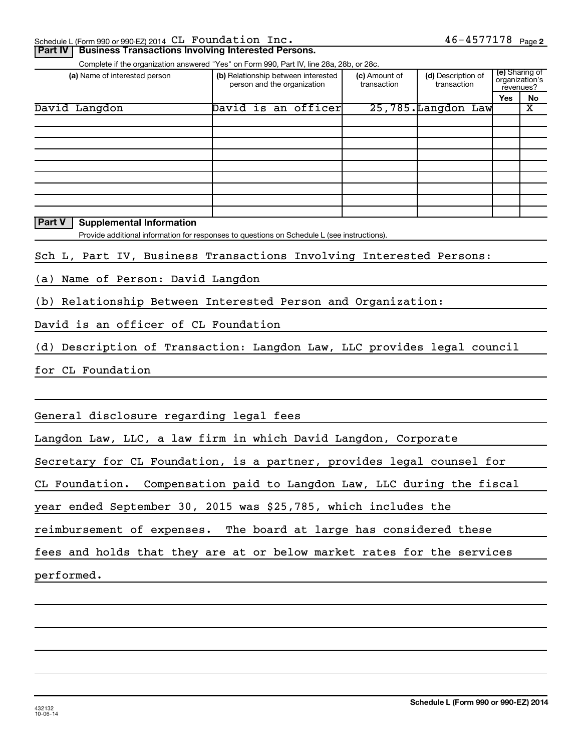Schedule L (Form 990 or 990-EZ) 2014 CL Foundation Inc. 46-4577178 Page 2

**Part IV | Business Transactions Involving Interested Persons.**

Complete if the organization answered "Yes" on Form 990, Part IV, line 28a, 28b, or 28c.

| (a) Name of interested person | (b) Relationship between interested person and the organization | (c) Amount of transaction | (d) Description of transaction | (e) Sharing of organization's revenues? | |
|---|---|---|---|---|---|
| | | | | Yes | No |
| David Langdon | David is an officer | 25,785. | Langdon Law | | X |
| | | | | | |
| | | | | | |
| | | | | | |
| | | | | | |
| | | | | | |
| | | | | | |
| | | | | | |
| | | | | | |
| | | | | | |

**Part V | Supplemental Information**

Provide additional information for responses to questions on Schedule L (see instructions).

Sch L, Part IV, Business Transactions Involving Interested Persons:

(a) Name of Person: David Langdon

(b) Relationship Between Interested Person and Organization:

David is an officer of CL Foundation

(d) Description of Transaction: Langdon Law, LLC provides legal council for CL Foundation

General disclosure regarding legal fees

Langdon Law, LLC, a law firm in which David Langdon, Corporate Secretary for CL Foundation, is a partner, provides legal counsel for CL Foundation. Compensation paid to Langdon Law, LLC during the fiscal year ended September 30, 2015 was $25,785, which includes the reimbursement of expenses. The board at large has considered these fees and holds that they are at or below market rates for the services performed.

432132
10-06-14

**Schedule L (Form 990 or 990-EZ) 2014**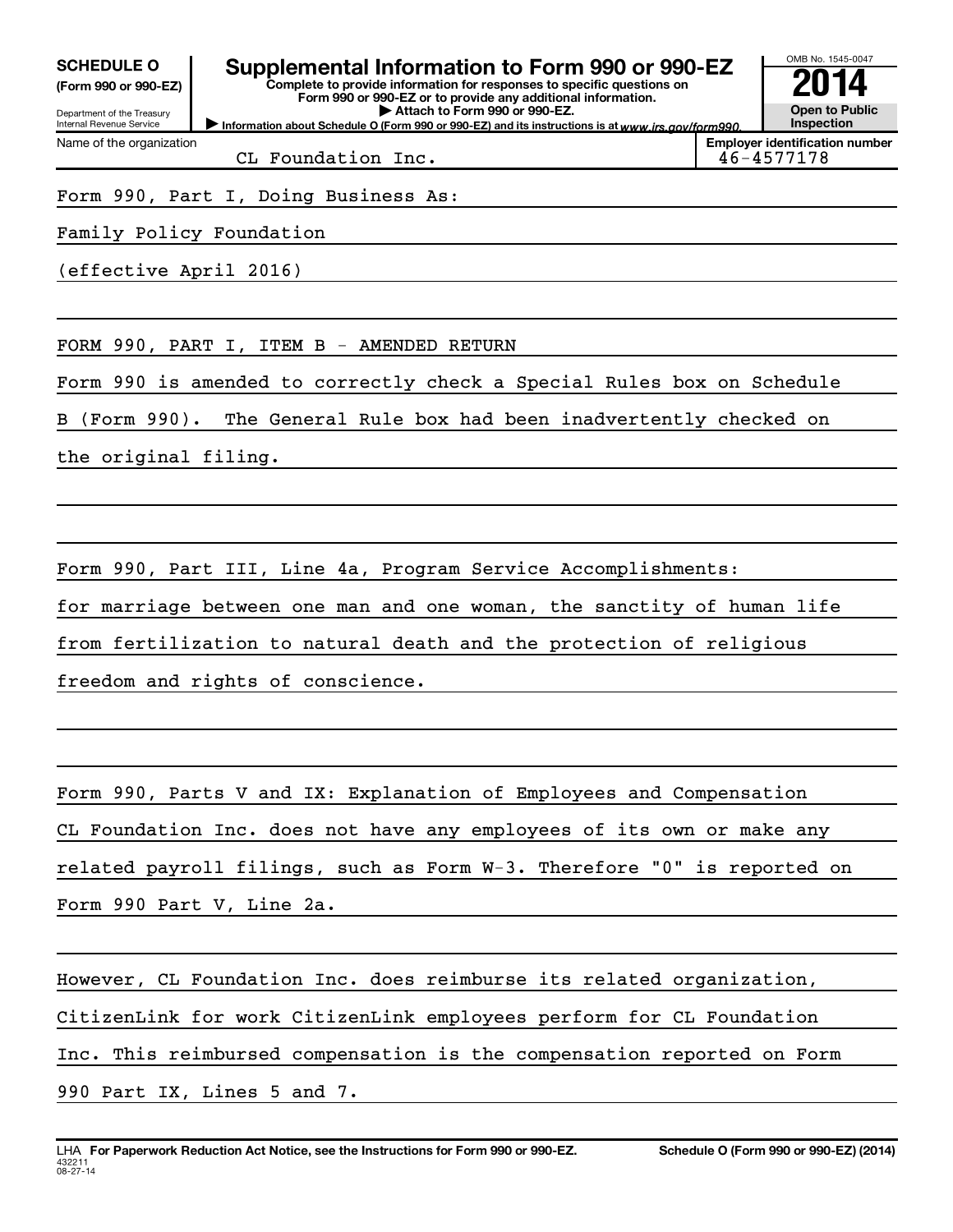**SCHEDULE O**
**(Form 990 or 990-EZ)**

Department of the Treasury
Internal Revenue Service

# Supplemental Information to Form 990 or 990-EZ

**Complete to provide information for responses to specific questions on Form 990 or 990-EZ or to provide any additional information.**
**▶ Attach to Form 990 or 990-EZ.**
▶ **Information about Schedule O (Form 990 or 990-EZ) and its instructions is at** *www.irs.gov/form990.*

OMB No. 1545-0047

**2014**

**Open to Public Inspection**

| Name of the organization | Employer identification number |
|---|---|
| CL Foundation Inc. | 46-4577178 |

Form 990, Part I, Doing Business As:

Family Policy Foundation

(effective April 2016)

FORM 990, PART I, ITEM B - AMENDED RETURN

Form 990 is amended to correctly check a Special Rules box on Schedule B (Form 990). The General Rule box had been inadvertently checked on the original filing.

Form 990, Part III, Line 4a, Program Service Accomplishments:

for marriage between one man and one woman, the sanctity of human life from fertilization to natural death and the protection of religious freedom and rights of conscience.

Form 990, Parts V and IX: Explanation of Employees and Compensation

CL Foundation Inc. does not have any employees of its own or make any related payroll filings, such as Form W-3. Therefore "0" is reported on Form 990 Part V, Line 2a.

However, CL Foundation Inc. does reimburse its related organization, CitizenLink for work CitizenLink employees perform for CL Foundation Inc. This reimbursed compensation is the compensation reported on Form 990 Part IX, Lines 5 and 7.

LHA **For Paperwork Reduction Act Notice, see the Instructions for Form 990 or 990-EZ.** **Schedule O (Form 990 or 990-EZ) (2014)**
432211
08-27-14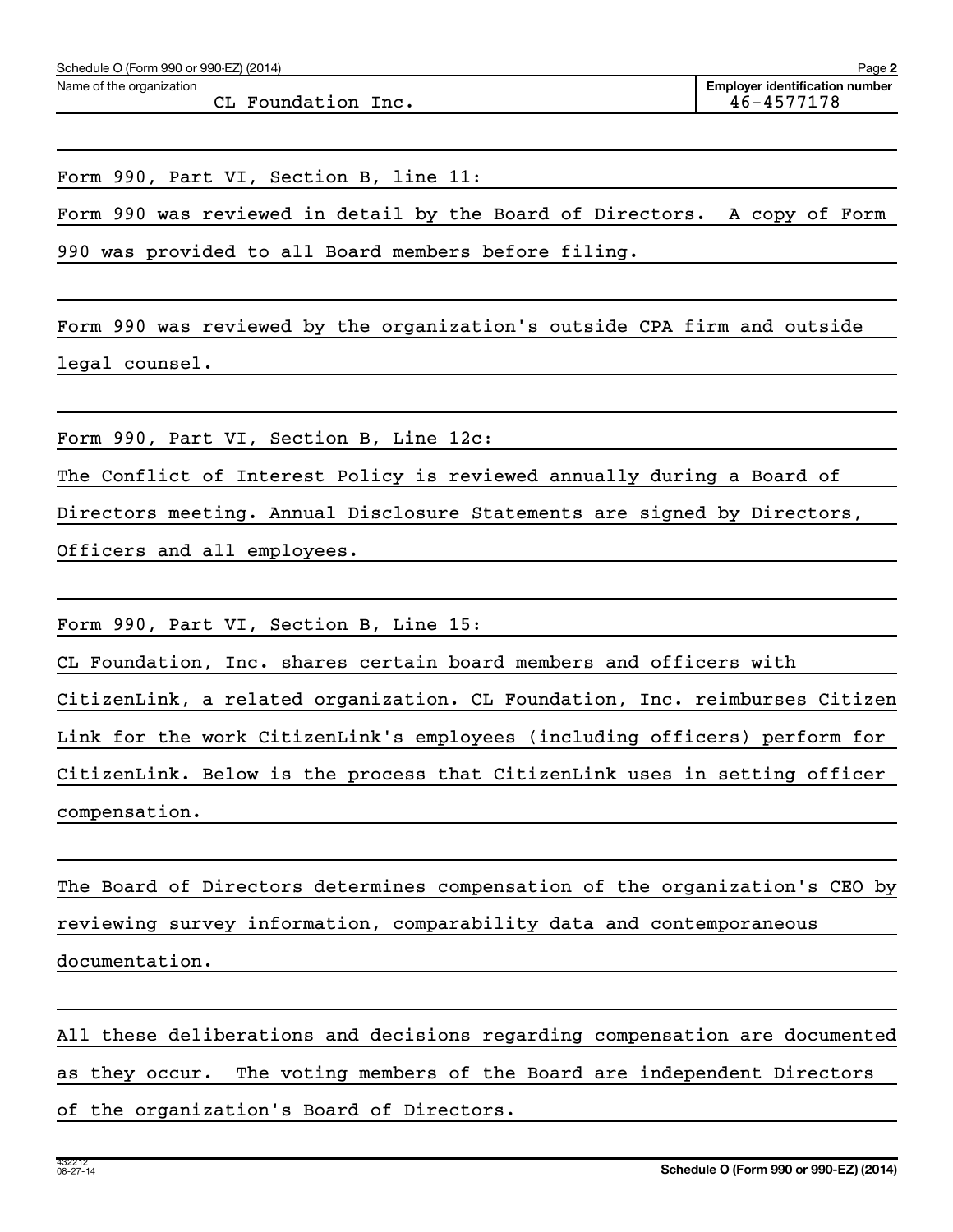Schedule O (Form 990 or 990-EZ) (2014) Page **2**

Name of the organization: CL Foundation Inc.

**Employer identification number**: 46-4577178

Form 990, Part VI, Section B, line 11:

Form 990 was reviewed in detail by the Board of Directors. A copy of Form 990 was provided to all Board members before filing.

Form 990 was reviewed by the organization's outside CPA firm and outside legal counsel.

Form 990, Part VI, Section B, Line 12c:

The Conflict of Interest Policy is reviewed annually during a Board of Directors meeting. Annual Disclosure Statements are signed by Directors, Officers and all employees.

Form 990, Part VI, Section B, Line 15:

CL Foundation, Inc. shares certain board members and officers with CitizenLink, a related organization. CL Foundation, Inc. reimburses Citizen Link for the work CitizenLink's employees (including officers) perform for CitizenLink. Below is the process that CitizenLink uses in setting officer compensation.

The Board of Directors determines compensation of the organization's CEO by reviewing survey information, comparability data and contemporaneous documentation.

All these deliberations and decisions regarding compensation are documented as they occur. The voting members of the Board are independent Directors of the organization's Board of Directors.

432212 08-27-14 **Schedule O (Form 990 or 990-EZ) (2014)**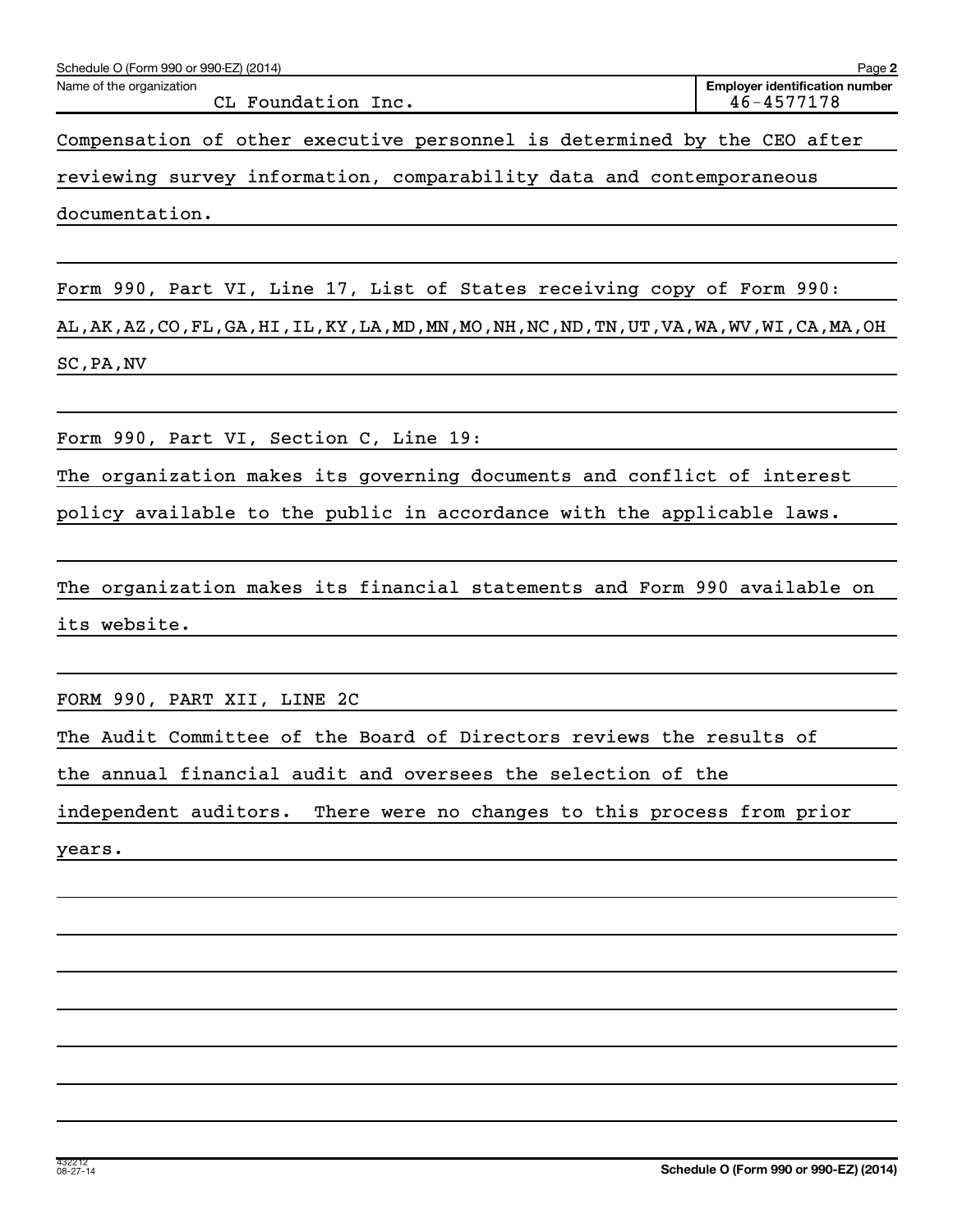Name of the organization: CL Foundation Inc.

Employer identification number: 46-4577178

Compensation of other executive personnel is determined by the CEO after reviewing survey information, comparability data and contemporaneous documentation.

Form 990, Part VI, Line 17, List of States receiving copy of Form 990:
AL,AK,AZ,CO,FL,GA,HI,IL,KY,LA,MD,MN,MO,NH,NC,ND,TN,UT,VA,WA,WV,WI,CA,MA,OH SC,PA,NV

Form 990, Part VI, Section C, Line 19:
The organization makes its governing documents and conflict of interest policy available to the public in accordance with the applicable laws.

The organization makes its financial statements and Form 990 available on its website.

FORM 990, PART XII, LINE 2C
The Audit Committee of the Board of Directors reviews the results of the annual financial audit and oversees the selection of the independent auditors. There were no changes to this process from prior years.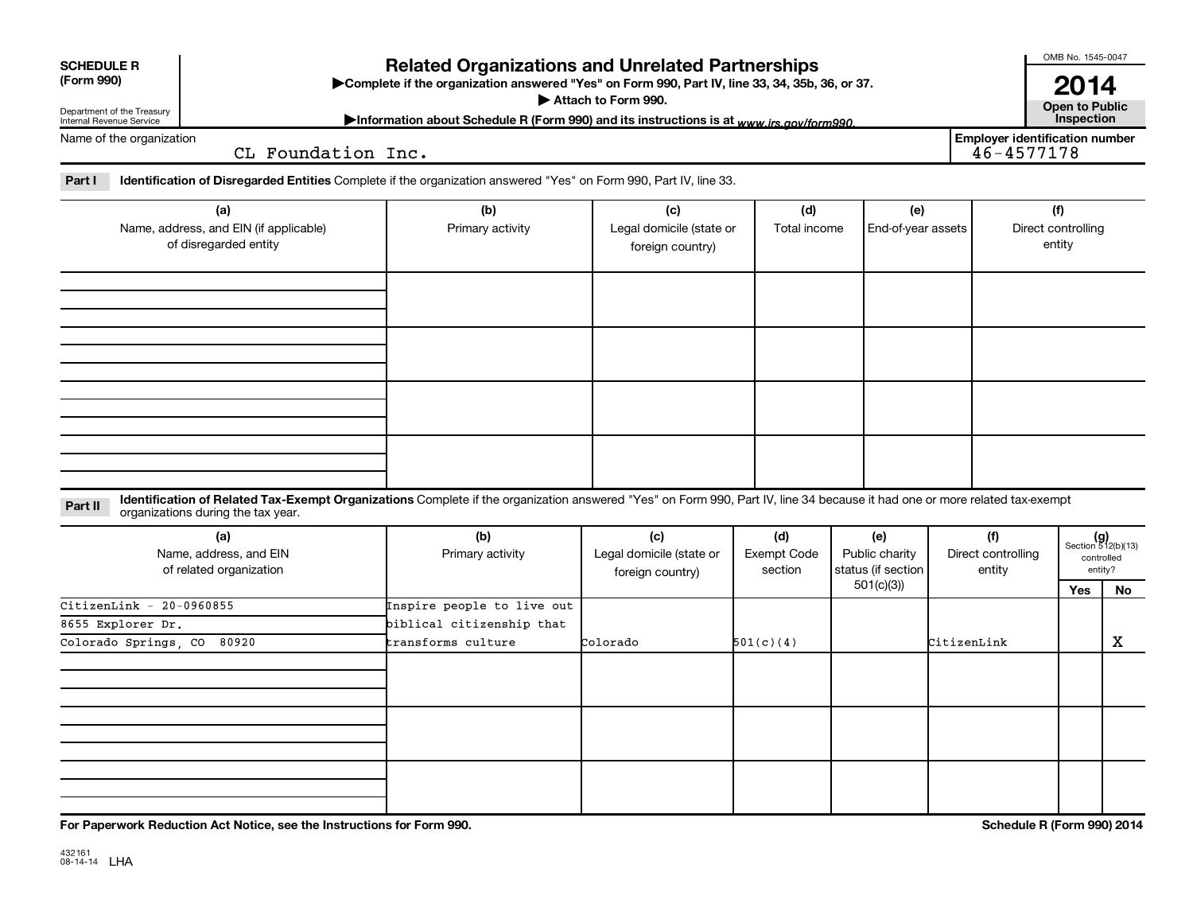**SCHEDULE R**
**(Form 990)**

Department of the Treasury
Internal Revenue Service

# Related Organizations and Unrelated Partnerships

▶**Complete if the organization answered "Yes" on Form 990, Part IV, line 33, 34, 35b, 36, or 37.**
▶ **Attach to Form 990.**
▶**Information about Schedule R (Form 990) and its instructions is at** *www.irs.gov/form990.*

OMB No. 1545-0047

**2014**

**Open to Public Inspection**

Name of the organization: CL Foundation Inc.

**Employer identification number:** 46-4577178

**Part I** **Identification of Disregarded Entities** Complete if the organization answered "Yes" on Form 990, Part IV, line 33.

| (a) Name, address, and EIN (if applicable) of disregarded entity | (b) Primary activity | (c) Legal domicile (state or foreign country) | (d) Total income | (e) End-of-year assets | (f) Direct controlling entity |
|---|---|---|---|---|---|
| | | | | | |
| | | | | | |
| | | | | | |
| | | | | | |

**Part II** **Identification of Related Tax-Exempt Organizations** Complete if the organization answered "Yes" on Form 990, Part IV, line 34 because it had one or more related tax-exempt organizations during the tax year.

| (a) Name, address, and EIN of related organization | (b) Primary activity | (c) Legal domicile (state or foreign country) | (d) Exempt Code section | (e) Public charity status (if section 501(c)(3)) | (f) Direct controlling entity | (g) Section 512(b)(13) controlled entity? Yes | No |
|---|---|---|---|---|---|---|---|
| CitizenLink - 20-0960855 8655 Explorer Dr. Colorado Springs, CO 80920 | Inspire people to live out biblical citizenship that transforms culture | Colorado | 501(c)(4) | | CitizenLink | | X |
| | | | | | | | |
| | | | | | | | |
| | | | | | | | |

**For Paperwork Reduction Act Notice, see the Instructions for Form 990.**

**Schedule R (Form 990) 2014**

432161
08-14-14 LHA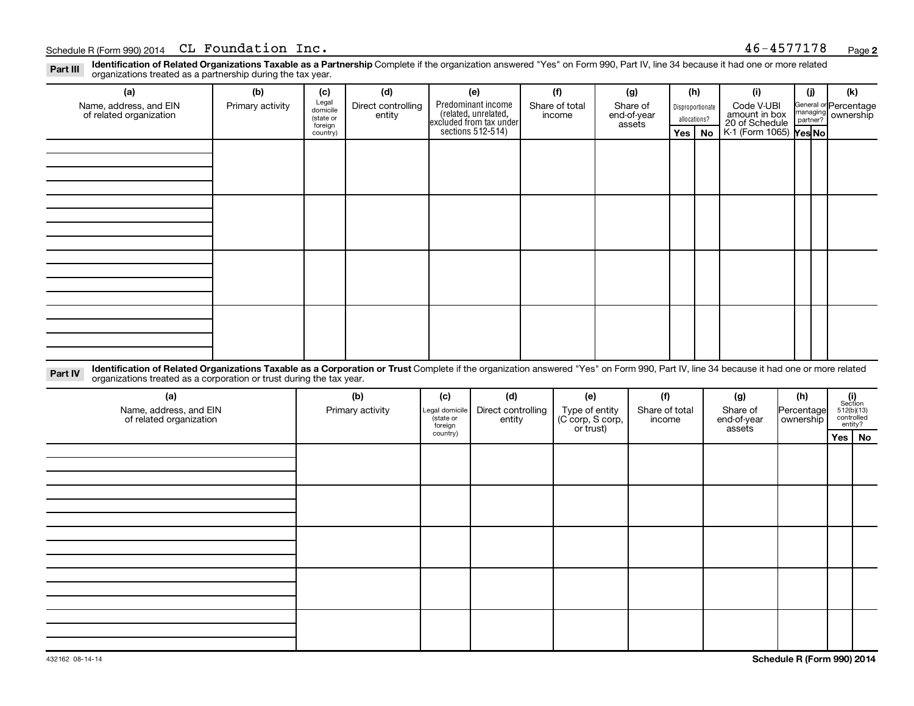Schedule R (Form 990) 2014 CL Foundation Inc. 46-4577178

**Part III** **Identification of Related Organizations Taxable as a Partnership** Complete if the organization answered "Yes" on Form 990, Part IV, line 34 because it had one or more related organizations treated as a partnership during the tax year.

| (a) Name, address, and EIN of related organization | (b) Primary activity | (c) Legal domicile (state or foreign country) | (d) Direct controlling entity | (e) Predominant income (related, unrelated, excluded from tax under sections 512-514) | (f) Share of total income | (g) Share of end-of-year assets | (h) Disproportionate allocations? Yes | No | (i) Code V-UBI amount in box 20 of Schedule K-1 (Form 1065) | (j) General or managing partner? Yes | No | (k) Percentage ownership |
|---|---|---|---|---|---|---|---|---|---|---|---|---|
| | | | | | | | | | | | | |
| | | | | | | | | | | | | |
| | | | | | | | | | | | | |
| | | | | | | | | | | | | |

**Part IV** **Identification of Related Organizations Taxable as a Corporation or Trust** Complete if the organization answered "Yes" on Form 990, Part IV, line 34 because it had one or more related organizations treated as a corporation or trust during the tax year.

| (a) Name, address, and EIN of related organization | (b) Primary activity | (c) Legal domicile (state or foreign country) | (d) Direct controlling entity | (e) Type of entity (C corp, S corp, or trust) | (f) Share of total income | (g) Share of end-of-year assets | (h) Percentage ownership | (i) Section 512(b)(13) controlled entity? Yes | No |
|---|---|---|---|---|---|---|---|---|---|
| | | | | | | | | | |
| | | | | | | | | | |
| | | | | | | | | | |
| | | | | | | | | | |
| | | | | | | | | | |

432162 08-14-14

**Schedule R (Form 990) 2014**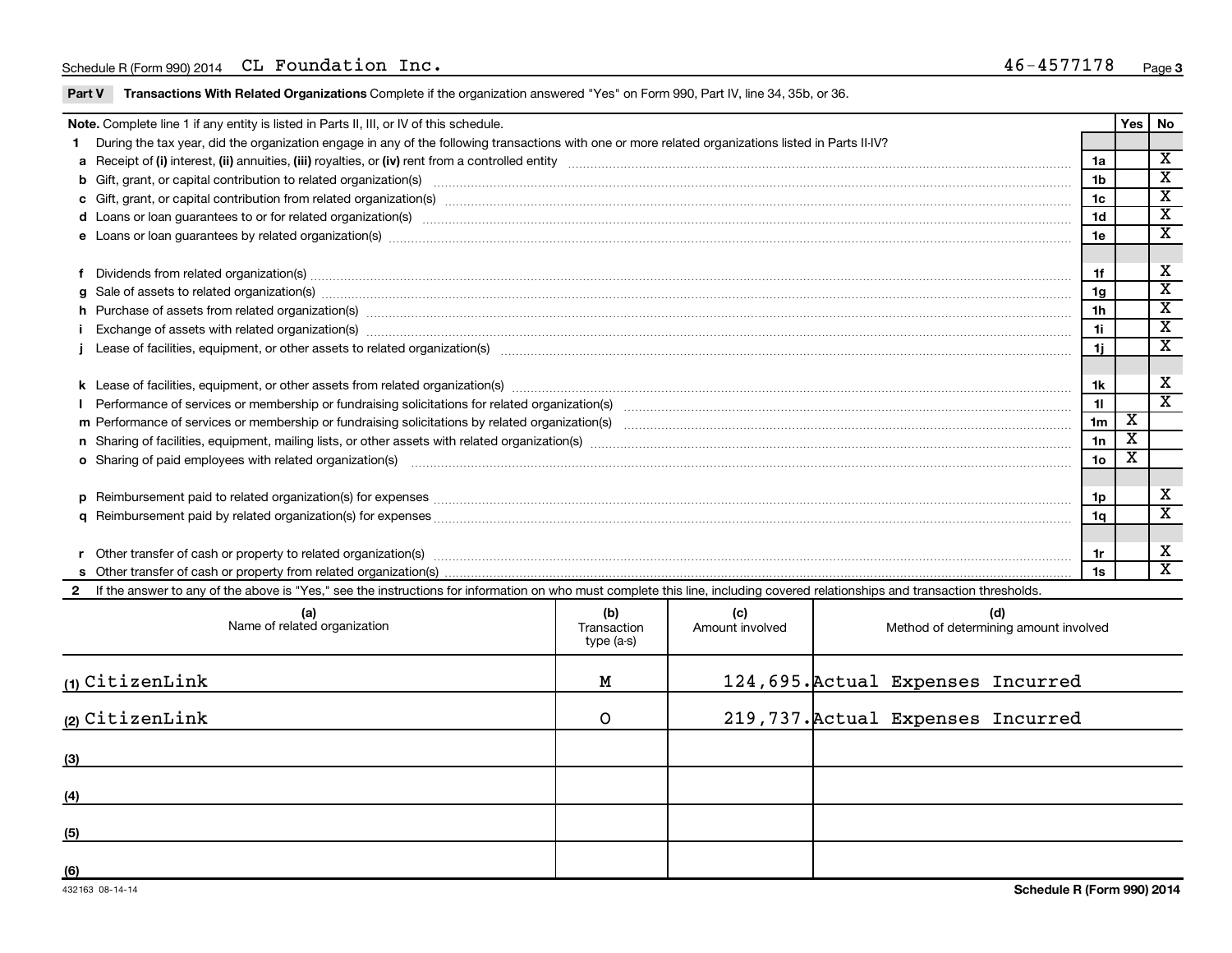Schedule R (Form 990) 2014 CL Foundation Inc. 46-4577178

**Part V Transactions With Related Organizations** Complete if the organization answered "Yes" on Form 990, Part IV, line 34, 35b, or 36.

| **Note.** Complete line 1 if any entity is listed in Parts II, III, or IV of this schedule. | | Yes | No |
|---|---|---|---|
| **1** During the tax year, did the organization engage in any of the following transactions with one or more related organizations listed in Parts II-IV? | | | |
| **a** Receipt of **(i)** interest, **(ii)** annuities, **(iii)** royalties, or **(iv)** rent from a controlled entity | 1a | | X |
| **b** Gift, grant, or capital contribution to related organization(s) | 1b | | X |
| **c** Gift, grant, or capital contribution from related organization(s) | 1c | | X |
| **d** Loans or loan guarantees to or for related organization(s) | 1d | | X |
| **e** Loans or loan guarantees by related organization(s) | 1e | | X |
| **f** Dividends from related organization(s) | 1f | | X |
| **g** Sale of assets to related organization(s) | 1g | | X |
| **h** Purchase of assets from related organization(s) | 1h | | X |
| **i** Exchange of assets with related organization(s) | 1i | | X |
| **j** Lease of facilities, equipment, or other assets to related organization(s) | 1j | | X |
| **k** Lease of facilities, equipment, or other assets from related organization(s) | 1k | | X |
| **l** Performance of services or membership or fundraising solicitations for related organization(s) | 1l | | X |
| **m** Performance of services or membership or fundraising solicitations by related organization(s) | 1m | X | |
| **n** Sharing of facilities, equipment, mailing lists, or other assets with related organization(s) | 1n | X | |
| **o** Sharing of paid employees with related organization(s) | 1o | X | |
| **p** Reimbursement paid to related organization(s) for expenses | 1p | | X |
| **q** Reimbursement paid by related organization(s) for expenses | 1q | | X |
| **r** Other transfer of cash or property to related organization(s) | 1r | | X |
| **s** Other transfer of cash or property from related organization(s) | 1s | | X |

**2** If the answer to any of the above is "Yes," see the instructions for information on who must complete this line, including covered relationships and transaction thresholds.

| | (a) Name of related organization | (b) Transaction type (a-s) | (c) Amount involved | (d) Method of determining amount involved |
|---|---|---|---|---|
| (1) | CitizenLink | M | 124,695. | Actual Expenses Incurred |
| (2) | CitizenLink | O | 219,737. | Actual Expenses Incurred |
| (3) | | | | |
| (4) | | | | |
| (5) | | | | |
| (6) | | | | |

432163 08-14-14

Schedule R (Form 990) 2014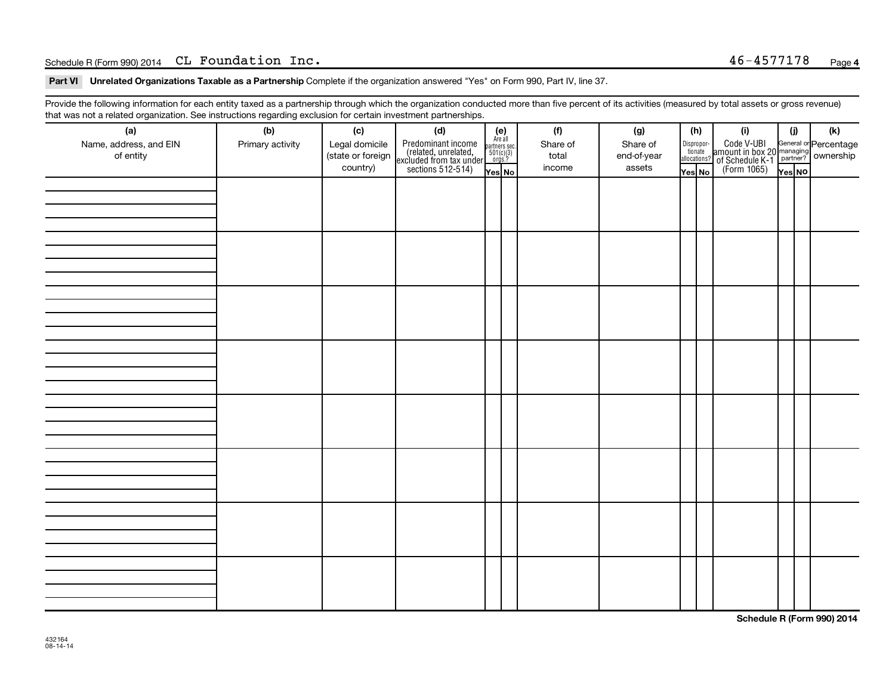Schedule R (Form 990) 2014 CL Foundation Inc. 46-4577178

**Part VI Unrelated Organizations Taxable as a Partnership** Complete if the organization answered "Yes" on Form 990, Part IV, line 37.

Provide the following information for each entity taxed as a partnership through which the organization conducted more than five percent of its activities (measured by total assets or gross revenue) that was not a related organization. See instructions regarding exclusion for certain investment partnerships.

| (a) Name, address, and EIN of entity | (b) Primary activity | (c) Legal domicile (state or foreign country) | (d) Predominant income (related, unrelated, excluded from tax under sections 512-514) | (e) Are all partners sec. 501(c)(3) orgs? | | (f) Share of total income | (g) Share of end-of-year assets | (h) Disproportionate allocations? | | (i) Code V-UBI amount in box 20 of Schedule K-1 (Form 1065) | (j) General or managing partner? | | (k) Percentage ownership |
|---|---|---|---|---|---|---|---|---|---|---|---|---|---|
| | | | | Yes | No | | | Yes | No | | Yes | No | |
| | | | | | | | | | | | | | |
| | | | | | | | | | | | | | |
| | | | | | | | | | | | | | |
| | | | | | | | | | | | | | |
| | | | | | | | | | | | | | |
| | | | | | | | | | | | | | |
| | | | | | | | | | | | | | |
| | | | | | | | | | | | | | |

Schedule R (Form 990) 2014

432164
08-14-14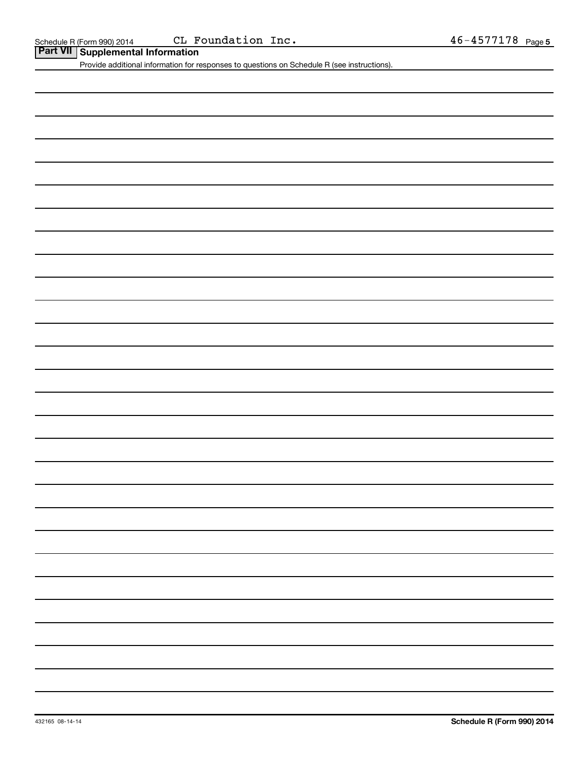Schedule R (Form 990) 2014 CL Foundation Inc. 46-4577178 Page 5

## Part VII Supplemental Information

Provide additional information for responses to questions on Schedule R (see instructions).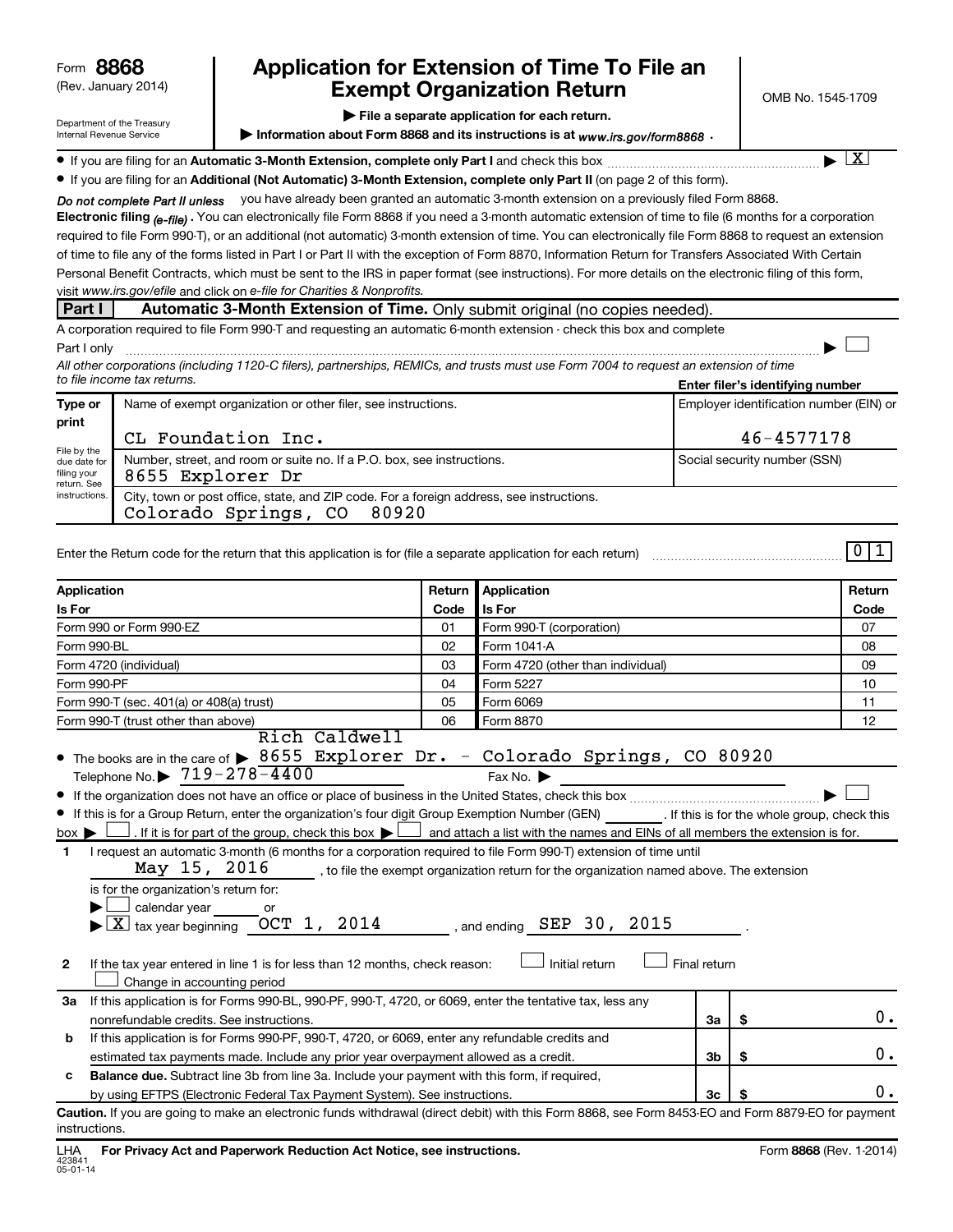Form **8868**
(Rev. January 2014)

Department of the Treasury
Internal Revenue Service

# Application for Extension of Time To File an Exempt Organization Return

▶ **File a separate application for each return.**

▶ **Information about Form 8868 and its instructions is at** *www.irs.gov/form8868* .

OMB No. 1545-1709

- If you are filing for an **Automatic 3-Month Extension, complete only Part I** and check this box ▶ [X]
- If you are filing for an **Additional (Not Automatic) 3-Month Extension, complete only Part II** (on page 2 of this form).

***Do not complete Part II unless*** you have already been granted an automatic 3-month extension on a previously filed Form 8868.

**Electronic filing *(e-file)*.** You can electronically file Form 8868 if you need a 3-month automatic extension of time to file (6 months for a corporation required to file Form 990-T), or an additional (not automatic) 3-month extension of time. You can electronically file Form 8868 to request an extension of time to file any of the forms listed in Part I or Part II with the exception of Form 8870, Information Return for Transfers Associated With Certain Personal Benefit Contracts, which must be sent to the IRS in paper format (see instructions). For more details on the electronic filing of this form, visit *www.irs.gov/efile* and click on *e-file for Charities & Nonprofits.*

**Part I** **Automatic 3-Month Extension of Time.** Only submit original (no copies needed).

A corporation required to file Form 990-T and requesting an automatic 6-month extension - check this box and complete Part I only ▶ [ ]

*All other corporations (including 1120-C filers), partnerships, REMICs, and trusts must use Form 7004 to request an extension of time to file income tax returns.*

**Enter filer's identifying number**

| Type or print | Name of exempt organization or other filer, see instructions. | Employer identification number (EIN) or |
|---|---|---|
| | CL Foundation Inc. | 46-4577178 |
| File by the due date for filing your return. See instructions. | Number, street, and room or suite no. If a P.O. box, see instructions. 8655 Explorer Dr | Social security number (SSN) |
| | City, town or post office, state, and ZIP code. For a foreign address, see instructions. Colorado Springs, CO 80920 | |

Enter the Return code for the return that this application is for (file a separate application for each return) 0 1

| Application Is For | Return Code | Application Is For | Return Code |
|---|---|---|---|
| Form 990 or Form 990-EZ | 01 | Form 990-T (corporation) | 07 |
| Form 990-BL | 02 | Form 1041-A | 08 |
| Form 4720 (individual) | 03 | Form 4720 (other than individual) | 09 |
| Form 990-PF | 04 | Form 5227 | 10 |
| Form 990-T (sec. 401(a) or 408(a) trust) | 05 | Form 6069 | 11 |
| Form 990-T (trust other than above) | 06 | Form 8870 | 12 |

- The books are in the care of ▶ Rich Caldwell 8655 Explorer Dr. - Colorado Springs, CO 80920
  Telephone No. ▶ 719-278-4400 Fax No. ▶
- If the organization does not have an office or place of business in the United States, check this box ▶ [ ]
- If this is for a Group Return, enter the organization's four digit Group Exemption Number (GEN) ______ . If this is for the whole group, check this box ▶ [ ] . If it is for part of the group, check this box ▶ [ ] and attach a list with the names and EINs of all members the extension is for.

**1** I request an automatic 3-month (6 months for a corporation required to file Form 990-T) extension of time until May 15, 2016 , to file the exempt organization return for the organization named above. The extension is for the organization's return for:
▶ [ ] calendar year ______ or
▶ [X] tax year beginning OCT 1, 2014 , and ending SEP 30, 2015 .

**2** If the tax year entered in line 1 is for less than 12 months, check reason: [ ] Initial return [ ] Final return [ ] Change in accounting period

| | | | | |
|---|---|---|---|---|
| **3a** | If this application is for Forms 990-BL, 990-PF, 990-T, 4720, or 6069, enter the tentative tax, less any nonrefundable credits. See instructions. | **3a** | $ | 0. |
| **b** | If this application is for Forms 990-PF, 990-T, 4720, or 6069, enter any refundable credits and estimated tax payments made. Include any prior year overpayment allowed as a credit. | **3b** | $ | 0. |
| **c** | **Balance due.** Subtract line 3b from line 3a. Include your payment with this form, if required, by using EFTPS (Electronic Federal Tax Payment System). See instructions. | **3c** | $ | 0. |

**Caution.** If you are going to make an electronic funds withdrawal (direct debit) with this Form 8868, see Form 8453-EO and Form 8879-EO for payment instructions.

LHA **For Privacy Act and Paperwork Reduction Act Notice, see instructions.** Form **8868** (Rev. 1-2014)

423841
05-01-14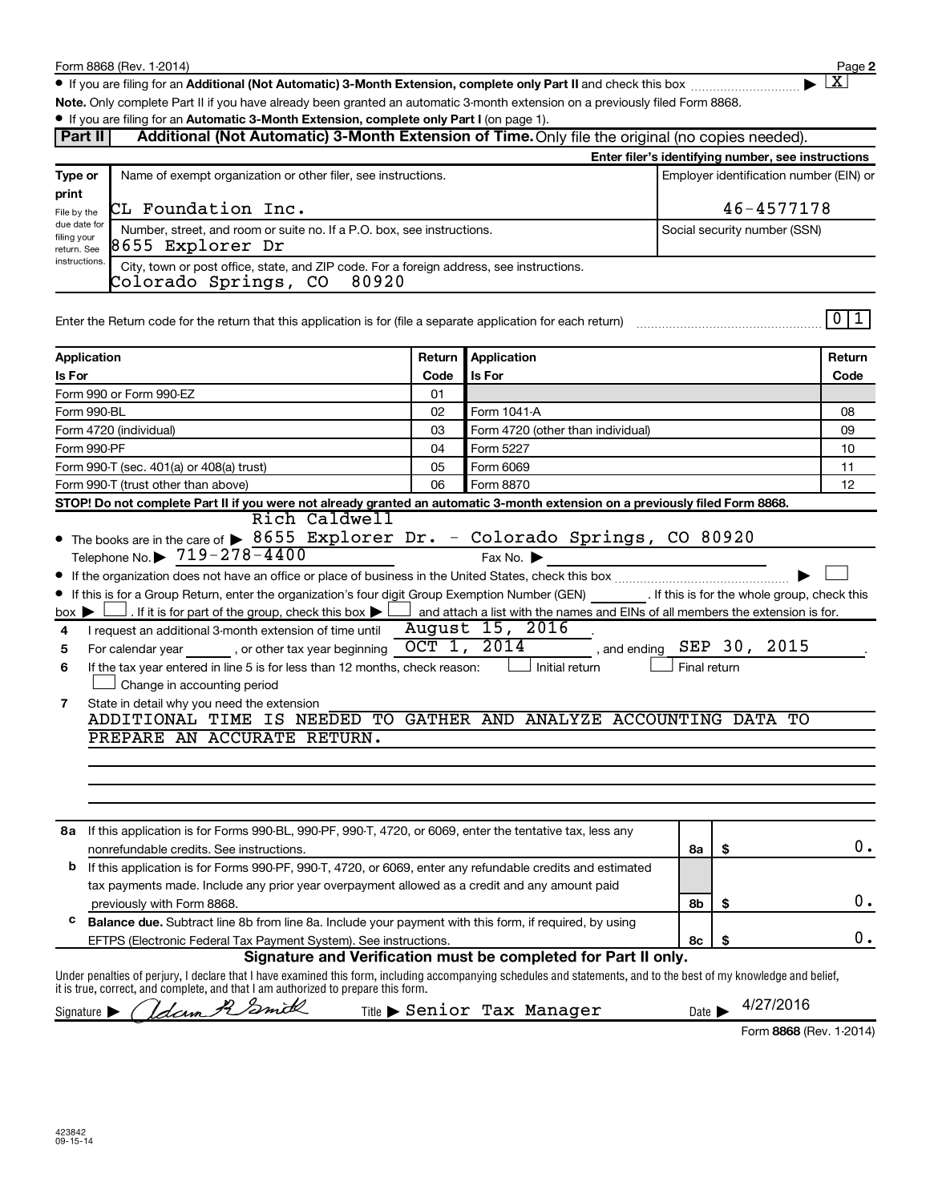Form 8868 (Rev. 1-2014)

- If you are filing for an **Additional (Not Automatic) 3-Month Extension, complete only Part II** and check this box ▶ X

**Note.** Only complete Part II if you have already been granted an automatic 3-month extension on a previously filed Form 8868.

- If you are filing for an **Automatic 3-Month Extension, complete only Part I** (on page 1).

## Part II — Additional (Not Automatic) 3-Month Extension of Time. Only file the original (no copies needed).

**Enter filer's identifying number, see instructions**

| | | |
|---|---|---|
| **Type or print** | Name of exempt organization or other filer, see instructions. | Employer identification number (EIN) or |
| File by the due date for filing your return. See instructions. | CL Foundation Inc. | 46-4577178 |
| | Number, street, and room or suite no. If a P.O. box, see instructions. 8655 Explorer Dr | Social security number (SSN) |
| | City, town or post office, state, and ZIP code. For a foreign address, see instructions. Colorado Springs, CO 80920 | |

Enter the Return code for the return that this application is for (file a separate application for each return) 0 1

| Application Is For | Return Code | Application Is For | Return Code |
|---|---|---|---|
| Form 990 or Form 990-EZ | 01 | | |
| Form 990-BL | 02 | Form 1041-A | 08 |
| Form 4720 (individual) | 03 | Form 4720 (other than individual) | 09 |
| Form 990-PF | 04 | Form 5227 | 10 |
| Form 990-T (sec. 401(a) or 408(a) trust) | 05 | Form 6069 | 11 |
| Form 990-T (trust other than above) | 06 | Form 8870 | 12 |

**STOP! Do not complete Part II if you were not already granted an automatic 3-month extension on a previously filed Form 8868.**

- The books are in the care of ▶ Rich Caldwell 8655 Explorer Dr. - Colorado Springs, CO 80920
  Telephone No. ▶ 719-278-4400 Fax No. ▶
- If the organization does not have an office or place of business in the United States, check this box ▶ ☐
- If this is for a Group Return, enter the organization's four digit Group Exemption Number (GEN) ______. If this is for the whole group, check this box ▶ ☐. If it is for part of the group, check this box ▶ ☐ and attach a list with the names and EINs of all members the extension is for.

**4** I request an additional 3-month extension of time until August 15, 2016.

**5** For calendar year ______, or other tax year beginning OCT 1, 2014, and ending SEP 30, 2015.

**6** If the tax year entered in line 5 is for less than 12 months, check reason: ☐ Initial return ☐ Final return ☐ Change in accounting period

**7** State in detail why you need the extension
ADDITIONAL TIME IS NEEDED TO GATHER AND ANALYZE ACCOUNTING DATA TO PREPARE AN ACCURATE RETURN.

| | | | |
|---|---|---|---|
| **8a** | If this application is for Forms 990-BL, 990-PF, 990-T, 4720, or 6069, enter the tentative tax, less any nonrefundable credits. See instructions. | 8a | $ 0. |
| **b** | If this application is for Forms 990-PF, 990-T, 4720, or 6069, enter any refundable credits and estimated tax payments made. Include any prior year overpayment allowed as a credit and any amount paid previously with Form 8868. | 8b | $ 0. |
| **c** | **Balance due.** Subtract line 8b from line 8a. Include your payment with this form, if required, by using EFTPS (Electronic Federal Tax Payment System). See instructions. | 8c | $ 0. |

### Signature and Verification must be completed for Part II only.

Under penalties of perjury, I declare that I have examined this form, including accompanying schedules and statements, and to the best of my knowledge and belief, it is true, correct, and complete, and that I am authorized to prepare this form.

Signature ▶ Adam R Smith Title ▶ Senior Tax Manager Date ▶ 4/27/2016

Form **8868** (Rev. 1-2014)

423842
09-15-14